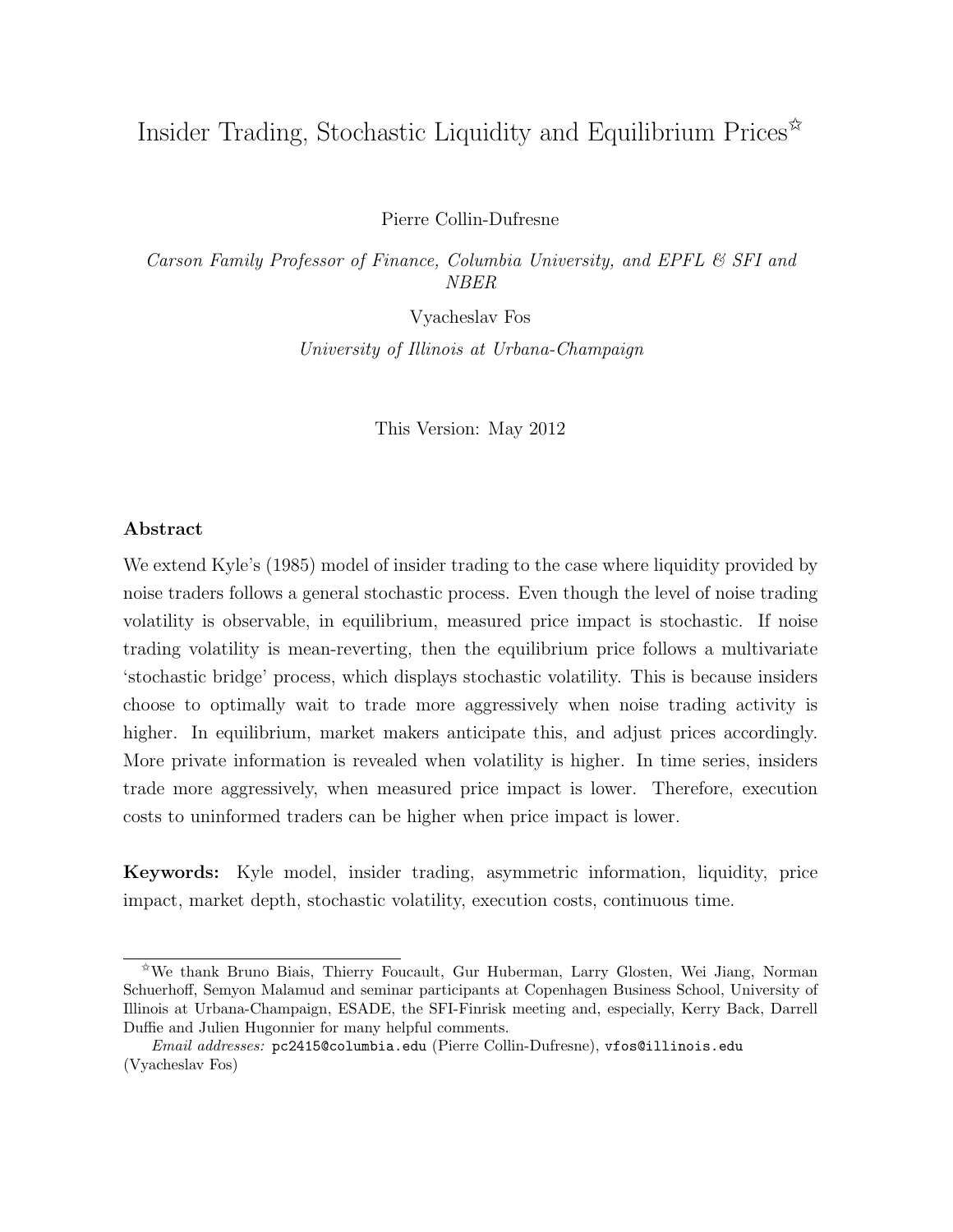# Insider Trading, Stochastic Liquidity and Equilibrium Prices[☆]

Pierre Collin-Dufresne

*Carson Family Professor of Finance, Columbia University, and EPFL & SFI and NBER*

Vyacheslav Fos

*University of Illinois at Urbana-Champaign*

This Version: May 2012

## Abstract

We extend Kyle's (1985) model of insider trading to the case where liquidity provided by noise traders follows a general stochastic process. Even though the level of noise trading volatility is observable, in equilibrium, measured price impact is stochastic. If noise trading volatility is mean-reverting, then the equilibrium price follows a multivariate 'stochastic bridge' process, which displays stochastic volatility. This is because insiders choose to optimally wait to trade more aggressively when noise trading activity is higher. In equilibrium, market makers anticipate this, and adjust prices accordingly. More private information is revealed when volatility is higher. In time series, insiders trade more aggressively, when measured price impact is lower. Therefore, execution costs to uninformed traders can be higher when price impact is lower.

**Keywords:** Kyle model, insider trading, asymmetric information, liquidity, price impact, market depth, stochastic volatility, execution costs, continuous time.

---

[☆]We thank Bruno Biais, Thierry Foucault, Gur Huberman, Larry Glosten, Wei Jiang, Norman Schuerhoff, Semyon Malamud and seminar participants at Copenhagen Business School, University of Illinois at Urbana-Champaign, ESADE, the SFI-Finrisk meeting and, especially, Kerry Back, Darrell Duffie and Julien Hugonnier for many helpful comments.

*Email addresses:* pc2415@columbia.edu (Pierre Collin-Dufresne), vfos@illinois.edu (Vyacheslav Fos)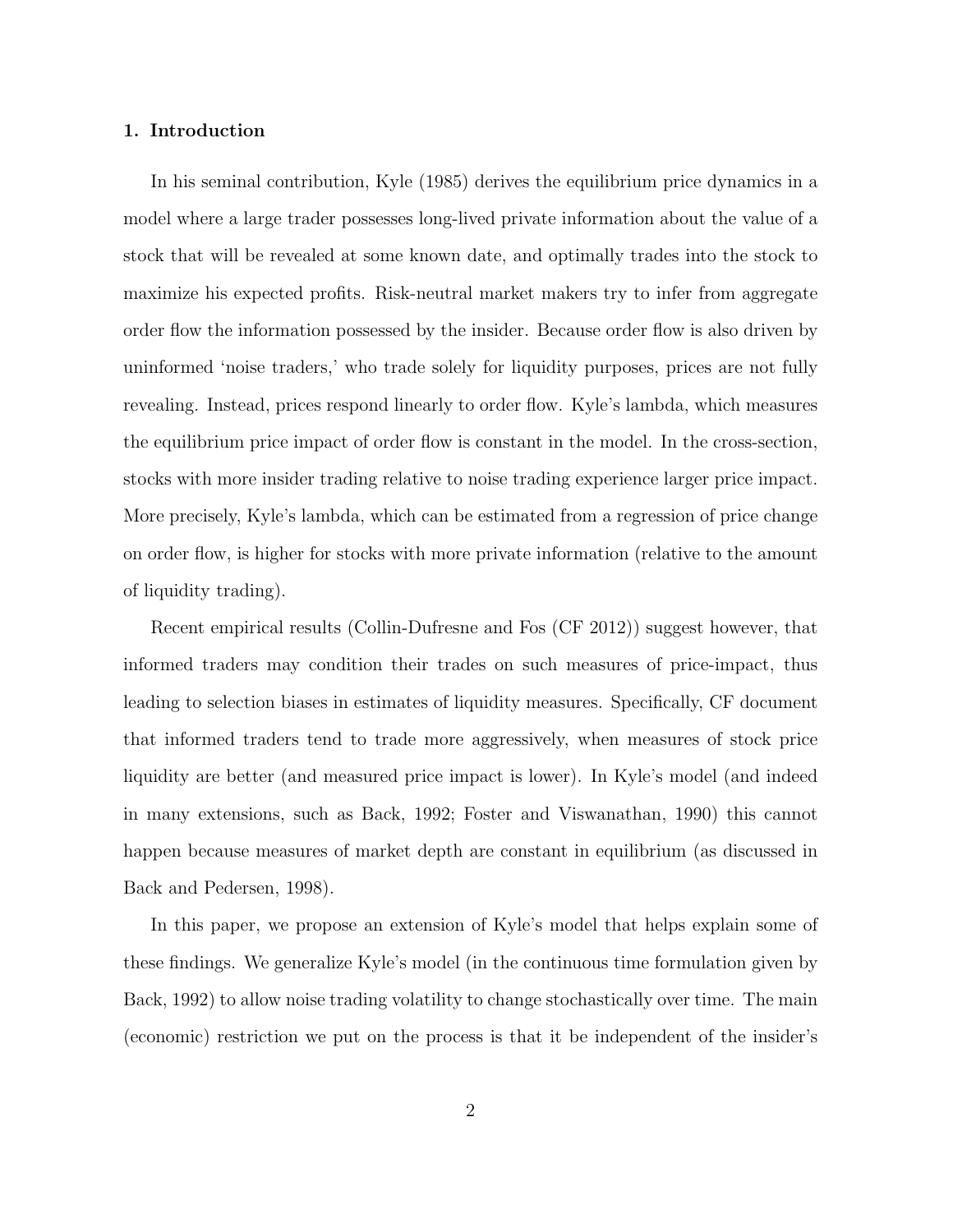## 1. Introduction

In his seminal contribution, Kyle (1985) derives the equilibrium price dynamics in a model where a large trader possesses long-lived private information about the value of a stock that will be revealed at some known date, and optimally trades into the stock to maximize his expected profits. Risk-neutral market makers try to infer from aggregate order flow the information possessed by the insider. Because order flow is also driven by uninformed 'noise traders,' who trade solely for liquidity purposes, prices are not fully revealing. Instead, prices respond linearly to order flow. Kyle's lambda, which measures the equilibrium price impact of order flow is constant in the model. In the cross-section, stocks with more insider trading relative to noise trading experience larger price impact. More precisely, Kyle's lambda, which can be estimated from a regression of price change on order flow, is higher for stocks with more private information (relative to the amount of liquidity trading).

Recent empirical results (Collin-Dufresne and Fos (CF 2012)) suggest however, that informed traders may condition their trades on such measures of price-impact, thus leading to selection biases in estimates of liquidity measures. Specifically, CF document that informed traders tend to trade more aggressively, when measures of stock price liquidity are better (and measured price impact is lower). In Kyle's model (and indeed in many extensions, such as Back, 1992; Foster and Viswanathan, 1990) this cannot happen because measures of market depth are constant in equilibrium (as discussed in Back and Pedersen, 1998).

In this paper, we propose an extension of Kyle's model that helps explain some of these findings. We generalize Kyle's model (in the continuous time formulation given by Back, 1992) to allow noise trading volatility to change stochastically over time. The main (economic) restriction we put on the process is that it be independent of the insider's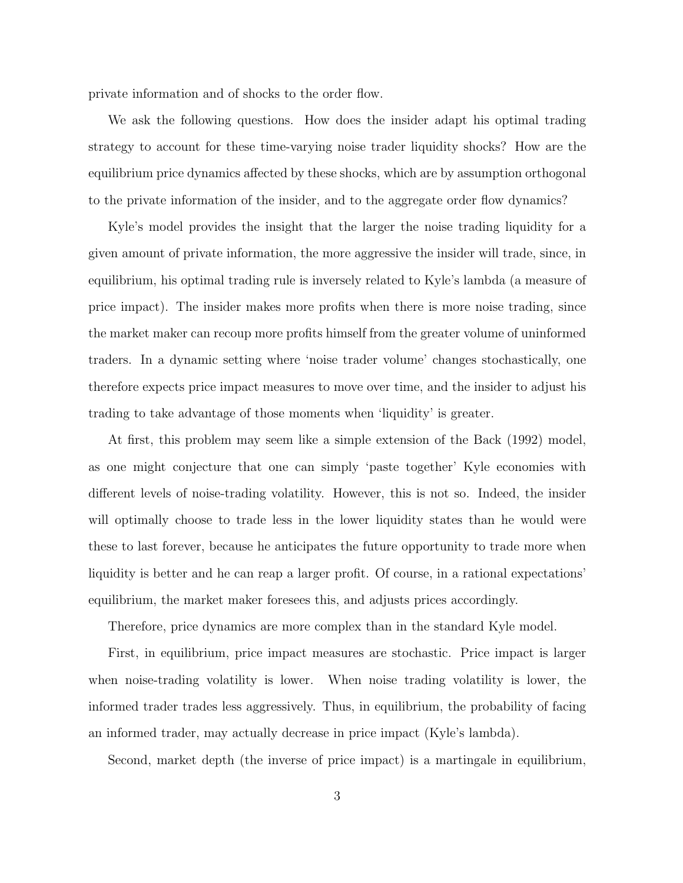private information and of shocks to the order flow.

We ask the following questions. How does the insider adapt his optimal trading strategy to account for these time-varying noise trader liquidity shocks? How are the equilibrium price dynamics affected by these shocks, which are by assumption orthogonal to the private information of the insider, and to the aggregate order flow dynamics?

Kyle's model provides the insight that the larger the noise trading liquidity for a given amount of private information, the more aggressive the insider will trade, since, in equilibrium, his optimal trading rule is inversely related to Kyle's lambda (a measure of price impact). The insider makes more profits when there is more noise trading, since the market maker can recoup more profits himself from the greater volume of uninformed traders. In a dynamic setting where 'noise trader volume' changes stochastically, one therefore expects price impact measures to move over time, and the insider to adjust his trading to take advantage of those moments when 'liquidity' is greater.

At first, this problem may seem like a simple extension of the Back (1992) model, as one might conjecture that one can simply 'paste together' Kyle economies with different levels of noise-trading volatility. However, this is not so. Indeed, the insider will optimally choose to trade less in the lower liquidity states than he would were these to last forever, because he anticipates the future opportunity to trade more when liquidity is better and he can reap a larger profit. Of course, in a rational expectations' equilibrium, the market maker foresees this, and adjusts prices accordingly.

Therefore, price dynamics are more complex than in the standard Kyle model.

First, in equilibrium, price impact measures are stochastic. Price impact is larger when noise-trading volatility is lower. When noise trading volatility is lower, the informed trader trades less aggressively. Thus, in equilibrium, the probability of facing an informed trader, may actually decrease in price impact (Kyle's lambda).

Second, market depth (the inverse of price impact) is a martingale in equilibrium,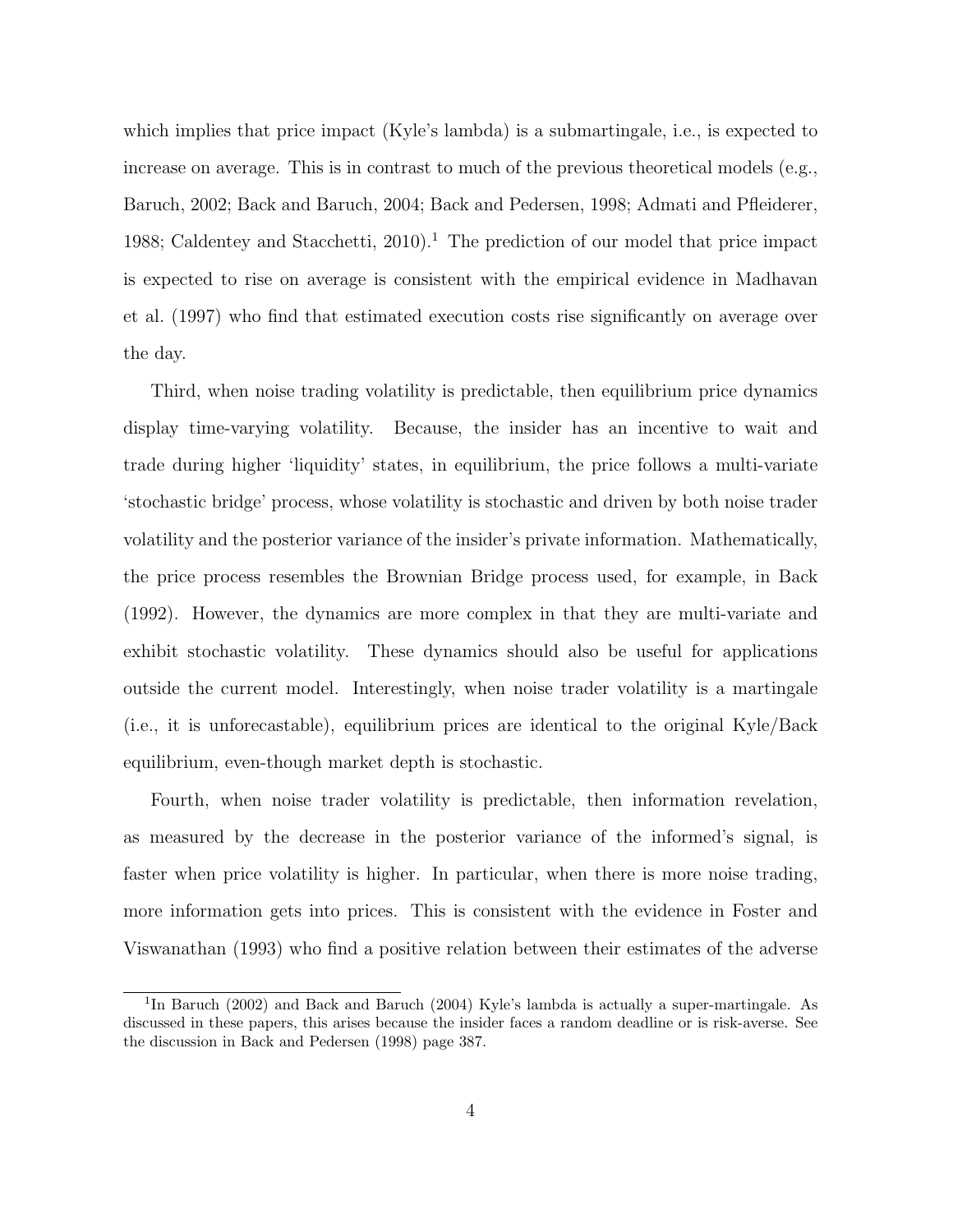which implies that price impact (Kyle's lambda) is a submartingale, i.e., is expected to increase on average. This is in contrast to much of the previous theoretical models (e.g., Baruch, 2002; Back and Baruch, 2004; Back and Pedersen, 1998; Admati and Pfleiderer, 1988; Caldentey and Stacchetti, 2010).[1] The prediction of our model that price impact is expected to rise on average is consistent with the empirical evidence in Madhavan et al. (1997) who find that estimated execution costs rise significantly on average over the day.

Third, when noise trading volatility is predictable, then equilibrium price dynamics display time-varying volatility. Because, the insider has an incentive to wait and trade during higher 'liquidity' states, in equilibrium, the price follows a multi-variate 'stochastic bridge' process, whose volatility is stochastic and driven by both noise trader volatility and the posterior variance of the insider's private information. Mathematically, the price process resembles the Brownian Bridge process used, for example, in Back (1992). However, the dynamics are more complex in that they are multi-variate and exhibit stochastic volatility. These dynamics should also be useful for applications outside the current model. Interestingly, when noise trader volatility is a martingale (i.e., it is unforecastable), equilibrium prices are identical to the original Kyle/Back equilibrium, even-though market depth is stochastic.

Fourth, when noise trader volatility is predictable, then information revelation, as measured by the decrease in the posterior variance of the informed's signal, is faster when price volatility is higher. In particular, when there is more noise trading, more information gets into prices. This is consistent with the evidence in Foster and Viswanathan (1993) who find a positive relation between their estimates of the adverse

[1] In Baruch (2002) and Back and Baruch (2004) Kyle's lambda is actually a super-martingale. As discussed in these papers, this arises because the insider faces a random deadline or is risk-averse. See the discussion in Back and Pedersen (1998) page 387.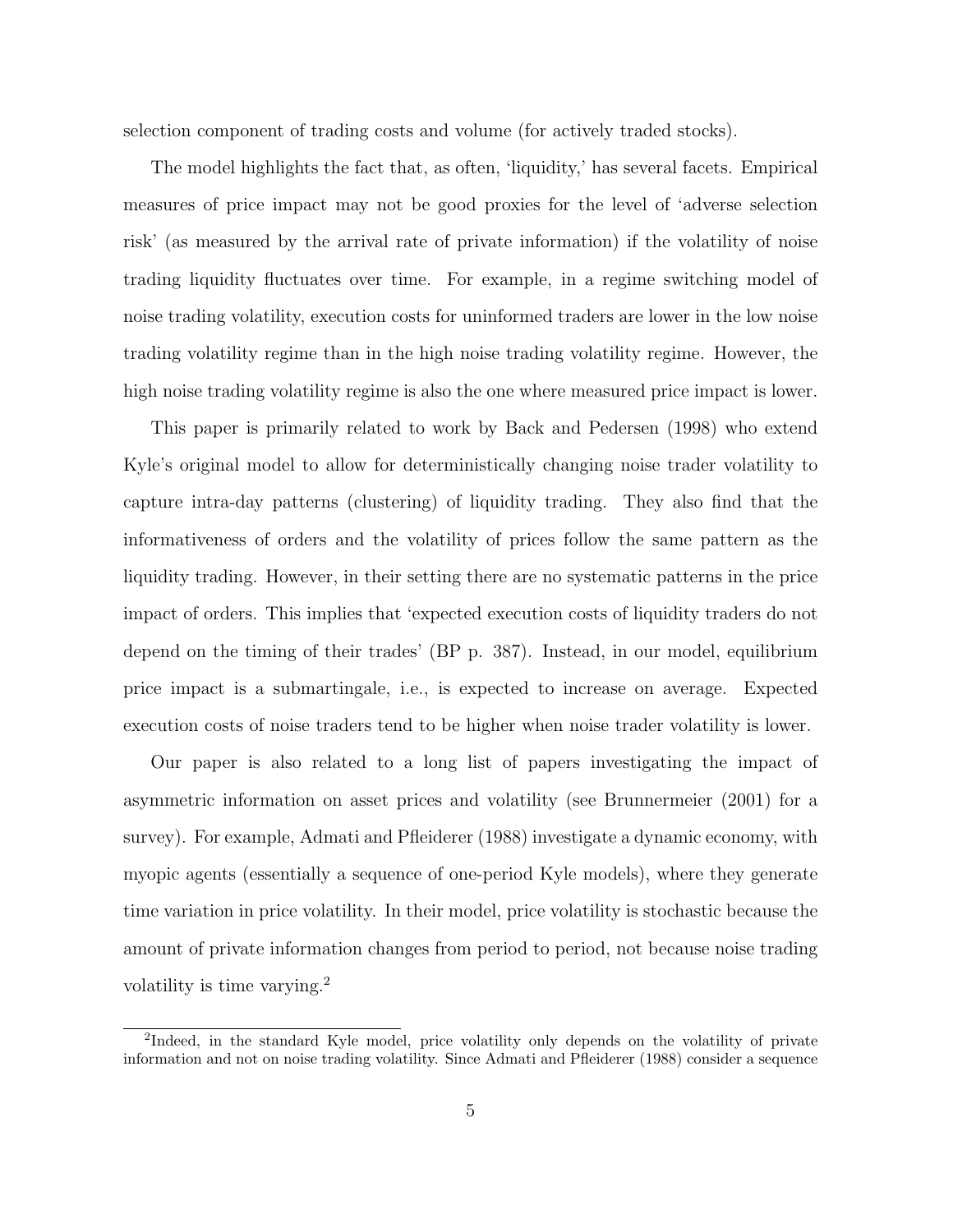selection component of trading costs and volume (for actively traded stocks).

The model highlights the fact that, as often, 'liquidity,' has several facets. Empirical measures of price impact may not be good proxies for the level of 'adverse selection risk' (as measured by the arrival rate of private information) if the volatility of noise trading liquidity fluctuates over time. For example, in a regime switching model of noise trading volatility, execution costs for uninformed traders are lower in the low noise trading volatility regime than in the high noise trading volatility regime. However, the high noise trading volatility regime is also the one where measured price impact is lower.

This paper is primarily related to work by Back and Pedersen (1998) who extend Kyle's original model to allow for deterministically changing noise trader volatility to capture intra-day patterns (clustering) of liquidity trading. They also find that the informativeness of orders and the volatility of prices follow the same pattern as the liquidity trading. However, in their setting there are no systematic patterns in the price impact of orders. This implies that 'expected execution costs of liquidity traders do not depend on the timing of their trades' (BP p. 387). Instead, in our model, equilibrium price impact is a submartingale, i.e., is expected to increase on average. Expected execution costs of noise traders tend to be higher when noise trader volatility is lower.

Our paper is also related to a long list of papers investigating the impact of asymmetric information on asset prices and volatility (see Brunnermeier (2001) for a survey). For example, Admati and Pfleiderer (1988) investigate a dynamic economy, with myopic agents (essentially a sequence of one-period Kyle models), where they generate time variation in price volatility. In their model, price volatility is stochastic because the amount of private information changes from period to period, not because noise trading volatility is time varying.[2]

[2]Indeed, in the standard Kyle model, price volatility only depends on the volatility of private information and not on noise trading volatility. Since Admati and Pfleiderer (1988) consider a sequence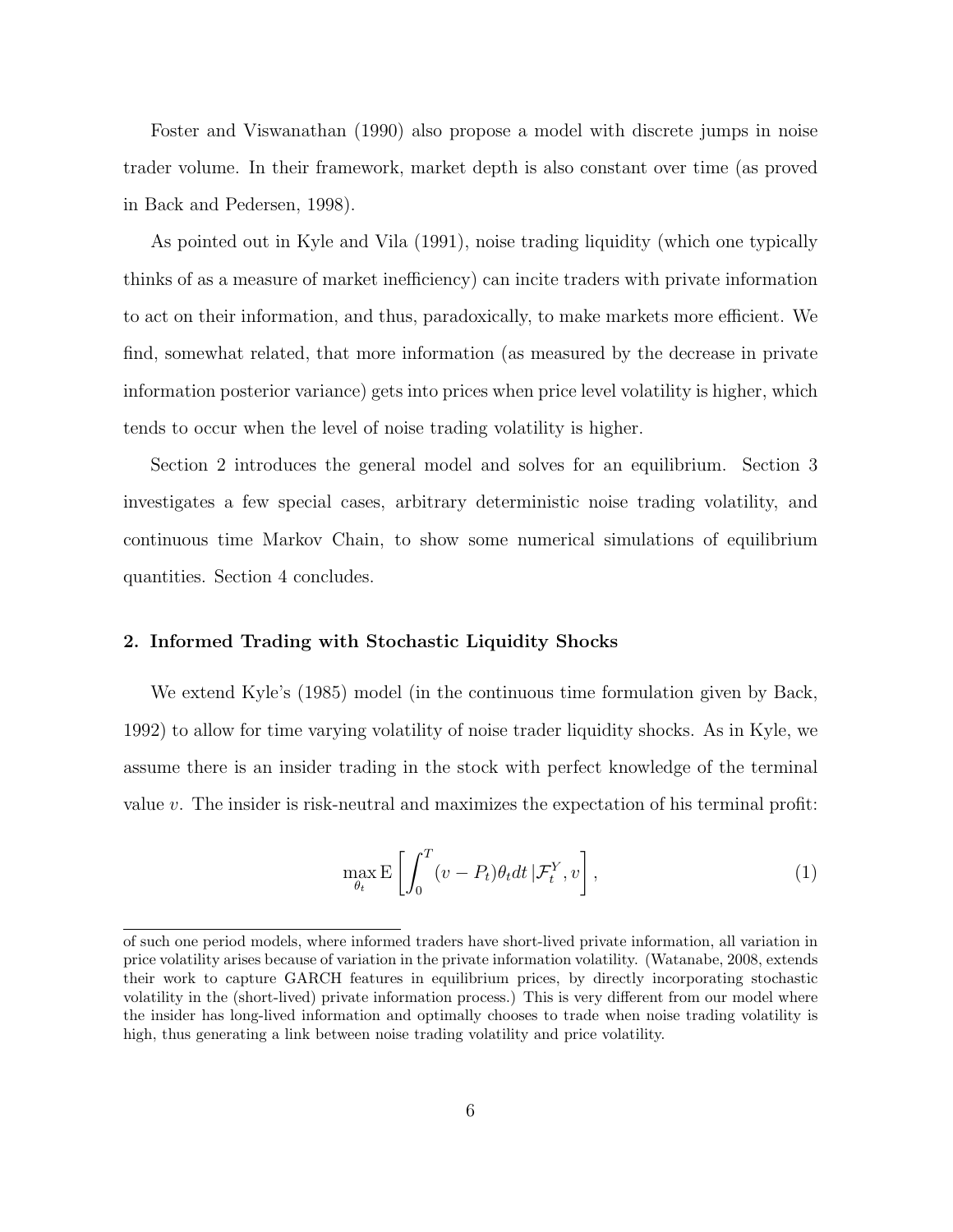Foster and Viswanathan (1990) also propose a model with discrete jumps in noise trader volume. In their framework, market depth is also constant over time (as proved in Back and Pedersen, 1998).

As pointed out in Kyle and Vila (1991), noise trading liquidity (which one typically thinks of as a measure of market inefficiency) can incite traders with private information to act on their information, and thus, paradoxically, to make markets more efficient. We find, somewhat related, that more information (as measured by the decrease in private information posterior variance) gets into prices when price level volatility is higher, which tends to occur when the level of noise trading volatility is higher.

Section 2 introduces the general model and solves for an equilibrium. Section 3 investigates a few special cases, arbitrary deterministic noise trading volatility, and continuous time Markov Chain, to show some numerical simulations of equilibrium quantities. Section 4 concludes.

## 2. Informed Trading with Stochastic Liquidity Shocks

We extend Kyle's (1985) model (in the continuous time formulation given by Back, 1992) to allow for time varying volatility of noise trader liquidity shocks. As in Kyle, we assume there is an insider trading in the stock with perfect knowledge of the terminal value $v$. The insider is risk-neutral and maximizes the expectation of his terminal profit:

$$\max_{\theta_t} \mathrm{E}\left[\int_0^T (v - P_t)\theta_t dt \,|\mathcal{F}_t^Y, v\right], \tag{1}$$

---

of such one period models, where informed traders have short-lived private information, all variation in price volatility arises because of variation in the private information volatility. (Watanabe, 2008, extends their work to capture GARCH features in equilibrium prices, by directly incorporating stochastic volatility in the (short-lived) private information process.) This is very different from our model where the insider has long-lived information and optimally chooses to trade when noise trading volatility is high, thus generating a link between noise trading volatility and price volatility.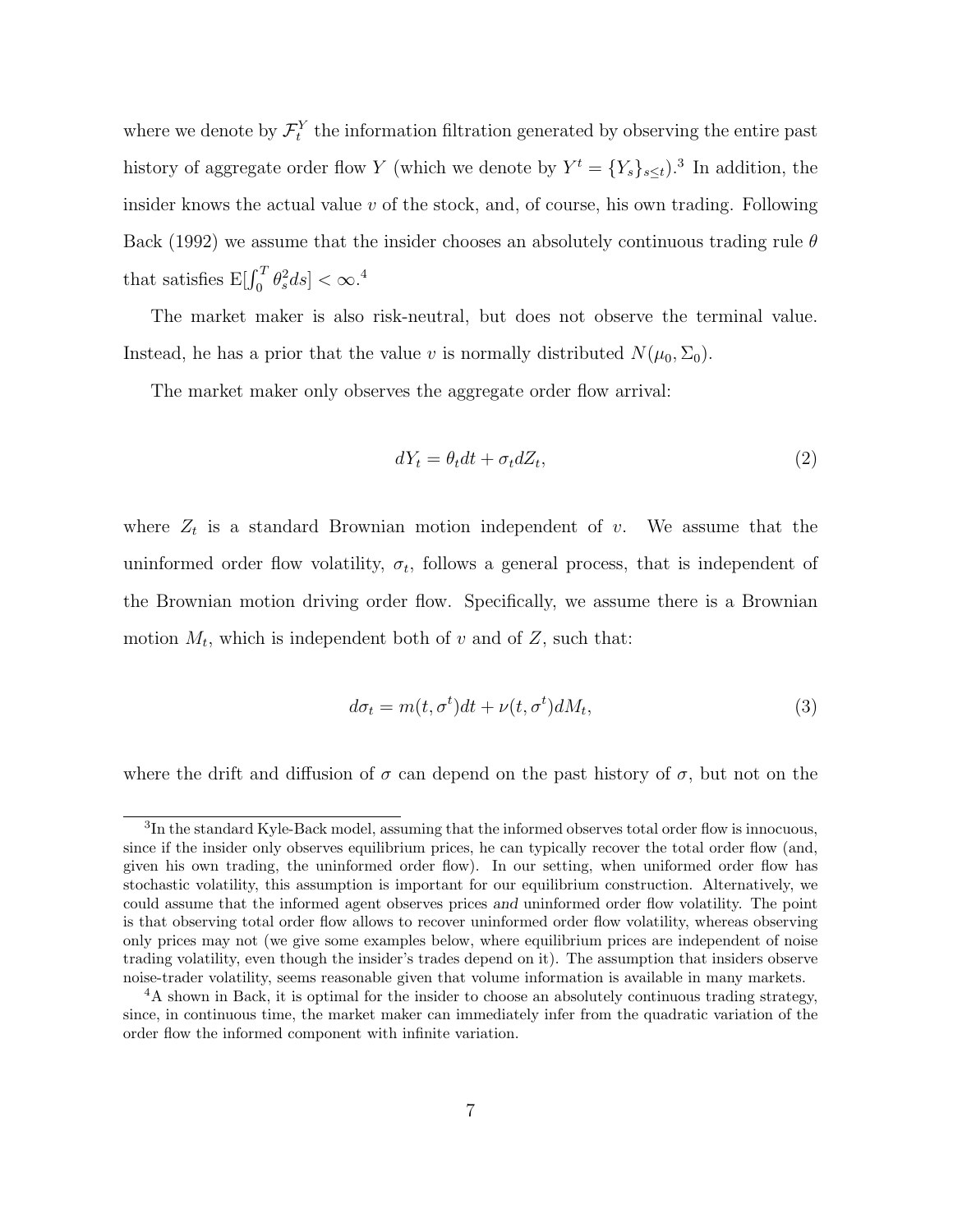where we denote by $\mathcal{F}_t^Y$ the information filtration generated by observing the entire past history of aggregate order flow $Y$ (which we denote by $Y^t = \{Y_s\}_{s \leq t}$).[3] In addition, the insider knows the actual value $v$ of the stock, and, of course, his own trading. Following Back (1992) we assume that the insider chooses an absolutely continuous trading rule $\theta$ that satisfies $\mathrm{E}[\int_0^T \theta_s^2 ds] < \infty$.[4]

The market maker is also risk-neutral, but does not observe the terminal value. Instead, he has a prior that the value $v$ is normally distributed $N(\mu_0, \Sigma_0)$.

The market maker only observes the aggregate order flow arrival:

$$dY_t = \theta_t dt + \sigma_t dZ_t, \tag{2}$$

where $Z_t$ is a standard Brownian motion independent of $v$. We assume that the uninformed order flow volatility, $\sigma_t$, follows a general process, that is independent of the Brownian motion driving order flow. Specifically, we assume there is a Brownian motion $M_t$, which is independent both of $v$ and of $Z$, such that:

$$d\sigma_t = m(t, \sigma^t)dt + \nu(t, \sigma^t)dM_t, \tag{3}$$

where the drift and diffusion of $\sigma$ can depend on the past history of $\sigma$, but not on the

[3] In the standard Kyle-Back model, assuming that the informed observes total order flow is innocuous, since if the insider only observes equilibrium prices, he can typically recover the total order flow (and, given his own trading, the uninformed order flow). In our setting, when uniformed order flow has stochastic volatility, this assumption is important for our equilibrium construction. Alternatively, we could assume that the informed agent observes prices *and* uninformed order flow volatility. The point is that observing total order flow allows to recover uninformed order flow volatility, whereas observing only prices may not (we give some examples below, where equilibrium prices are independent of noise trading volatility, even though the insider's trades depend on it). The assumption that insiders observe noise-trader volatility, seems reasonable given that volume information is available in many markets.

[4] A shown in Back, it is optimal for the insider to choose an absolutely continuous trading strategy, since, in continuous time, the market maker can immediately infer from the quadratic variation of the order flow the informed component with infinite variation.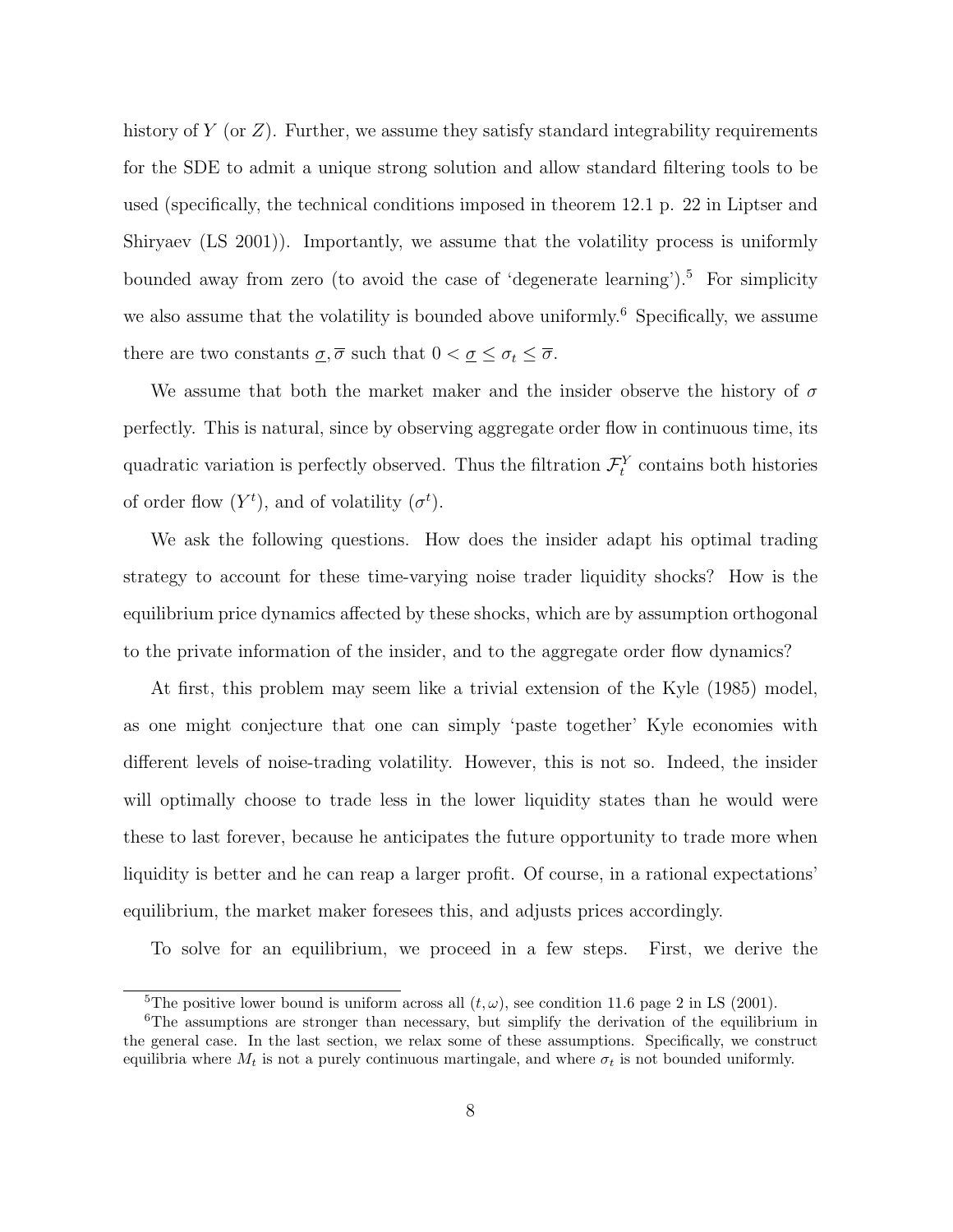history of $Y$ (or $Z$). Further, we assume they satisfy standard integrability requirements for the SDE to admit a unique strong solution and allow standard filtering tools to be used (specifically, the technical conditions imposed in theorem 12.1 p. 22 in Liptser and Shiryaev (LS 2001)). Importantly, we assume that the volatility process is uniformly bounded away from zero (to avoid the case of 'degenerate learning').[5] For simplicity we also assume that the volatility is bounded above uniformly.[6] Specifically, we assume there are two constants $\underline{\sigma}, \overline{\sigma}$ such that $0 < \underline{\sigma} \leq \sigma_t \leq \overline{\sigma}$.

We assume that both the market maker and the insider observe the history of $\sigma$ perfectly. This is natural, since by observing aggregate order flow in continuous time, its quadratic variation is perfectly observed. Thus the filtration $\mathcal{F}_t^Y$ contains both histories of order flow ($Y^t$), and of volatility ($\sigma^t$).

We ask the following questions. How does the insider adapt his optimal trading strategy to account for these time-varying noise trader liquidity shocks? How is the equilibrium price dynamics affected by these shocks, which are by assumption orthogonal to the private information of the insider, and to the aggregate order flow dynamics?

At first, this problem may seem like a trivial extension of the Kyle (1985) model, as one might conjecture that one can simply 'paste together' Kyle economies with different levels of noise-trading volatility. However, this is not so. Indeed, the insider will optimally choose to trade less in the lower liquidity states than he would were these to last forever, because he anticipates the future opportunity to trade more when liquidity is better and he can reap a larger profit. Of course, in a rational expectations' equilibrium, the market maker foresees this, and adjusts prices accordingly.

To solve for an equilibrium, we proceed in a few steps. First, we derive the

[5] The positive lower bound is uniform across all $(t, \omega)$, see condition 11.6 page 2 in LS (2001).

[6] The assumptions are stronger than necessary, but simplify the derivation of the equilibrium in the general case. In the last section, we relax some of these assumptions. Specifically, we construct equilibria where $M_t$ is not a purely continuous martingale, and where $\sigma_t$ is not bounded uniformly.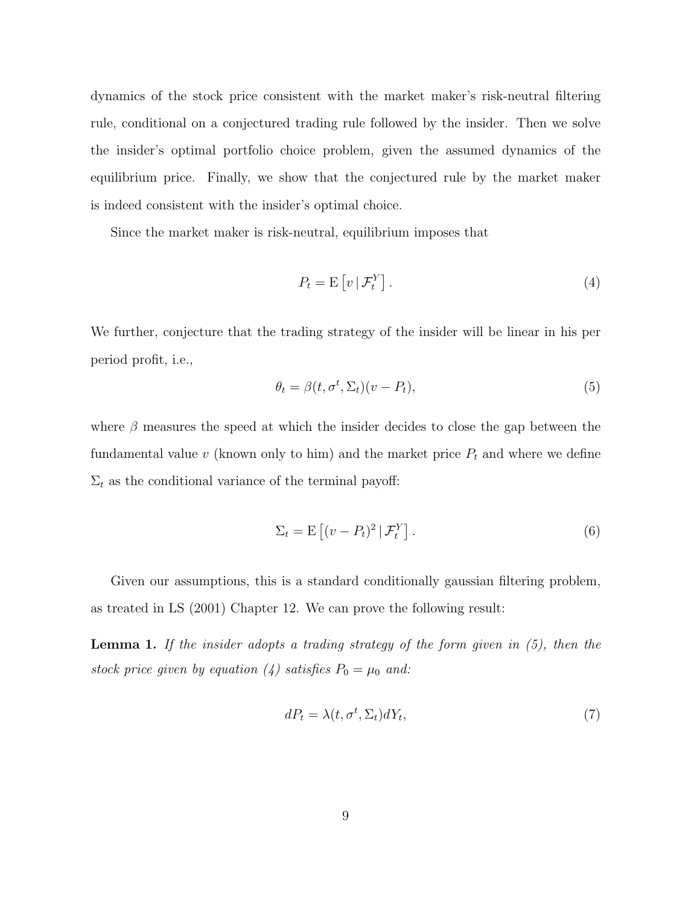dynamics of the stock price consistent with the market maker's risk-neutral filtering rule, conditional on a conjectured trading rule followed by the insider. Then we solve the insider's optimal portfolio choice problem, given the assumed dynamics of the equilibrium price. Finally, we show that the conjectured rule by the market maker is indeed consistent with the insider's optimal choice.

Since the market maker is risk-neutral, equilibrium imposes that

$$P_t = \mathrm{E}\left[v \mid \mathcal{F}_t^Y\right]. \tag{4}$$

We further, conjecture that the trading strategy of the insider will be linear in his per period profit, i.e.,

$$\theta_t = \beta(t, \sigma^t, \Sigma_t)(v - P_t), \tag{5}$$

where $\beta$ measures the speed at which the insider decides to close the gap between the fundamental value $v$ (known only to him) and the market price $P_t$ and where we define $\Sigma_t$ as the conditional variance of the terminal payoff:

$$\Sigma_t = \mathrm{E}\left[(v - P_t)^2 \mid \mathcal{F}_t^Y\right]. \tag{6}$$

Given our assumptions, this is a standard conditionally gaussian filtering problem, as treated in LS (2001) Chapter 12. We can prove the following result:

**Lemma 1.** *If the insider adopts a trading strategy of the form given in (5), then the stock price given by equation (4) satisfies $P_0 = \mu_0$ and:*

$$dP_t = \lambda(t, \sigma^t, \Sigma_t) dY_t, \tag{7}$$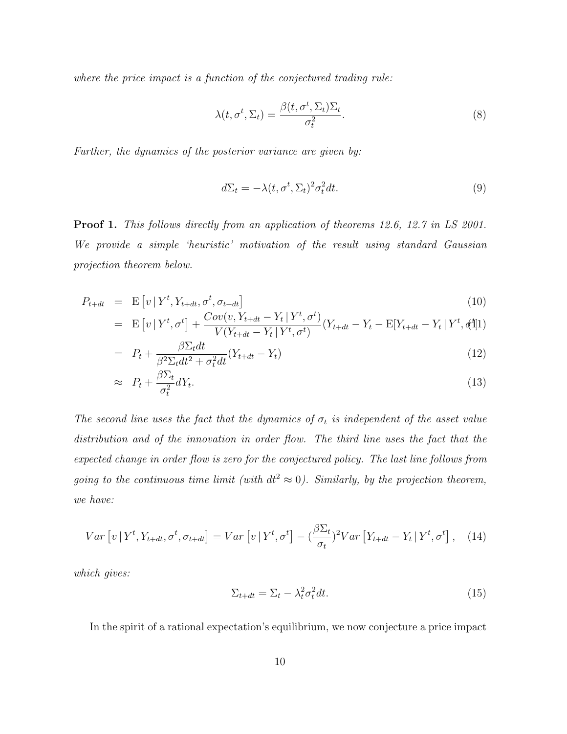*where the price impact is a function of the conjectured trading rule:*

$$\lambda(t, \sigma^t, \Sigma_t) = \frac{\beta(t, \sigma^t, \Sigma_t)\Sigma_t}{\sigma_t^2}. \tag{8}$$

*Further, the dynamics of the posterior variance are given by:*

$$d\Sigma_t = -\lambda(t, \sigma^t, \Sigma_t)^2 \sigma_t^2 dt. \tag{9}$$

**Proof 1.** *This follows directly from an application of theorems 12.6, 12.7 in LS 2001. We provide a simple 'heuristic' motivation of the result using standard Gaussian projection theorem below.*

$$\begin{aligned}
P_{t+dt} &= \mathrm{E}\left[v \,|\, Y^t, Y_{t+dt}, \sigma^t, \sigma_{t+dt}\right] && (10)\\
&= \mathrm{E}\left[v \,|\, Y^t, \sigma^t\right] + \frac{Cov(v, Y_{t+dt} - Y_t \,|\, Y^t, \sigma^t)}{V(Y_{t+dt} - Y_t \,|\, Y^t, \sigma^t)}(Y_{t+dt} - Y_t - \mathrm{E}[Y_{t+dt} - Y_t \,|\, Y^t, \sigma^t]) && (11)\\
&= P_t + \frac{\beta \Sigma_t dt}{\beta^2 \Sigma_t dt^2 + \sigma_t^2 dt}(Y_{t+dt} - Y_t) && (12)\\
&\approx P_t + \frac{\beta \Sigma_t}{\sigma_t^2} dY_t. && (13)
\end{aligned}$$

*The second line uses the fact that the dynamics of $\sigma_t$ is independent of the asset value distribution and of the innovation in order flow. The third line uses the fact that the expected change in order flow is zero for the conjectured policy. The last line follows from going to the continuous time limit (with $dt^2 \approx 0$). Similarly, by the projection theorem, we have:*

$$Var\left[v \,|\, Y^t, Y_{t+dt}, \sigma^t, \sigma_{t+dt}\right] = Var\left[v \,|\, Y^t, \sigma^t\right] - \left(\frac{\beta \Sigma_t}{\sigma_t}\right)^2 Var\left[Y_{t+dt} - Y_t \,|\, Y^t, \sigma^t\right], \tag{14}$$

*which gives:*

$$\Sigma_{t+dt} = \Sigma_t - \lambda_t^2 \sigma_t^2 dt. \tag{15}$$

In the spirit of a rational expectation's equilibrium, we now conjecture a price impact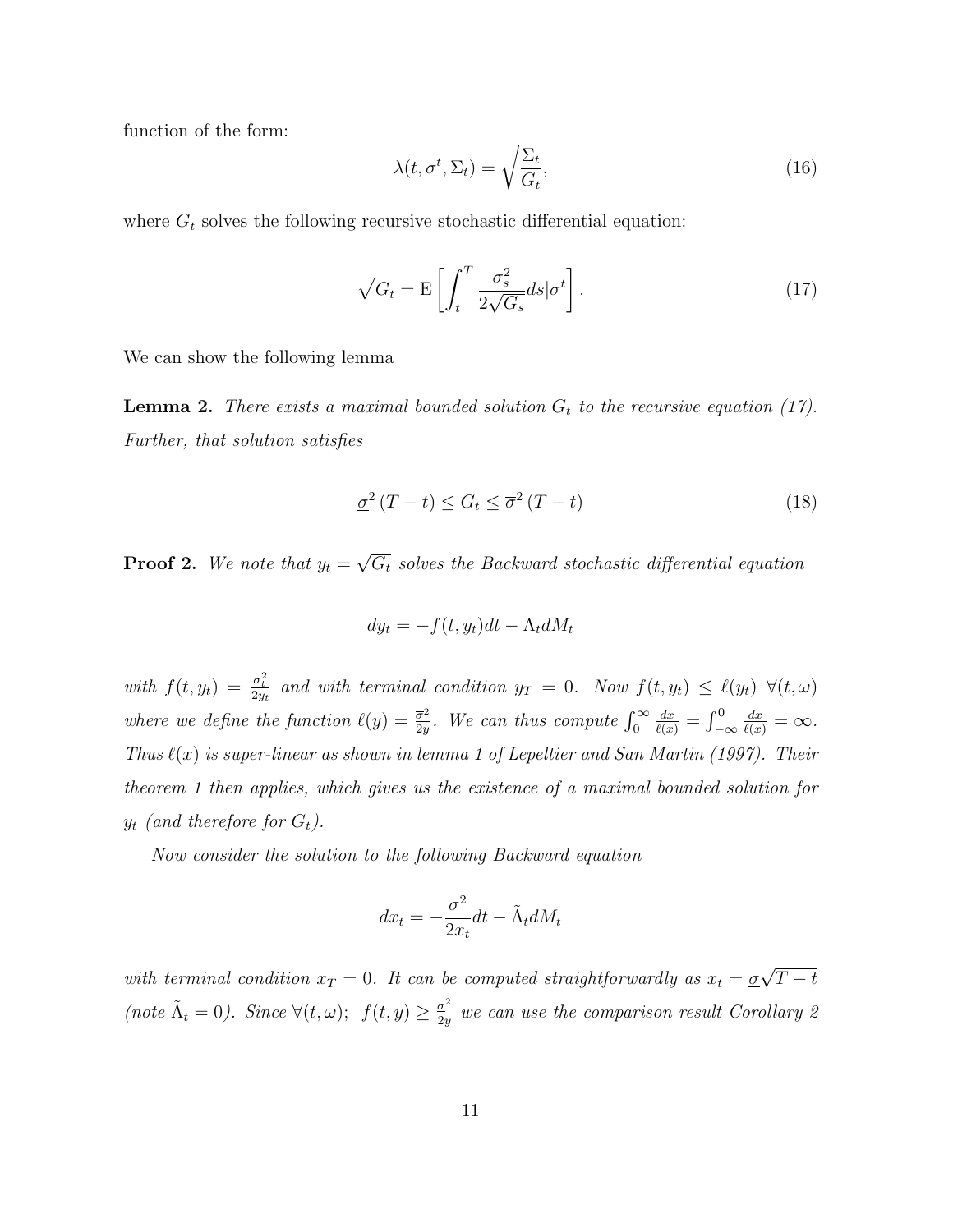function of the form:

$$\lambda(t, \sigma^t, \Sigma_t) = \sqrt{\frac{\Sigma_t}{G_t}}, \tag{16}$$

where $G_t$ solves the following recursive stochastic differential equation:

$$\sqrt{G_t} = \mathrm{E}\left[\int_t^T \frac{\sigma_s^2}{2\sqrt{G_s}} ds | \sigma^t\right]. \tag{17}$$

We can show the following lemma

**Lemma 2.** *There exists a maximal bounded solution $G_t$ to the recursive equation (17). Further, that solution satisfies*

$$\underline{\sigma}^2 (T-t) \leq G_t \leq \overline{\sigma}^2 (T-t) \tag{18}$$

**Proof 2.** *We note that $y_t = \sqrt{G_t}$ solves the Backward stochastic differential equation*

$$dy_t = -f(t, y_t)dt - \Lambda_t dM_t$$

*with $f(t, y_t) = \frac{\sigma_t^2}{2y_t}$ and with terminal condition $y_T = 0$. Now $f(t, y_t) \leq \ell(y_t)\ \forall (t, \omega)$ where we define the function $\ell(y) = \frac{\overline{\sigma}^2}{2y}$. We can thus compute $\int_0^\infty \frac{dx}{\ell(x)} = \int_{-\infty}^0 \frac{dx}{\ell(x)} = \infty$. Thus $\ell(x)$ is super-linear as shown in lemma 1 of Lepeltier and San Martin (1997). Their theorem 1 then applies, which gives us the existence of a maximal bounded solution for $y_t$ (and therefore for $G_t$).*

*Now consider the solution to the following Backward equation*

$$dx_t = -\frac{\underline{\sigma}^2}{2x_t}dt - \tilde{\Lambda}_t dM_t$$

*with terminal condition $x_T = 0$. It can be computed straightforwardly as $x_t = \underline{\sigma}\sqrt{T-t}$ (note $\tilde{\Lambda}_t = 0$). Since $\forall (t, \omega);\ \ f(t, y) \geq \frac{\underline{\sigma}^2}{2y}$ we can use the comparison result Corollary 2*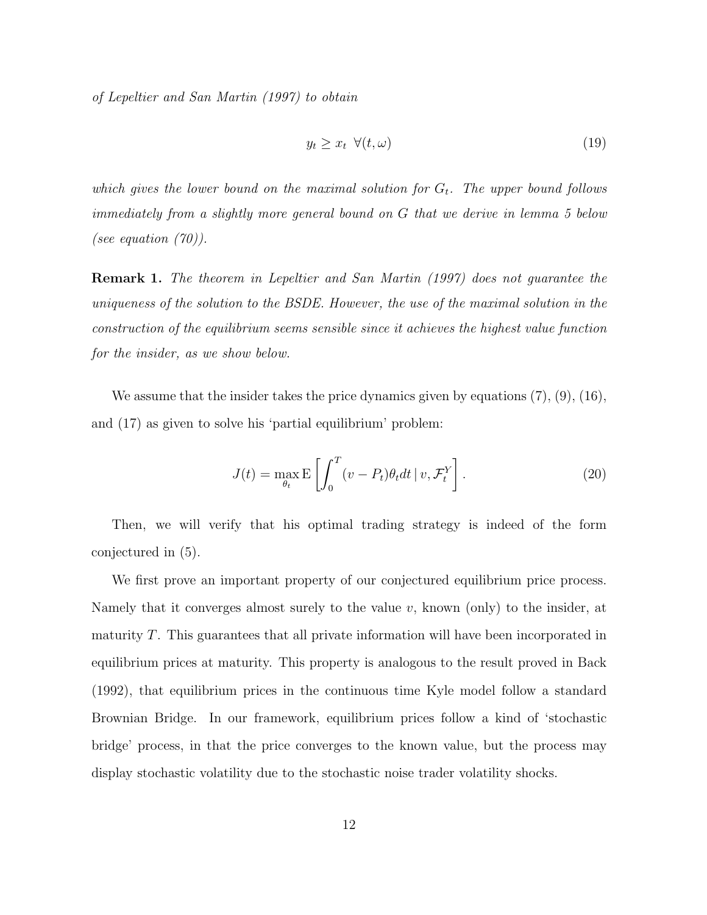*of Lepeltier and San Martin (1997) to obtain*

$$
y_t \geq x_t \;\; \forall (t, \omega) \tag{19}
$$

*which gives the lower bound on the maximal solution for $G_t$. The upper bound follows immediately from a slightly more general bound on $G$ that we derive in lemma 5 below (see equation (70)).*

**Remark 1.** *The theorem in Lepeltier and San Martin (1997) does not guarantee the uniqueness of the solution to the BSDE. However, the use of the maximal solution in the construction of the equilibrium seems sensible since it achieves the highest value function for the insider, as we show below.*

We assume that the insider takes the price dynamics given by equations (7), (9), (16), and (17) as given to solve his 'partial equilibrium' problem:

$$
J(t) = \max_{\theta_t} \mathrm{E}\left[ \int_0^T (v - P_t)\theta_t dt \,|\, v, \mathcal{F}_t^Y \right]. \tag{20}
$$

Then, we will verify that his optimal trading strategy is indeed of the form conjectured in (5).

We first prove an important property of our conjectured equilibrium price process. Namely that it converges almost surely to the value $v$, known (only) to the insider, at maturity $T$. This guarantees that all private information will have been incorporated in equilibrium prices at maturity. This property is analogous to the result proved in Back (1992), that equilibrium prices in the continuous time Kyle model follow a standard Brownian Bridge. In our framework, equilibrium prices follow a kind of 'stochastic bridge' process, in that the price converges to the known value, but the process may display stochastic volatility due to the stochastic noise trader volatility shocks.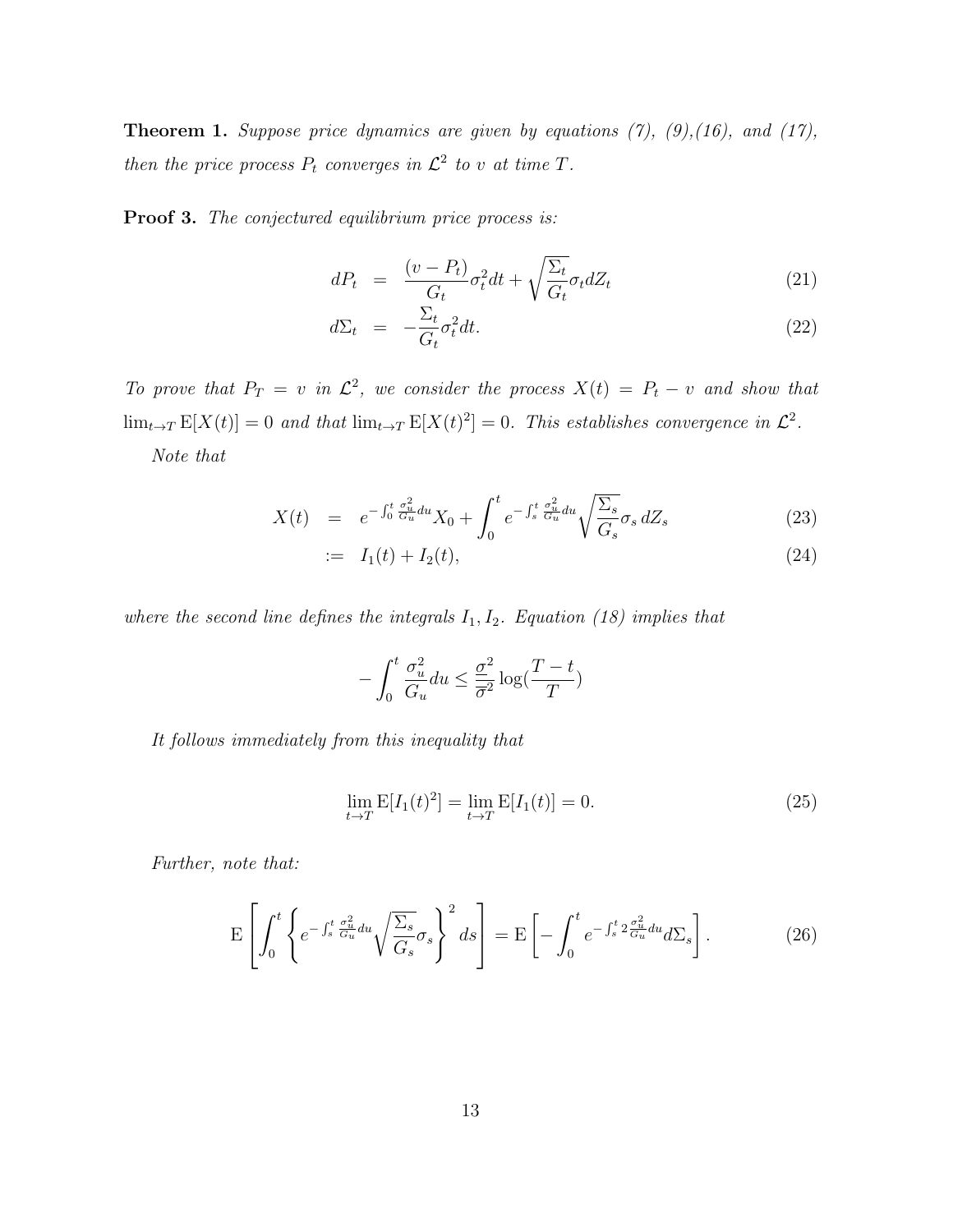**Theorem 1.** *Suppose price dynamics are given by equations (7), (9),(16), and (17), then the price process $P_t$ converges in $\mathcal{L}^2$ to $v$ at time $T$.*

**Proof 3.** *The conjectured equilibrium price process is:*

$$
\begin{aligned}
dP_t &= \frac{(v - P_t)}{G_t}\sigma_t^2 dt + \sqrt{\frac{\Sigma_t}{G_t}}\sigma_t dZ_t & (21)\\
d\Sigma_t &= -\frac{\Sigma_t}{G_t}\sigma_t^2 dt. & (22)
\end{aligned}
$$

*To prove that $P_T = v$ in $\mathcal{L}^2$, we consider the process $X(t) = P_t - v$ and show that $\lim_{t\to T} \mathrm{E}[X(t)] = 0$ and that $\lim_{t\to T} \mathrm{E}[X(t)^2] = 0$. This establishes convergence in $\mathcal{L}^2$.*

*Note that*

$$
\begin{aligned}
X(t) &= e^{-\int_0^t \frac{\sigma_u^2}{G_u}du} X_0 + \int_0^t e^{-\int_s^t \frac{\sigma_u^2}{G_u}du} \sqrt{\frac{\Sigma_s}{G_s}}\sigma_s \, dZ_s & (23)\\
&:= I_1(t) + I_2(t), & (24)
\end{aligned}
$$

*where the second line defines the integrals $I_1, I_2$. Equation (18) implies that*

$$
-\int_0^t \frac{\sigma_u^2}{G_u} du \le \frac{\underline{\sigma}^2}{\overline{\sigma}^2} \log(\frac{T-t}{T})
$$

*It follows immediately from this inequality that*

$$
\lim_{t\to T} \mathrm{E}[I_1(t)^2] = \lim_{t\to T} \mathrm{E}[I_1(t)] = 0. \tag{25}
$$

*Further, note that:*

$$
\mathrm{E}\left[\int_0^t \left\{ e^{-\int_s^t \frac{\sigma_u^2}{G_u}du} \sqrt{\frac{\Sigma_s}{G_s}}\sigma_s \right\}^2 ds\right] = \mathrm{E}\left[-\int_0^t e^{-\int_s^t 2\frac{\sigma_u^2}{G_u}du} d\Sigma_s\right]. \tag{26}
$$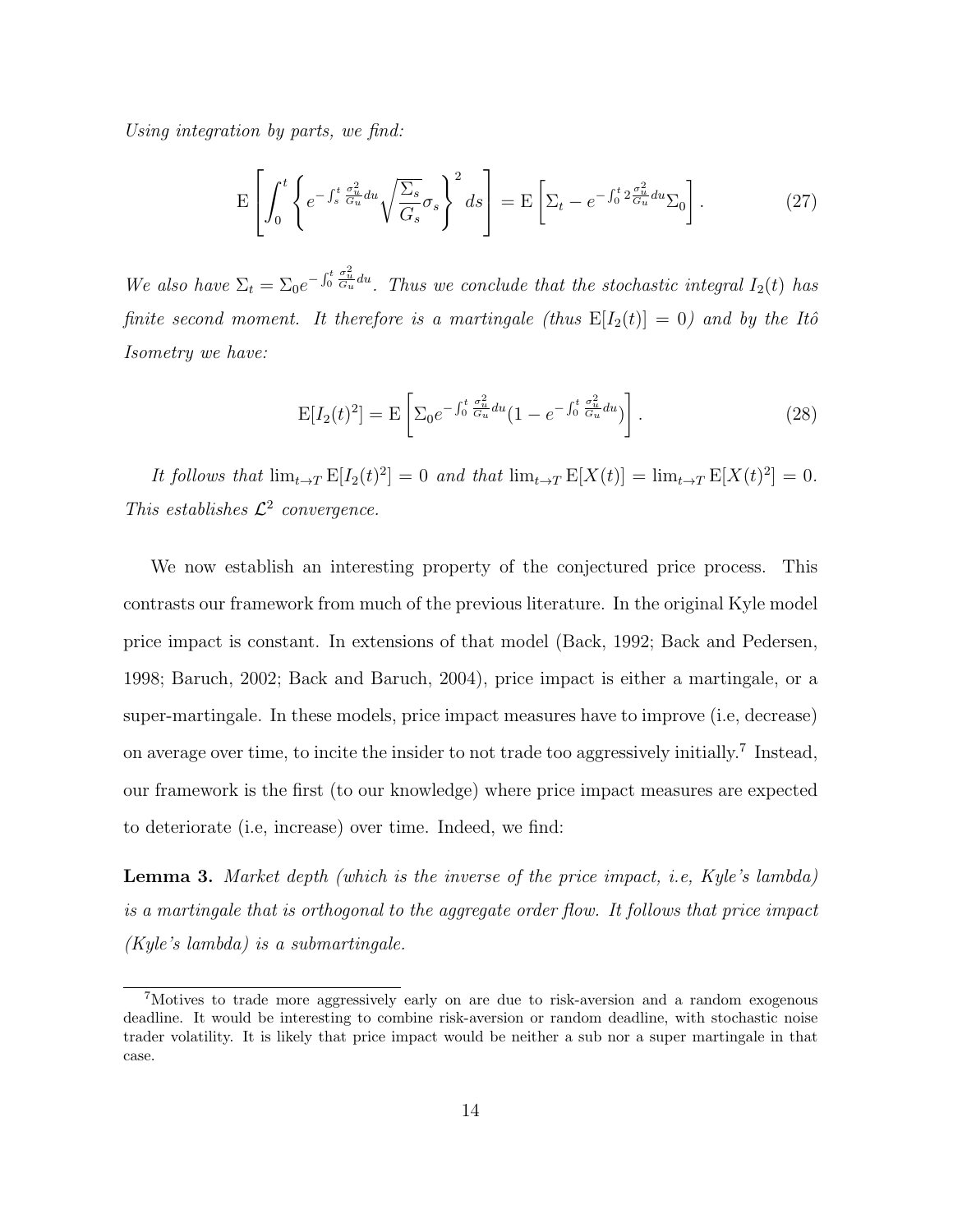*Using integration by parts, we find:*

$$\mathrm{E}\left[\int_0^t \left\{ e^{-\int_s^t \frac{\sigma_u^2}{G_u} du} \sqrt{\frac{\Sigma_s}{G_s}} \sigma_s \right\}^2 ds \right] = \mathrm{E}\left[\Sigma_t - e^{-\int_0^t 2\frac{\sigma_u^2}{G_u} du} \Sigma_0 \right]. \tag{27}$$

*We also have* $\Sigma_t = \Sigma_0 e^{-\int_0^t \frac{\sigma_u^2}{G_u} du}$*. Thus we conclude that the stochastic integral* $I_2(t)$ *has finite second moment. It therefore is a martingale (thus* $\mathrm{E}[I_2(t)] = 0$*) and by the Itô Isometry we have:*

$$\mathrm{E}[I_2(t)^2] = \mathrm{E}\left[\Sigma_0 e^{-\int_0^t \frac{\sigma_u^2}{G_u} du} (1 - e^{-\int_0^t \frac{\sigma_u^2}{G_u} du}) \right]. \tag{28}$$

*It follows that* $\lim_{t \to T} \mathrm{E}[I_2(t)^2] = 0$ *and that* $\lim_{t \to T} \mathrm{E}[X(t)] = \lim_{t \to T} \mathrm{E}[X(t)^2] = 0$*. This establishes* $\mathcal{L}^2$ *convergence.*

We now establish an interesting property of the conjectured price process. This contrasts our framework from much of the previous literature. In the original Kyle model price impact is constant. In extensions of that model (Back, 1992; Back and Pedersen, 1998; Baruch, 2002; Back and Baruch, 2004), price impact is either a martingale, or a super-martingale. In these models, price impact measures have to improve (i.e, decrease) on average over time, to incite the insider to not trade too aggressively initially.[7] Instead, our framework is the first (to our knowledge) where price impact measures are expected to deteriorate (i.e, increase) over time. Indeed, we find:

**Lemma 3.** *Market depth (which is the inverse of the price impact, i.e, Kyle's lambda) is a martingale that is orthogonal to the aggregate order flow. It follows that price impact (Kyle's lambda) is a submartingale.*

[7] Motives to trade more aggressively early on are due to risk-aversion and a random exogenous deadline. It would be interesting to combine risk-aversion or random deadline, with stochastic noise trader volatility. It is likely that price impact would be neither a sub nor a super martingale in that case.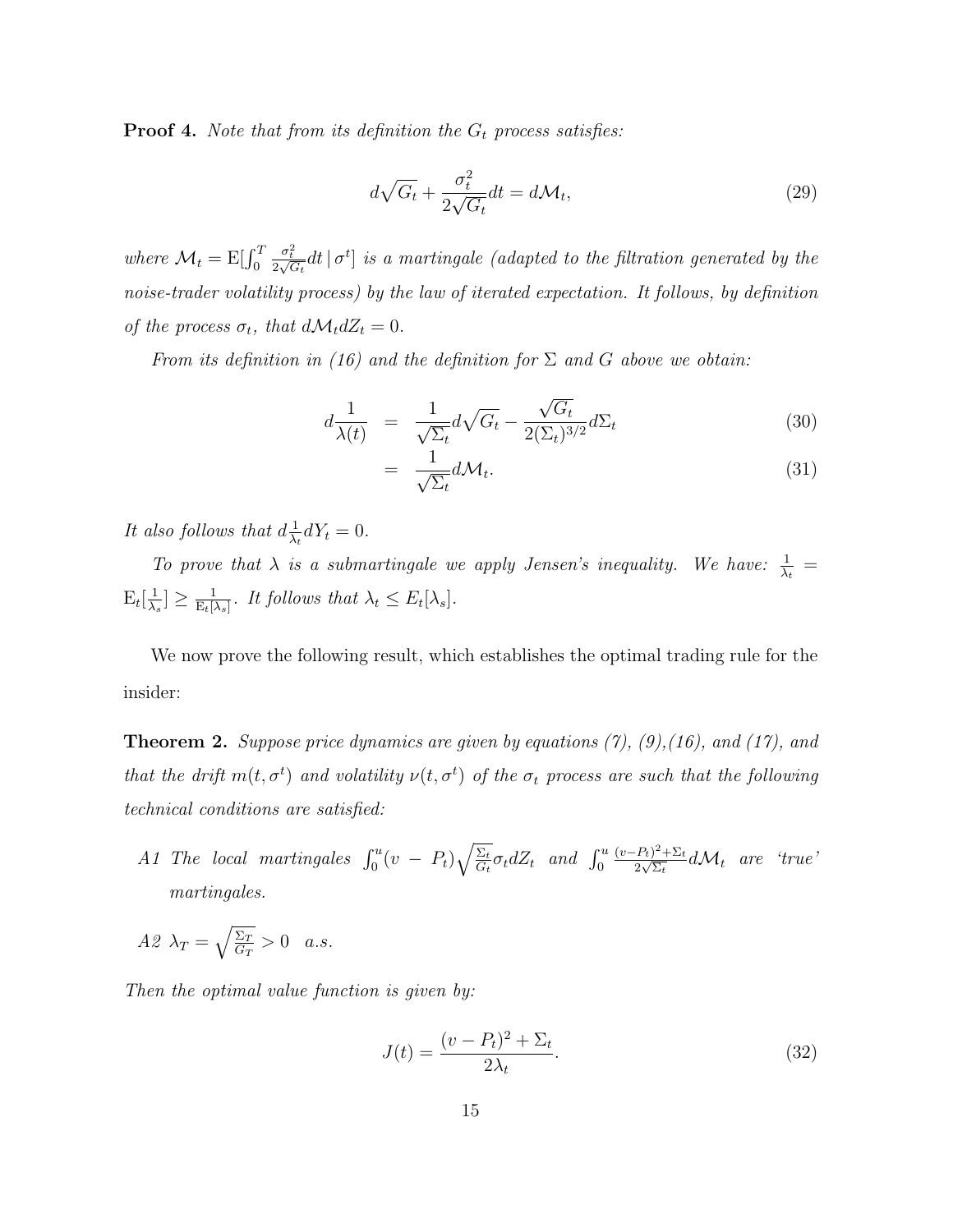**Proof 4.** *Note that from its definition the $G_t$ process satisfies:*

$$d\sqrt{G_t} + \frac{\sigma_t^2}{2\sqrt{G_t}}dt = d\mathcal{M}_t, \tag{29}$$

*where $\mathcal{M}_t = \mathrm{E}[\int_0^T \frac{\sigma_t^2}{2\sqrt{G_t}}dt \,|\, \sigma^t]$ is a martingale (adapted to the filtration generated by the noise-trader volatility process) by the law of iterated expectation. It follows, by definition of the process $\sigma_t$, that $d\mathcal{M}_t dZ_t = 0$.*

*From its definition in (16) and the definition for $\Sigma$ and $G$ above we obtain:*

$$d\frac{1}{\lambda(t)} = \frac{1}{\sqrt{\Sigma_t}}d\sqrt{G_t} - \frac{\sqrt{G_t}}{2(\Sigma_t)^{3/2}}d\Sigma_t \tag{30}$$

$$= \frac{1}{\sqrt{\Sigma_t}}d\mathcal{M}_t. \tag{31}$$

*It also follows that $d\frac{1}{\lambda_t}dY_t = 0$.*

*To prove that $\lambda$ is a submartingale we apply Jensen's inequality. We have: $\frac{1}{\lambda_t} = \mathrm{E}_t[\frac{1}{\lambda_s}] \geq \frac{1}{\mathrm{E}_t[\lambda_s]}$. It follows that $\lambda_t \leq E_t[\lambda_s]$.*

We now prove the following result, which establishes the optimal trading rule for the insider:

**Theorem 2.** *Suppose price dynamics are given by equations (7), (9),(16), and (17), and that the drift $m(t, \sigma^t)$ and volatility $\nu(t, \sigma^t)$ of the $\sigma_t$ process are such that the following technical conditions are satisfied:*

*A1 The local martingales $\int_0^u (v - P_t)\sqrt{\frac{\Sigma_t}{G_t}}\sigma_t dZ_t$ and $\int_0^u \frac{(v-P_t)^2+\Sigma_t}{2\sqrt{\Sigma_t}}d\mathcal{M}_t$ are 'true' martingales.*

*A2 $\lambda_T = \sqrt{\frac{\Sigma_T}{G_T}} > 0$ a.s.*

*Then the optimal value function is given by:*

$$J(t) = \frac{(v - P_t)^2 + \Sigma_t}{2\lambda_t}. \tag{32}$$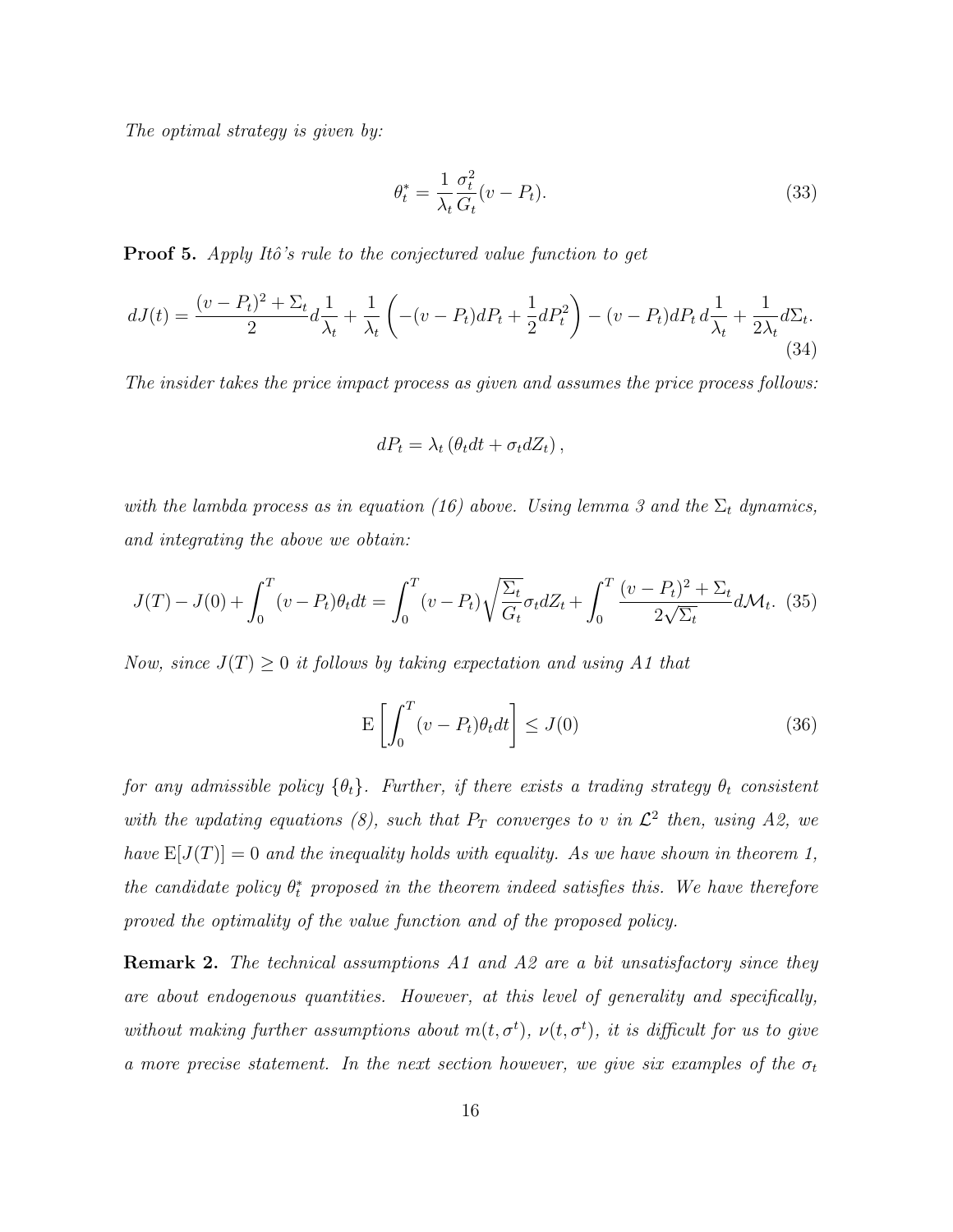*The optimal strategy is given by:*

$$\theta_t^* = \frac{1}{\lambda_t}\frac{\sigma_t^2}{G_t}(v - P_t). \tag{33}$$

**Proof 5.** *Apply Itô's rule to the conjectured value function to get*

$$dJ(t) = \frac{(v-P_t)^2 + \Sigma_t}{2} d\frac{1}{\lambda_t} + \frac{1}{\lambda_t}\left(-(v-P_t)dP_t + \frac{1}{2}dP_t^2\right) - (v-P_t)dP_t\, d\frac{1}{\lambda_t} + \frac{1}{2\lambda_t}d\Sigma_t. \tag{34}$$

*The insider takes the price impact process as given and assumes the price process follows:*

$$dP_t = \lambda_t\left(\theta_t dt + \sigma_t dZ_t\right),$$

*with the lambda process as in equation (16) above. Using lemma 3 and the $\Sigma_t$ dynamics, and integrating the above we obtain:*

$$J(T) - J(0) + \int_0^T (v-P_t)\theta_t dt = \int_0^T (v-P_t)\sqrt{\frac{\Sigma_t}{G_t}}\sigma_t dZ_t + \int_0^T \frac{(v-P_t)^2 + \Sigma_t}{2\sqrt{\Sigma_t}} d\mathcal{M}_t. \tag{35}$$

*Now, since $J(T) \geq 0$ it follows by taking expectation and using A1 that*

$$\mathrm{E}\left[\int_0^T (v-P_t)\theta_t dt\right] \leq J(0) \tag{36}$$

*for any admissible policy $\{\theta_t\}$. Further, if there exists a trading strategy $\theta_t$ consistent with the updating equations (8), such that $P_T$ converges to $v$ in $\mathcal{L}^2$ then, using A2, we have $\mathrm{E}[J(T)] = 0$ and the inequality holds with equality. As we have shown in theorem 1, the candidate policy $\theta_t^*$ proposed in the theorem indeed satisfies this. We have therefore proved the optimality of the value function and of the proposed policy.*

**Remark 2.** *The technical assumptions A1 and A2 are a bit unsatisfactory since they are about endogenous quantities. However, at this level of generality and specifically, without making further assumptions about $m(t, \sigma^t)$, $\nu(t, \sigma^t)$, it is difficult for us to give a more precise statement. In the next section however, we give six examples of the $\sigma_t$*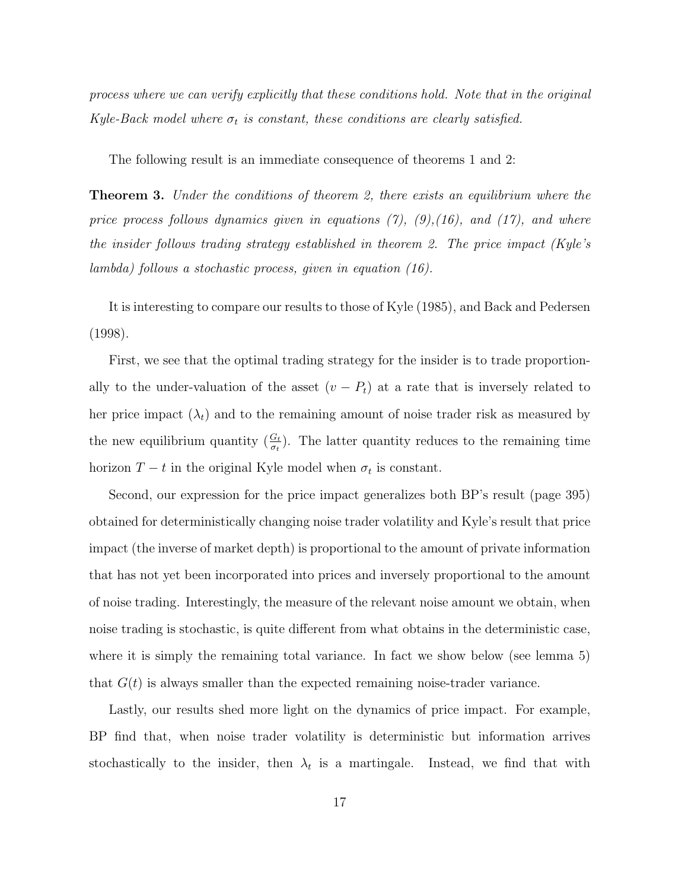*process where we can verify explicitly that these conditions hold. Note that in the original Kyle-Back model where $\sigma_t$ is constant, these conditions are clearly satisfied.*

The following result is an immediate consequence of theorems 1 and 2:

**Theorem 3.** *Under the conditions of theorem 2, there exists an equilibrium where the price process follows dynamics given in equations (7), (9),(16), and (17), and where the insider follows trading strategy established in theorem 2. The price impact (Kyle's lambda) follows a stochastic process, given in equation (16).*

It is interesting to compare our results to those of Kyle (1985), and Back and Pedersen (1998).

First, we see that the optimal trading strategy for the insider is to trade proportionally to the under-valuation of the asset $(v - P_t)$ at a rate that is inversely related to her price impact $(\lambda_t)$ and to the remaining amount of noise trader risk as measured by the new equilibrium quantity $(\frac{G_t}{\sigma_t})$. The latter quantity reduces to the remaining time horizon $T - t$ in the original Kyle model when $\sigma_t$ is constant.

Second, our expression for the price impact generalizes both BP's result (page 395) obtained for deterministically changing noise trader volatility and Kyle's result that price impact (the inverse of market depth) is proportional to the amount of private information that has not yet been incorporated into prices and inversely proportional to the amount of noise trading. Interestingly, the measure of the relevant noise amount we obtain, when noise trading is stochastic, is quite different from what obtains in the deterministic case, where it is simply the remaining total variance. In fact we show below (see lemma 5) that $G(t)$ is always smaller than the expected remaining noise-trader variance.

Lastly, our results shed more light on the dynamics of price impact. For example, BP find that, when noise trader volatility is deterministic but information arrives stochastically to the insider, then $\lambda_t$ is a martingale. Instead, we find that with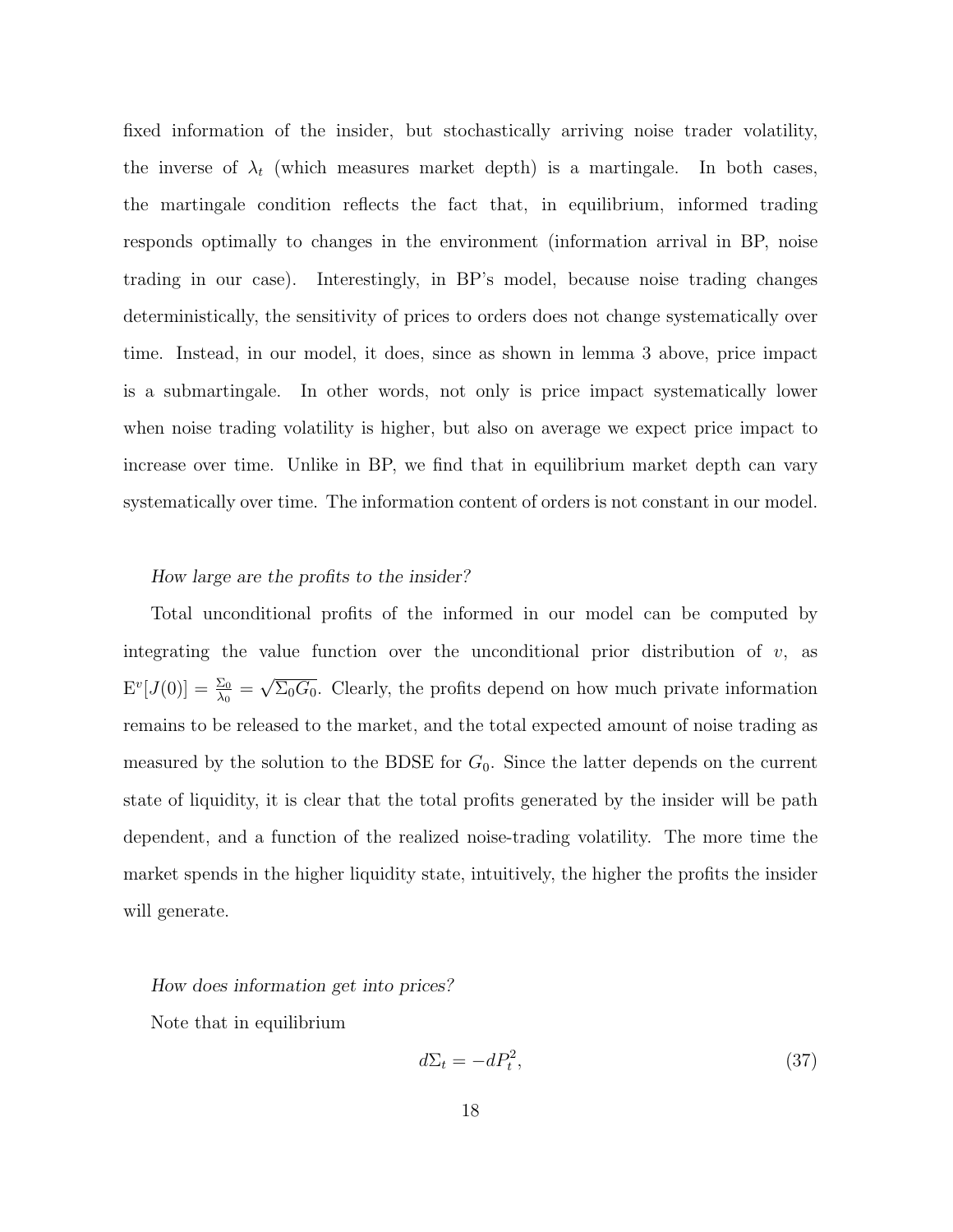fixed information of the insider, but stochastically arriving noise trader volatility, the inverse of $\lambda_t$ (which measures market depth) is a martingale. In both cases, the martingale condition reflects the fact that, in equilibrium, informed trading responds optimally to changes in the environment (information arrival in BP, noise trading in our case). Interestingly, in BP's model, because noise trading changes deterministically, the sensitivity of prices to orders does not change systematically over time. Instead, in our model, it does, since as shown in lemma 3 above, price impact is a submartingale. In other words, not only is price impact systematically lower when noise trading volatility is higher, but also on average we expect price impact to increase over time. Unlike in BP, we find that in equilibrium market depth can vary systematically over time. The information content of orders is not constant in our model.

*How large are the profits to the insider?*

Total unconditional profits of the informed in our model can be computed by integrating the value function over the unconditional prior distribution of $v$, as $\mathrm{E}^v[J(0)] = \frac{\Sigma_0}{\lambda_0} = \sqrt{\Sigma_0 G_0}$. Clearly, the profits depend on how much private information remains to be released to the market, and the total expected amount of noise trading as measured by the solution to the BDSE for $G_0$. Since the latter depends on the current state of liquidity, it is clear that the total profits generated by the insider will be path dependent, and a function of the realized noise-trading volatility. The more time the market spends in the higher liquidity state, intuitively, the higher the profits the insider will generate.

*How does information get into prices?*

Note that in equilibrium

$$d\Sigma_t = -dP_t^2, \tag{37}$$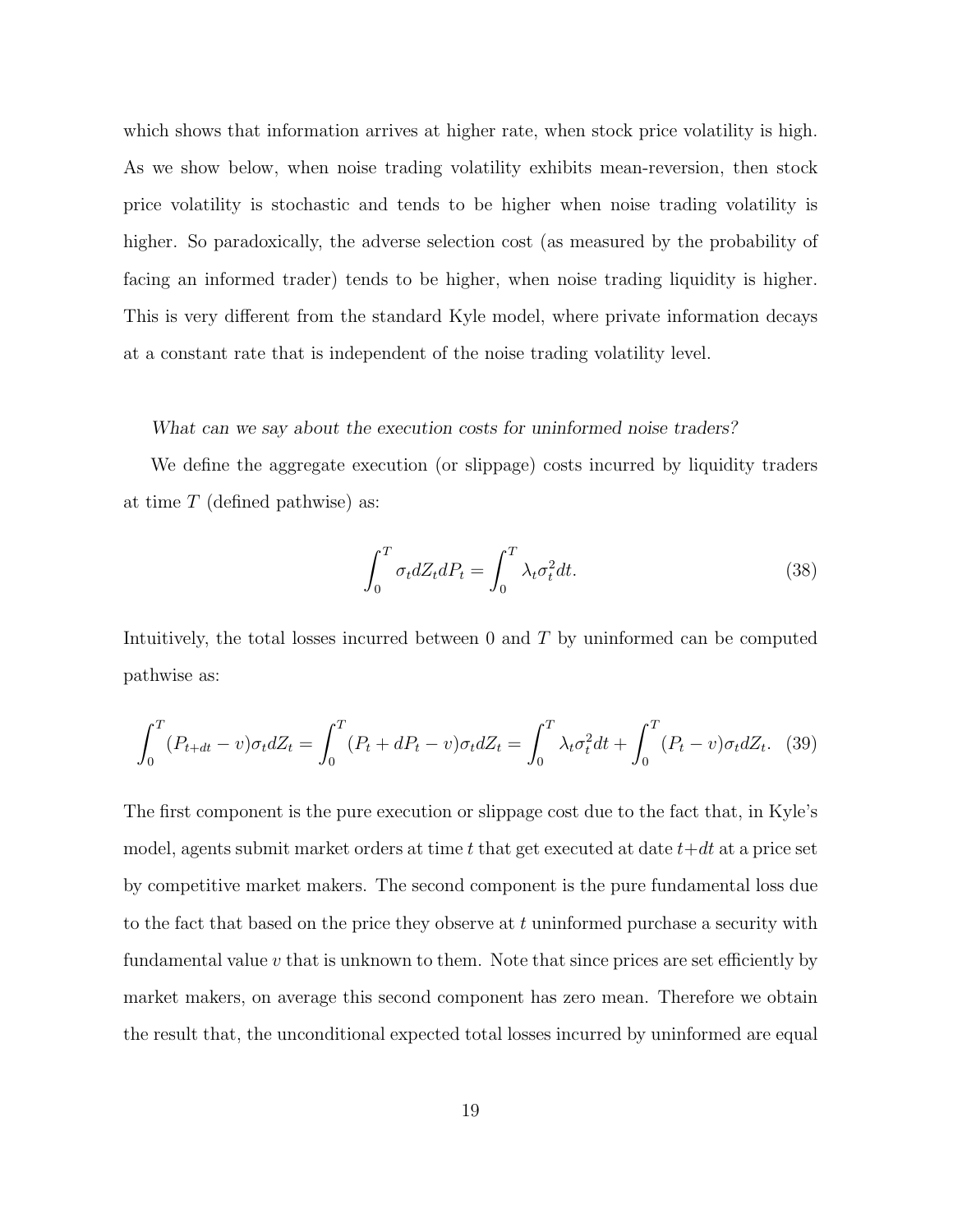which shows that information arrives at higher rate, when stock price volatility is high. As we show below, when noise trading volatility exhibits mean-reversion, then stock price volatility is stochastic and tends to be higher when noise trading volatility is higher. So paradoxically, the adverse selection cost (as measured by the probability of facing an informed trader) tends to be higher, when noise trading liquidity is higher. This is very different from the standard Kyle model, where private information decays at a constant rate that is independent of the noise trading volatility level.

*What can we say about the execution costs for uninformed noise traders?*

We define the aggregate execution (or slippage) costs incurred by liquidity traders at time $T$ (defined pathwise) as:

$$\int_0^T \sigma_t dZ_t dP_t = \int_0^T \lambda_t \sigma_t^2 dt. \tag{38}$$

Intuitively, the total losses incurred between 0 and $T$ by uninformed can be computed pathwise as:

$$\int_0^T (P_{t+dt} - v)\sigma_t dZ_t = \int_0^T (P_t + dP_t - v)\sigma_t dZ_t = \int_0^T \lambda_t \sigma_t^2 dt + \int_0^T (P_t - v)\sigma_t dZ_t. \tag{39}$$

The first component is the pure execution or slippage cost due to the fact that, in Kyle's model, agents submit market orders at time $t$ that get executed at date $t+dt$ at a price set by competitive market makers. The second component is the pure fundamental loss due to the fact that based on the price they observe at $t$ uninformed purchase a security with fundamental value $v$ that is unknown to them. Note that since prices are set efficiently by market makers, on average this second component has zero mean. Therefore we obtain the result that, the unconditional expected total losses incurred by uninformed are equal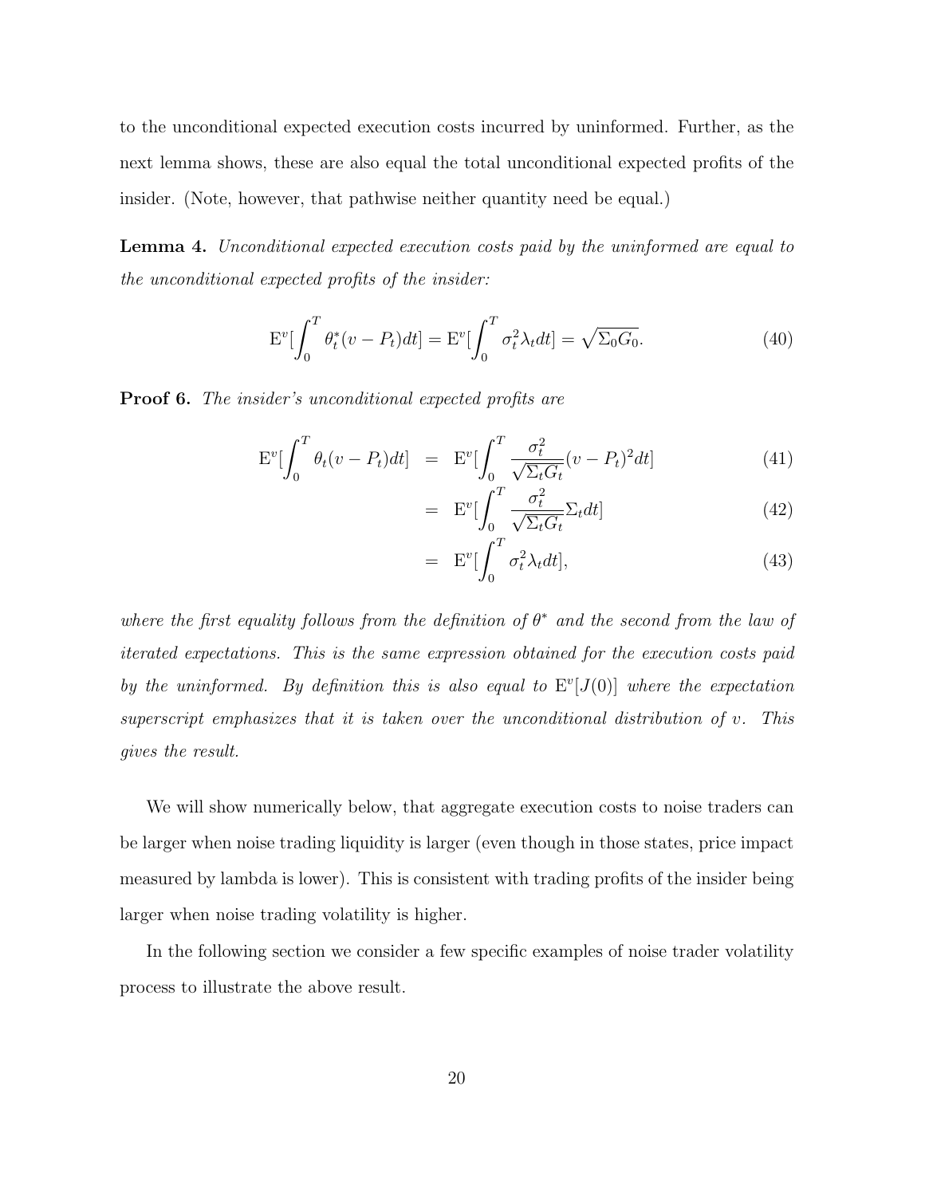to the unconditional expected execution costs incurred by uninformed. Further, as the next lemma shows, these are also equal the total unconditional expected profits of the insider. (Note, however, that pathwise neither quantity need be equal.)

**Lemma 4.** *Unconditional expected execution costs paid by the uninformed are equal to the unconditional expected profits of the insider:*

$$\mathrm{E}^v[\int_0^T \theta_t^*(v - P_t)dt] = \mathrm{E}^v[\int_0^T \sigma_t^2 \lambda_t dt] = \sqrt{\Sigma_0 G_0}. \tag{40}$$

**Proof 6.** *The insider's unconditional expected profits are*

$$\begin{aligned}
\mathrm{E}^v[\int_0^T \theta_t(v - P_t)dt] &= \mathrm{E}^v[\int_0^T \frac{\sigma_t^2}{\sqrt{\Sigma_t G_t}}(v - P_t)^2 dt] & (41)\\
&= \mathrm{E}^v[\int_0^T \frac{\sigma_t^2}{\sqrt{\Sigma_t G_t}}\Sigma_t dt] & (42)\\
&= \mathrm{E}^v[\int_0^T \sigma_t^2 \lambda_t dt], & (43)
\end{aligned}$$

*where the first equality follows from the definition of $\theta^*$ and the second from the law of iterated expectations. This is the same expression obtained for the execution costs paid by the uninformed. By definition this is also equal to $\mathrm{E}^v[J(0)]$ where the expectation superscript emphasizes that it is taken over the unconditional distribution of $v$. This gives the result.*

We will show numerically below, that aggregate execution costs to noise traders can be larger when noise trading liquidity is larger (even though in those states, price impact measured by lambda is lower). This is consistent with trading profits of the insider being larger when noise trading volatility is higher.

In the following section we consider a few specific examples of noise trader volatility process to illustrate the above result.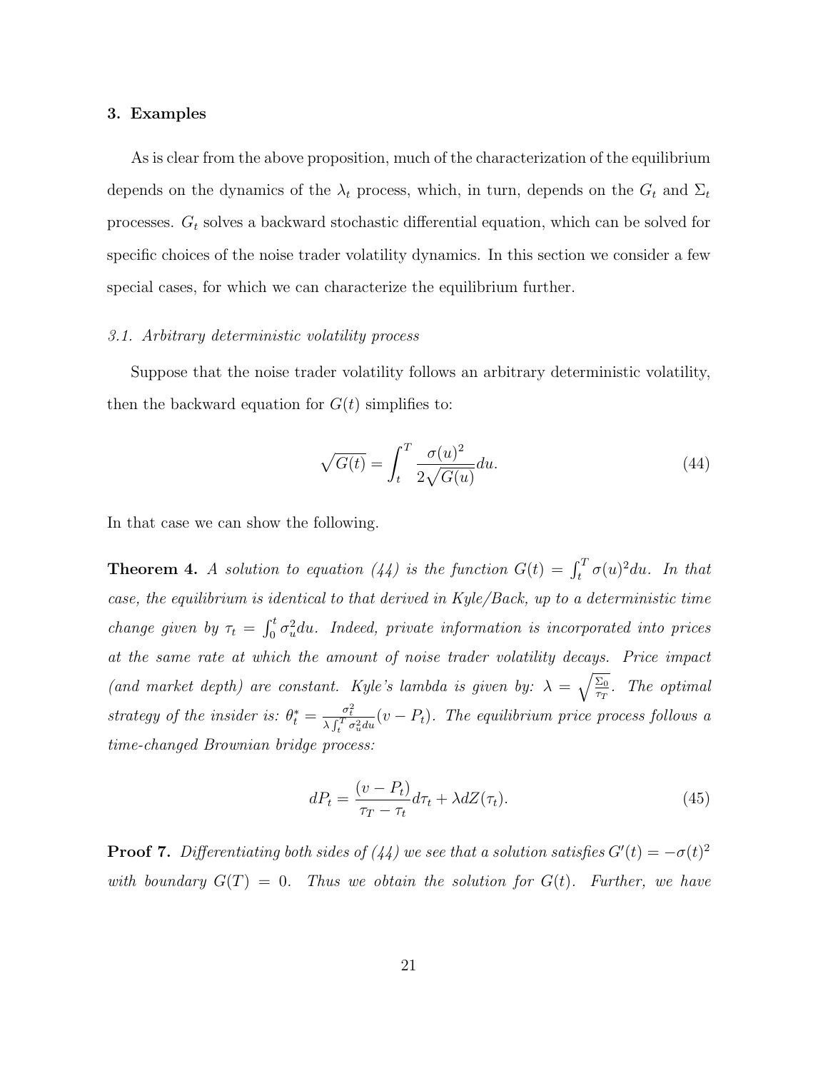### 3. Examples

As is clear from the above proposition, much of the characterization of the equilibrium depends on the dynamics of the $\lambda_t$ process, which, in turn, depends on the $G_t$ and $\Sigma_t$ processes. $G_t$ solves a backward stochastic differential equation, which can be solved for specific choices of the noise trader volatility dynamics. In this section we consider a few special cases, for which we can characterize the equilibrium further.

#### *3.1. Arbitrary deterministic volatility process*

Suppose that the noise trader volatility follows an arbitrary deterministic volatility, then the backward equation for $G(t)$ simplifies to:

$$\sqrt{G(t)} = \int_t^T \frac{\sigma(u)^2}{2\sqrt{G(u)}} du. \tag{44}$$

In that case we can show the following.

**Theorem 4.** *A solution to equation (44) is the function $G(t) = \int_t^T \sigma(u)^2 du$. In that case, the equilibrium is identical to that derived in Kyle/Back, up to a deterministic time change given by $\tau_t = \int_0^t \sigma_u^2 du$. Indeed, private information is incorporated into prices at the same rate at which the amount of noise trader volatility decays. Price impact (and market depth) are constant. Kyle's lambda is given by: $\lambda = \sqrt{\frac{\Sigma_0}{\tau_T}}$. The optimal strategy of the insider is: $\theta_t^* = \frac{\sigma_t^2}{\lambda \int_t^T \sigma_u^2 du}(v - P_t)$. The equilibrium price process follows a time-changed Brownian bridge process:*

$$dP_t = \frac{(v - P_t)}{\tau_T - \tau_t} d\tau_t + \lambda dZ(\tau_t). \tag{45}$$

**Proof 7.** *Differentiating both sides of (44) we see that a solution satisfies $G'(t) = -\sigma(t)^2$ with boundary $G(T) = 0$. Thus we obtain the solution for $G(t)$. Further, we have*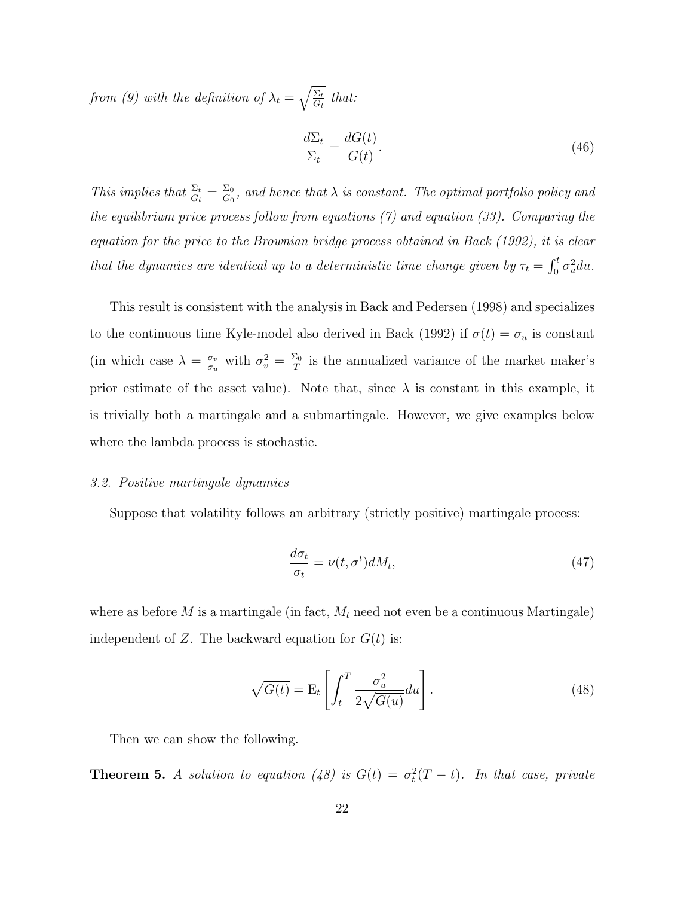*from (9) with the definition of $\lambda_t = \sqrt{\frac{\Sigma_t}{G_t}}$ that:*

$$\frac{d\Sigma_t}{\Sigma_t} = \frac{dG(t)}{G(t)}. \tag{46}$$

*This implies that $\frac{\Sigma_t}{G_t} = \frac{\Sigma_0}{G_0}$, and hence that $\lambda$ is constant. The optimal portfolio policy and the equilibrium price process follow from equations (7) and equation (33). Comparing the equation for the price to the Brownian bridge process obtained in Back (1992), it is clear that the dynamics are identical up to a deterministic time change given by $\tau_t = \int_0^t \sigma_u^2 du$.*

This result is consistent with the analysis in Back and Pedersen (1998) and specializes to the continuous time Kyle-model also derived in Back (1992) if $\sigma(t) = \sigma_u$ is constant (in which case $\lambda = \frac{\sigma_v}{\sigma_u}$ with $\sigma_v^2 = \frac{\Sigma_0}{T}$ is the annualized variance of the market maker's prior estimate of the asset value). Note that, since $\lambda$ is constant in this example, it is trivially both a martingale and a submartingale. However, we give examples below where the lambda process is stochastic.

### *3.2. Positive martingale dynamics*

Suppose that volatility follows an arbitrary (strictly positive) martingale process:

$$\frac{d\sigma_t}{\sigma_t} = \nu(t, \sigma^t) dM_t, \tag{47}$$

where as before $M$ is a martingale (in fact, $M_t$ need not even be a continuous Martingale) independent of $Z$. The backward equation for $G(t)$ is:

$$\sqrt{G(t)} = \mathrm{E}_t \left[ \int_t^T \frac{\sigma_u^2}{2\sqrt{G(u)}} du \right]. \tag{48}$$

Then we can show the following.

**Theorem 5.** *A solution to equation (48) is $G(t) = \sigma_t^2 (T - t)$. In that case, private*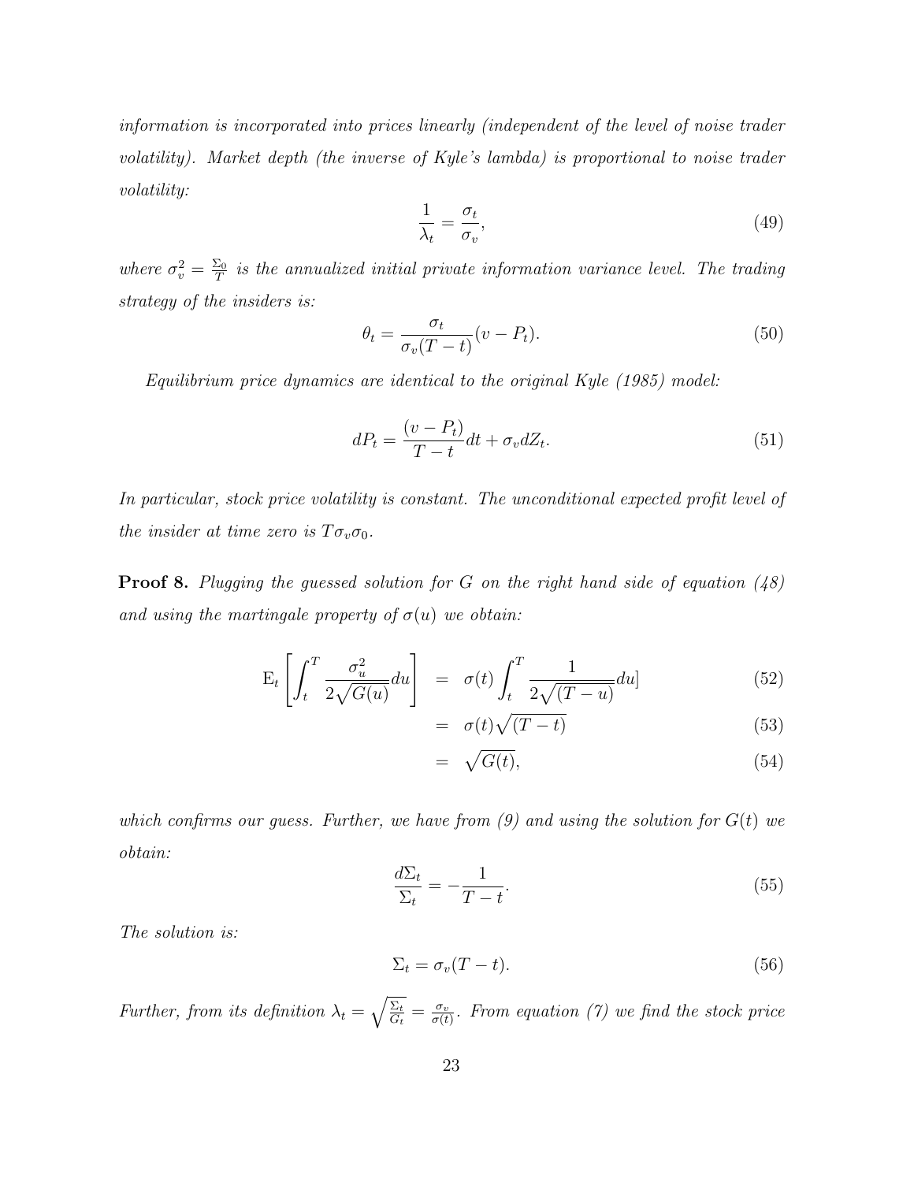*information is incorporated into prices linearly (independent of the level of noise trader volatility). Market depth (the inverse of Kyle's lambda) is proportional to noise trader volatility:*

$$\frac{1}{\lambda_t} = \frac{\sigma_t}{\sigma_v}, \tag{49}$$

*where $\sigma_v^2 = \frac{\Sigma_0}{T}$ is the annualized initial private information variance level. The trading strategy of the insiders is:*

$$\theta_t = \frac{\sigma_t}{\sigma_v(T-t)}(v - P_t). \tag{50}$$

*Equilibrium price dynamics are identical to the original Kyle (1985) model:*

$$dP_t = \frac{(v - P_t)}{T-t}dt + \sigma_v dZ_t. \tag{51}$$

*In particular, stock price volatility is constant. The unconditional expected profit level of the insider at time zero is $T\sigma_v\sigma_0$.*

**Proof 8.** *Plugging the guessed solution for $G$ on the right hand side of equation (48) and using the martingale property of $\sigma(u)$ we obtain:*

$$\begin{aligned}
\mathrm{E}_t\left[\int_t^T \frac{\sigma_u^2}{2\sqrt{G(u)}}du\right] &= \sigma(t)\int_t^T \frac{1}{2\sqrt{(T-u)}}du] & (52)\\
&= \sigma(t)\sqrt{(T-t)} & (53)\\
&= \sqrt{G(t)}, & (54)
\end{aligned}$$

*which confirms our guess. Further, we have from (9) and using the solution for $G(t)$ we obtain:*

$$\frac{d\Sigma_t}{\Sigma_t} = -\frac{1}{T-t}. \tag{55}$$

*The solution is:*

$$\Sigma_t = \sigma_v(T-t). \tag{56}$$

*Further, from its definition $\lambda_t = \sqrt{\frac{\Sigma_t}{G_t}} = \frac{\sigma_v}{\sigma(t)}$. From equation (7) we find the stock price*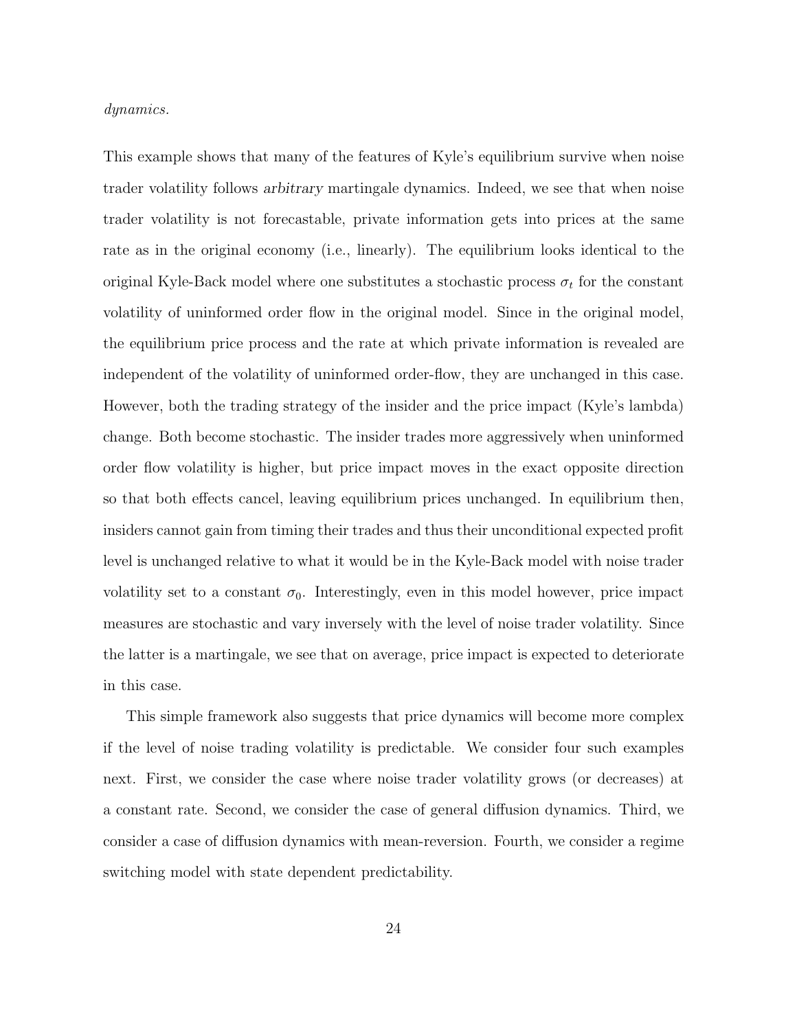*dynamics.*

This example shows that many of the features of Kyle's equilibrium survive when noise trader volatility follows *arbitrary* martingale dynamics. Indeed, we see that when noise trader volatility is not forecastable, private information gets into prices at the same rate as in the original economy (i.e., linearly). The equilibrium looks identical to the original Kyle-Back model where one substitutes a stochastic process $\sigma_t$ for the constant volatility of uninformed order flow in the original model. Since in the original model, the equilibrium price process and the rate at which private information is revealed are independent of the volatility of uninformed order-flow, they are unchanged in this case. However, both the trading strategy of the insider and the price impact (Kyle's lambda) change. Both become stochastic. The insider trades more aggressively when uninformed order flow volatility is higher, but price impact moves in the exact opposite direction so that both effects cancel, leaving equilibrium prices unchanged. In equilibrium then, insiders cannot gain from timing their trades and thus their unconditional expected profit level is unchanged relative to what it would be in the Kyle-Back model with noise trader volatility set to a constant $\sigma_0$. Interestingly, even in this model however, price impact measures are stochastic and vary inversely with the level of noise trader volatility. Since the latter is a martingale, we see that on average, price impact is expected to deteriorate in this case.

This simple framework also suggests that price dynamics will become more complex if the level of noise trading volatility is predictable. We consider four such examples next. First, we consider the case where noise trader volatility grows (or decreases) at a constant rate. Second, we consider the case of general diffusion dynamics. Third, we consider a case of diffusion dynamics with mean-reversion. Fourth, we consider a regime switching model with state dependent predictability.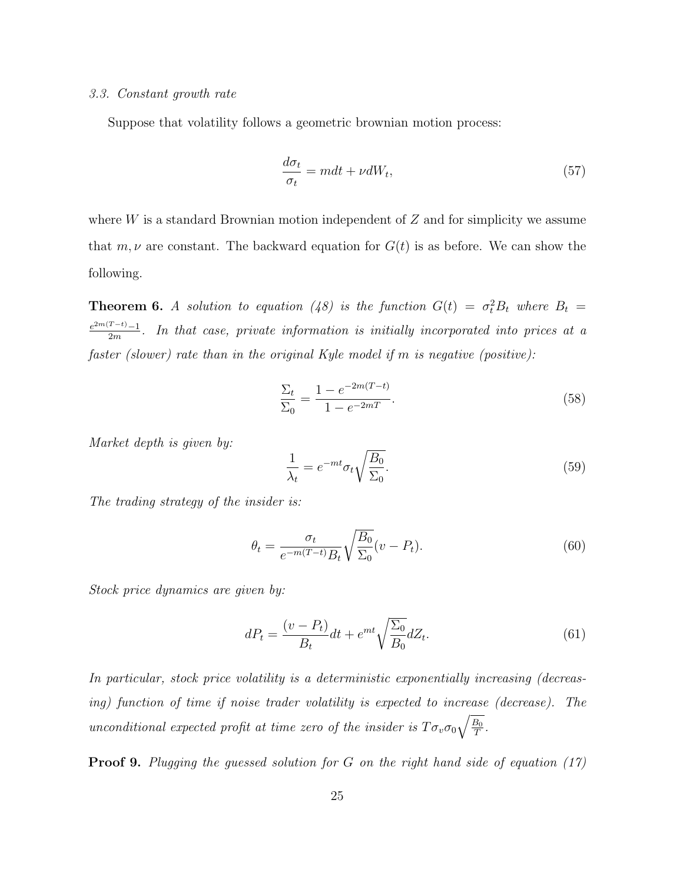### 3.3. Constant growth rate

Suppose that volatility follows a geometric brownian motion process:

$$\frac{d\sigma_t}{\sigma_t} = mdt + \nu dW_t, \tag{57}$$

where $W$ is a standard Brownian motion independent of $Z$ and for simplicity we assume that $m, \nu$ are constant. The backward equation for $G(t)$ is as before. We can show the following.

**Theorem 6.** *A solution to equation (48) is the function $G(t) = \sigma_t^2 B_t$ where $B_t = \frac{e^{2m(T-t)}-1}{2m}$. In that case, private information is initially incorporated into prices at a faster (slower) rate than in the original Kyle model if $m$ is negative (positive):*

$$\frac{\Sigma_t}{\Sigma_0} = \frac{1 - e^{-2m(T-t)}}{1 - e^{-2mT}}. \tag{58}$$

*Market depth is given by:*

$$\frac{1}{\lambda_t} = e^{-mt}\sigma_t\sqrt{\frac{B_0}{\Sigma_0}}. \tag{59}$$

*The trading strategy of the insider is:*

$$\theta_t = \frac{\sigma_t}{e^{-m(T-t)}B_t}\sqrt{\frac{B_0}{\Sigma_0}}(v - P_t). \tag{60}$$

*Stock price dynamics are given by:*

$$dP_t = \frac{(v - P_t)}{B_t}dt + e^{mt}\sqrt{\frac{\Sigma_0}{B_0}}dZ_t. \tag{61}$$

*In particular, stock price volatility is a deterministic exponentially increasing (decreasing) function of time if noise trader volatility is expected to increase (decrease). The unconditional expected profit at time zero of the insider is $T\sigma_v\sigma_0\sqrt{\frac{B_0}{T}}$.*

**Proof 9.** *Plugging the guessed solution for $G$ on the right hand side of equation (17)*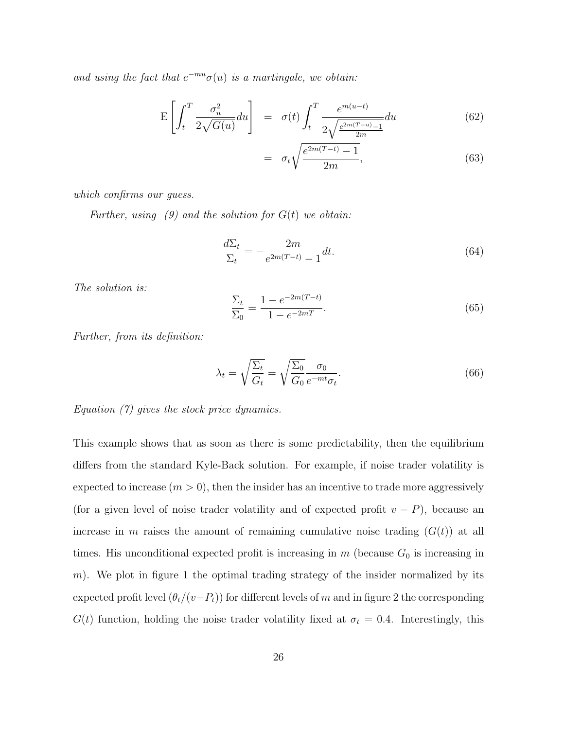*and using the fact that $e^{-mu}\sigma(u)$ is a martingale, we obtain:*

$$
\begin{aligned}
\mathrm{E}\left[\int_t^T \frac{\sigma_u^2}{2\sqrt{G(u)}}du\right] &= \sigma(t)\int_t^T \frac{e^{m(u-t)}}{2\sqrt{\frac{e^{2m(T-u)}-1}{2m}}}du \qquad (62)\\
&= \sigma_t\sqrt{\frac{e^{2m(T-t)}-1}{2m}}, \qquad (63)
\end{aligned}
$$

*which confirms our guess.*

*Further, using (9) and the solution for $G(t)$ we obtain:*

$$
\frac{d\Sigma_t}{\Sigma_t} = -\frac{2m}{e^{2m(T-t)}-1}dt. \qquad (64)
$$

*The solution is:*

$$
\frac{\Sigma_t}{\Sigma_0} = \frac{1-e^{-2m(T-t)}}{1-e^{-2mT}}. \qquad (65)
$$

*Further, from its definition:*

$$
\lambda_t = \sqrt{\frac{\Sigma_t}{G_t}} = \sqrt{\frac{\Sigma_0}{G_0}}\frac{\sigma_0}{e^{-mt}\sigma_t}. \qquad (66)
$$

*Equation (7) gives the stock price dynamics.*

This example shows that as soon as there is some predictability, then the equilibrium differs from the standard Kyle-Back solution. For example, if noise trader volatility is expected to increase ($m > 0$), then the insider has an incentive to trade more aggressively (for a given level of noise trader volatility and of expected profit $v - P$), because an increase in $m$ raises the amount of remaining cumulative noise trading ($G(t)$) at all times. His unconditional expected profit is increasing in $m$ (because $G_0$ is increasing in $m$). We plot in figure 1 the optimal trading strategy of the insider normalized by its expected profit level ($\theta_t/(v-P_t)$) for different levels of $m$ and in figure 2 the corresponding $G(t)$ function, holding the noise trader volatility fixed at $\sigma_t = 0.4$. Interestingly, this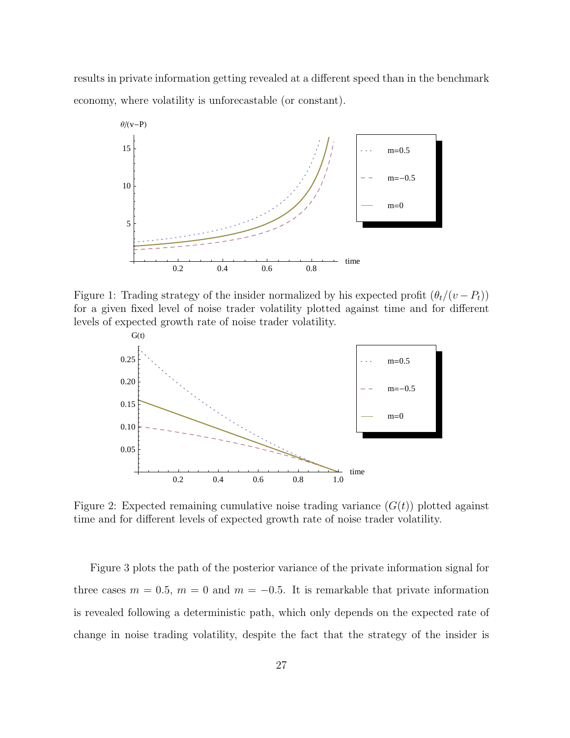results in private information getting revealed at a different speed than in the benchmark economy, where volatility is unforecastable (or constant).

Figure 1: Trading strategy of the insider normalized by his expected profit $(\theta_t/(v - P_t))$ for a given fixed level of noise trader volatility plotted against time and for different levels of expected growth rate of noise trader volatility.

Figure 2: Expected remaining cumulative noise trading variance $(G(t))$ plotted against time and for different levels of expected growth rate of noise trader volatility.

Figure 3 plots the path of the posterior variance of the private information signal for three cases $m = 0.5$, $m = 0$ and $m = -0.5$. It is remarkable that private information is revealed following a deterministic path, which only depends on the expected rate of change in noise trading volatility, despite the fact that the strategy of the insider is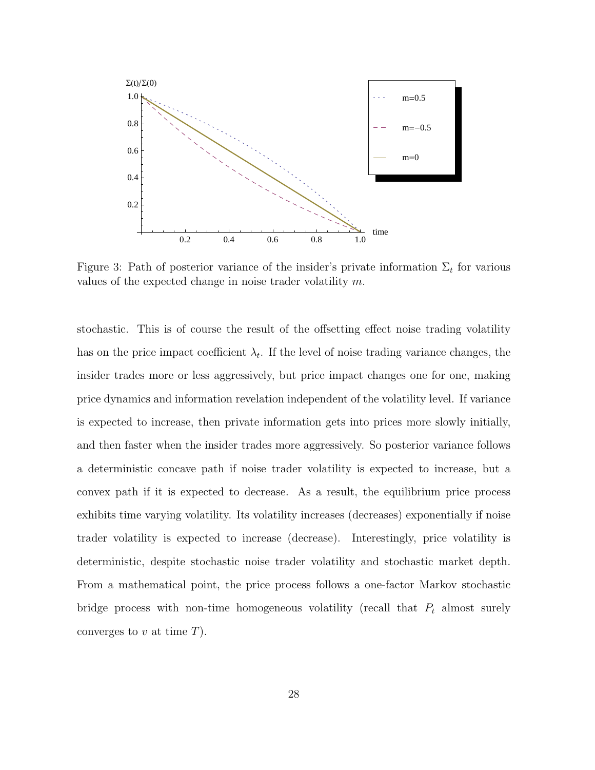Figure 3: Path of posterior variance of the insider's private information $\Sigma_t$ for various values of the expected change in noise trader volatility $m$.

stochastic. This is of course the result of the offsetting effect noise trading volatility has on the price impact coefficient $\lambda_t$. If the level of noise trading variance changes, the insider trades more or less aggressively, but price impact changes one for one, making price dynamics and information revelation independent of the volatility level. If variance is expected to increase, then private information gets into prices more slowly initially, and then faster when the insider trades more aggressively. So posterior variance follows a deterministic concave path if noise trader volatility is expected to increase, but a convex path if it is expected to decrease. As a result, the equilibrium price process exhibits time varying volatility. Its volatility increases (decreases) exponentially if noise trader volatility is expected to increase (decrease). Interestingly, price volatility is deterministic, despite stochastic noise trader volatility and stochastic market depth. From a mathematical point, the price process follows a one-factor Markov stochastic bridge process with non-time homogeneous volatility (recall that $P_t$ almost surely converges to $v$ at time $T$).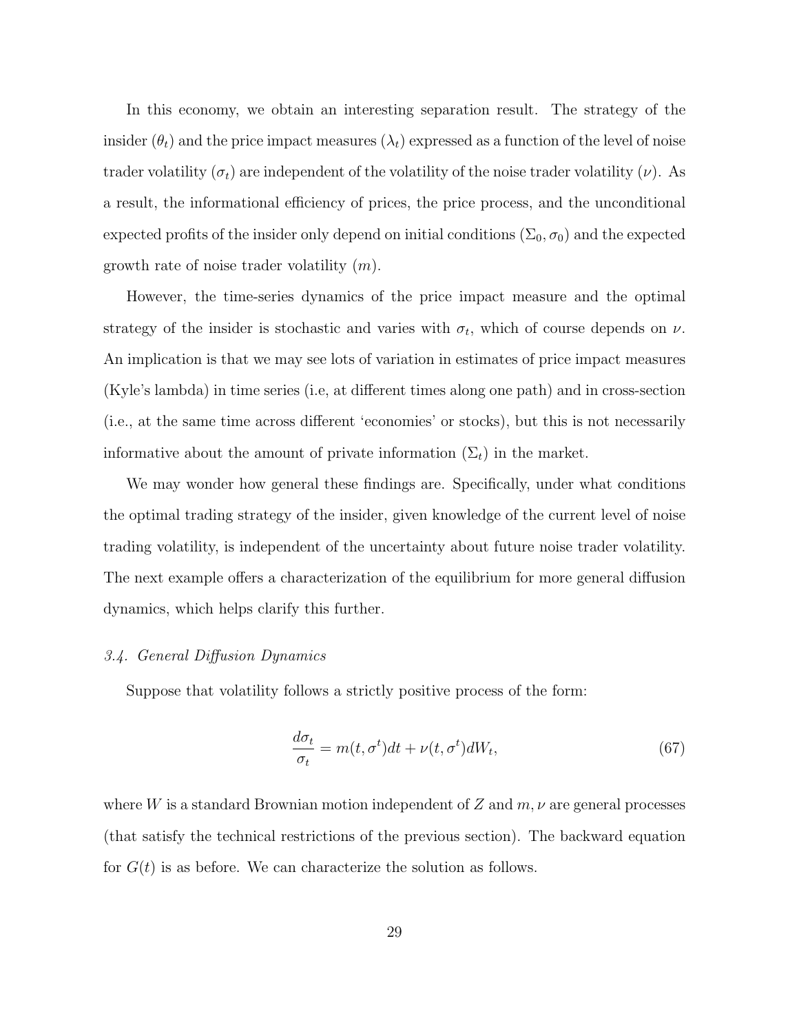In this economy, we obtain an interesting separation result. The strategy of the insider ($\theta_t$) and the price impact measures ($\lambda_t$) expressed as a function of the level of noise trader volatility ($\sigma_t$) are independent of the volatility of the noise trader volatility ($\nu$). As a result, the informational efficiency of prices, the price process, and the unconditional expected profits of the insider only depend on initial conditions ($\Sigma_0, \sigma_0$) and the expected growth rate of noise trader volatility ($m$).

However, the time-series dynamics of the price impact measure and the optimal strategy of the insider is stochastic and varies with $\sigma_t$, which of course depends on $\nu$. An implication is that we may see lots of variation in estimates of price impact measures (Kyle's lambda) in time series (i.e, at different times along one path) and in cross-section (i.e., at the same time across different 'economies' or stocks), but this is not necessarily informative about the amount of private information ($\Sigma_t$) in the market.

We may wonder how general these findings are. Specifically, under what conditions the optimal trading strategy of the insider, given knowledge of the current level of noise trading volatility, is independent of the uncertainty about future noise trader volatility. The next example offers a characterization of the equilibrium for more general diffusion dynamics, which helps clarify this further.

### *3.4. General Diffusion Dynamics*

Suppose that volatility follows a strictly positive process of the form:

$$\frac{d\sigma_t}{\sigma_t} = m(t, \sigma^t)dt + \nu(t, \sigma^t)dW_t, \tag{67}$$

where $W$ is a standard Brownian motion independent of $Z$ and $m, \nu$ are general processes (that satisfy the technical restrictions of the previous section). The backward equation for $G(t)$ is as before. We can characterize the solution as follows.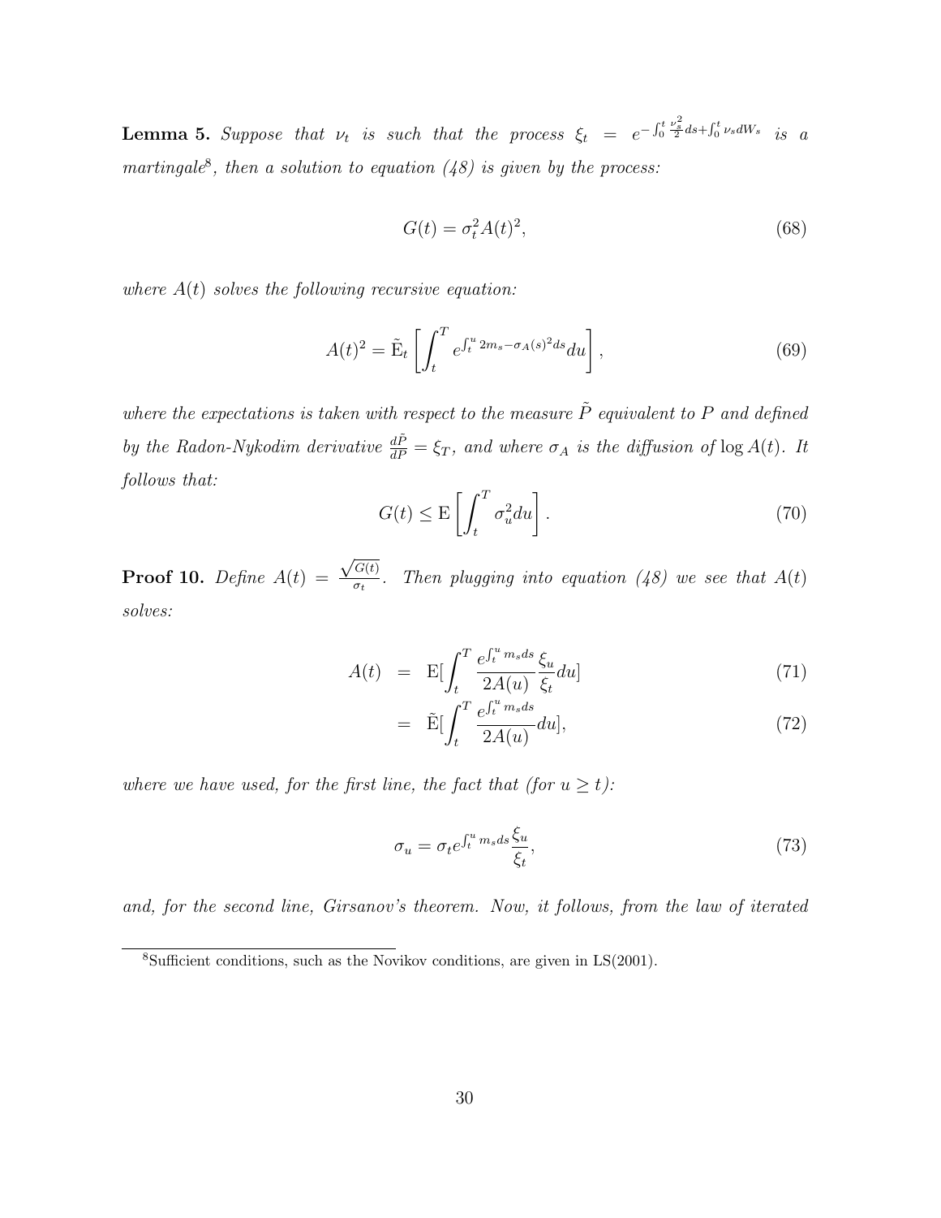**Lemma 5.** *Suppose that $\nu_t$ is such that the process $\xi_t = e^{-\int_0^t \frac{\nu_s^2}{2} ds + \int_0^t \nu_s dW_s}$ is a martingale*[8]*, then a solution to equation (48) is given by the process:*

$$G(t) = \sigma_t^2 A(t)^2, \tag{68}$$

*where $A(t)$ solves the following recursive equation:*

$$A(t)^2 = \tilde{\mathrm{E}}_t \left[ \int_t^T e^{\int_t^u 2m_s - \sigma_A(s)^2 ds} du \right], \tag{69}$$

*where the expectations is taken with respect to the measure $\tilde{P}$ equivalent to $P$ and defined by the Radon-Nykodim derivative $\frac{d\tilde{P}}{dP} = \xi_T$, and where $\sigma_A$ is the diffusion of $\log A(t)$. It follows that:*

$$G(t) \leq \mathrm{E}\left[ \int_t^T \sigma_u^2 du \right]. \tag{70}$$

**Proof 10.** *Define $A(t) = \frac{\sqrt{G(t)}}{\sigma_t}$. Then plugging into equation (48) we see that $A(t)$ solves:*

$$\begin{aligned} A(t) &= \mathrm{E}[\int_t^T \frac{e^{\int_t^u m_s ds}}{2A(u)} \frac{\xi_u}{\xi_t} du] & (71) \\ &= \tilde{\mathrm{E}}[\int_t^T \frac{e^{\int_t^u m_s ds}}{2A(u)} du], & (72) \end{aligned}$$

*where we have used, for the first line, the fact that (for $u \geq t$):*

$$\sigma_u = \sigma_t e^{\int_t^u m_s ds} \frac{\xi_u}{\xi_t}, \tag{73}$$

*and, for the second line, Girsanov's theorem. Now, it follows, from the law of iterated*

---

[8] Sufficient conditions, such as the Novikov conditions, are given in LS(2001).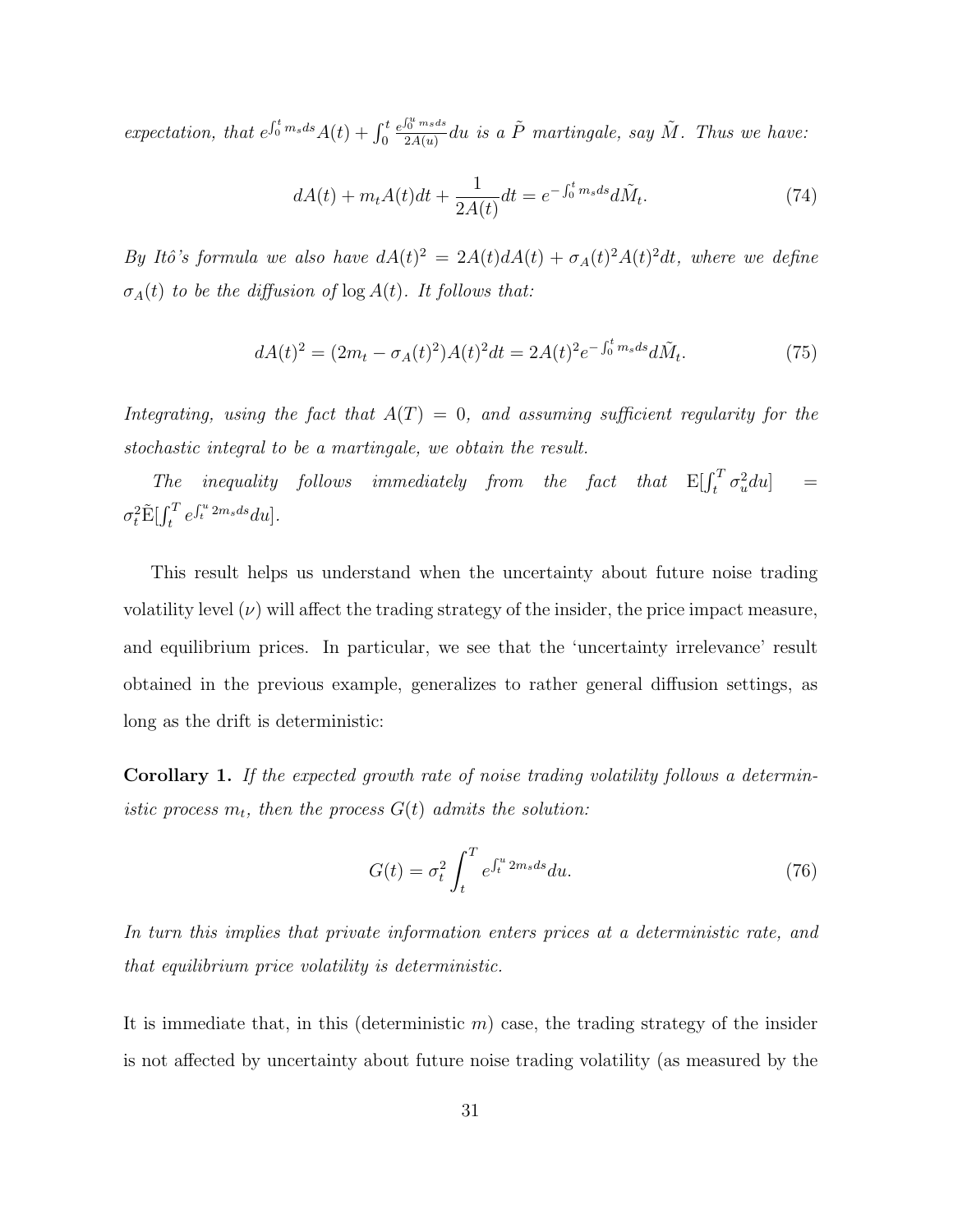*expectation, that $e^{\int_0^t m_s ds}A(t) + \int_0^t \frac{e^{\int_0^u m_s ds}}{2A(u)}du$ is a $\tilde{P}$ martingale, say $\tilde{M}$. Thus we have:*

$$dA(t) + m_t A(t)dt + \frac{1}{2A(t)}dt = e^{-\int_0^t m_s ds}d\tilde{M}_t. \tag{74}$$

*By Itô's formula we also have $dA(t)^2 = 2A(t)dA(t) + \sigma_A(t)^2 A(t)^2 dt$, where we define $\sigma_A(t)$ to be the diffusion of $\log A(t)$. It follows that:*

$$dA(t)^2 = (2m_t - \sigma_A(t)^2)A(t)^2 dt = 2A(t)^2 e^{-\int_0^t m_s ds}d\tilde{M}_t. \tag{75}$$

*Integrating, using the fact that $A(T) = 0$, and assuming sufficient regularity for the stochastic integral to be a martingale, we obtain the result.*

*The inequality follows immediately from the fact that $\mathrm{E}[\int_t^T \sigma_u^2 du] = \sigma_t^2 \tilde{\mathrm{E}}[\int_t^T e^{\int_t^u 2m_s ds}du]$.*

This result helps us understand when the uncertainty about future noise trading volatility level ($\nu$) will affect the trading strategy of the insider, the price impact measure, and equilibrium prices. In particular, we see that the 'uncertainty irrelevance' result obtained in the previous example, generalizes to rather general diffusion settings, as long as the drift is deterministic:

**Corollary 1.** *If the expected growth rate of noise trading volatility follows a deterministic process $m_t$, then the process $G(t)$ admits the solution:*

$$G(t) = \sigma_t^2 \int_t^T e^{\int_t^u 2m_s ds}du. \tag{76}$$

*In turn this implies that private information enters prices at a deterministic rate, and that equilibrium price volatility is deterministic.*

It is immediate that, in this (deterministic $m$) case, the trading strategy of the insider is not affected by uncertainty about future noise trading volatility (as measured by the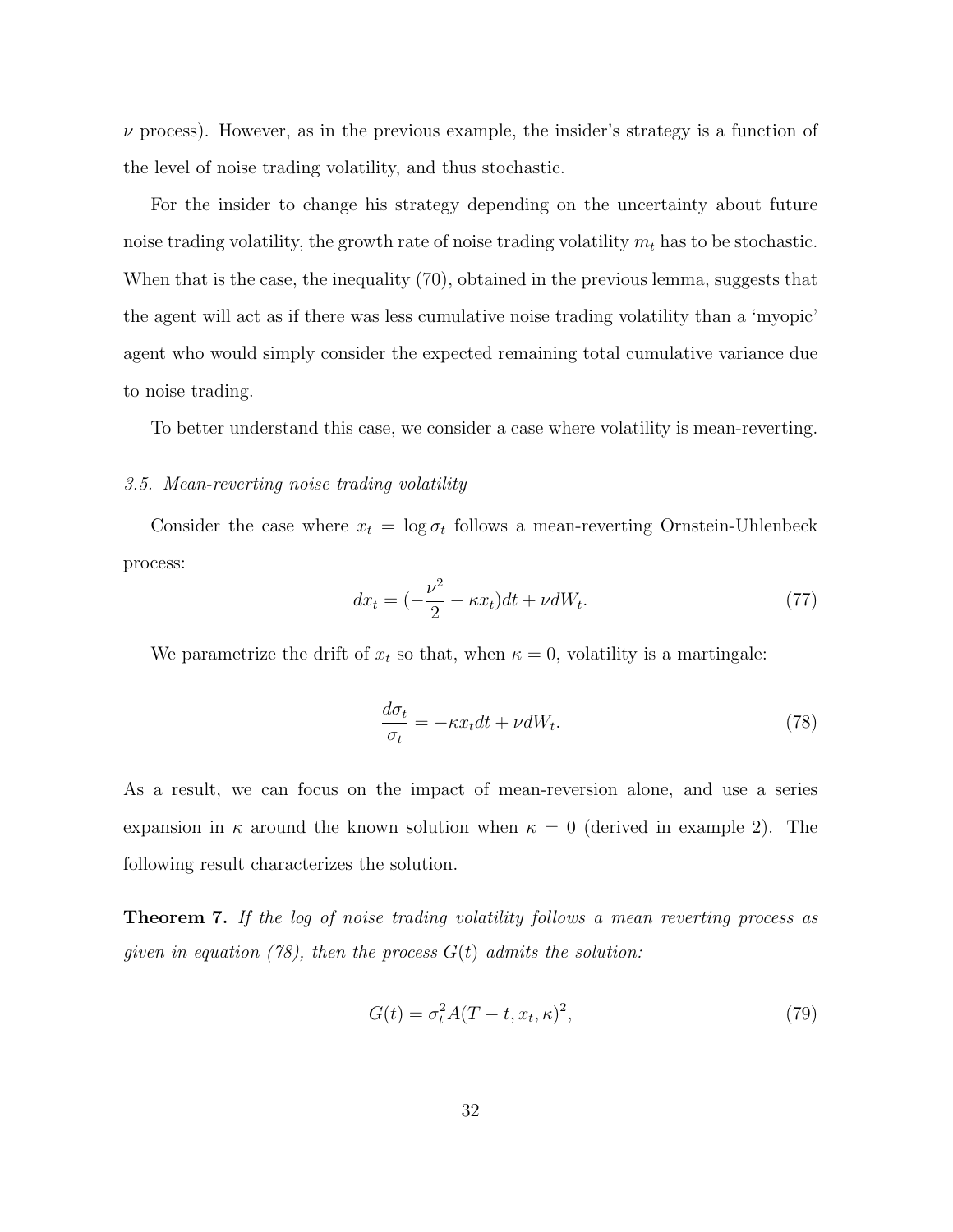$\nu$ process). However, as in the previous example, the insider's strategy is a function of the level of noise trading volatility, and thus stochastic.

For the insider to change his strategy depending on the uncertainty about future noise trading volatility, the growth rate of noise trading volatility $m_t$ has to be stochastic. When that is the case, the inequality (70), obtained in the previous lemma, suggests that the agent will act as if there was less cumulative noise trading volatility than a 'myopic' agent who would simply consider the expected remaining total cumulative variance due to noise trading.

To better understand this case, we consider a case where volatility is mean-reverting.

### *3.5. Mean-reverting noise trading volatility*

Consider the case where $x_t = \log \sigma_t$ follows a mean-reverting Ornstein-Uhlenbeck process:

$$dx_t = (-\frac{\nu^2}{2} - \kappa x_t)dt + \nu dW_t. \tag{77}$$

We parametrize the drift of $x_t$ so that, when $\kappa = 0$, volatility is a martingale:

$$\frac{d\sigma_t}{\sigma_t} = -\kappa x_t dt + \nu dW_t. \tag{78}$$

As a result, we can focus on the impact of mean-reversion alone, and use a series expansion in $\kappa$ around the known solution when $\kappa = 0$ (derived in example 2). The following result characterizes the solution.

**Theorem 7.** *If the log of noise trading volatility follows a mean reverting process as given in equation (78), then the process $G(t)$ admits the solution:*

$$G(t) = \sigma_t^2 A(T - t, x_t, \kappa)^2, \tag{79}$$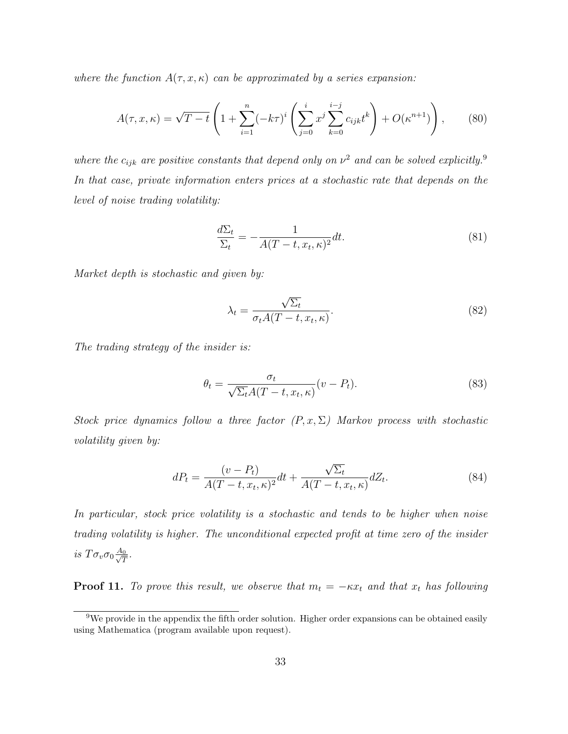*where the function $A(\tau, x, \kappa)$ can be approximated by a series expansion:*

$$A(\tau, x, \kappa) = \sqrt{T-t}\left(1 + \sum_{i=1}^{n}(-k\tau)^i \left(\sum_{j=0}^{i} x^j \sum_{k=0}^{i-j} c_{ijk} t^k\right) + O(\kappa^{n+1})\right), \tag{80}$$

*where the $c_{ijk}$ are positive constants that depend only on $\nu^2$ and can be solved explicitly.*[9] *In that case, private information enters prices at a stochastic rate that depends on the level of noise trading volatility:*

$$\frac{d\Sigma_t}{\Sigma_t} = -\frac{1}{A(T-t, x_t, \kappa)^2}dt. \tag{81}$$

*Market depth is stochastic and given by:*

$$\lambda_t = \frac{\sqrt{\Sigma_t}}{\sigma_t A(T-t, x_t, \kappa)}. \tag{82}$$

*The trading strategy of the insider is:*

$$\theta_t = \frac{\sigma_t}{\sqrt{\Sigma_t} A(T-t, x_t, \kappa)}(v - P_t). \tag{83}$$

*Stock price dynamics follow a three factor $(P, x, \Sigma)$ Markov process with stochastic volatility given by:*

$$dP_t = \frac{(v - P_t)}{A(T-t, x_t, \kappa)^2}dt + \frac{\sqrt{\Sigma_t}}{A(T-t, x_t, \kappa)}dZ_t. \tag{84}$$

*In particular, stock price volatility is a stochastic and tends to be higher when noise trading volatility is higher. The unconditional expected profit at time zero of the insider is $T\sigma_v\sigma_0\frac{A_0}{\sqrt{T}}$.*

**Proof 11.** *To prove this result, we observe that $m_t = -\kappa x_t$ and that $x_t$ has following*

[9] We provide in the appendix the fifth order solution. Higher order expansions can be obtained easily using Mathematica (program available upon request).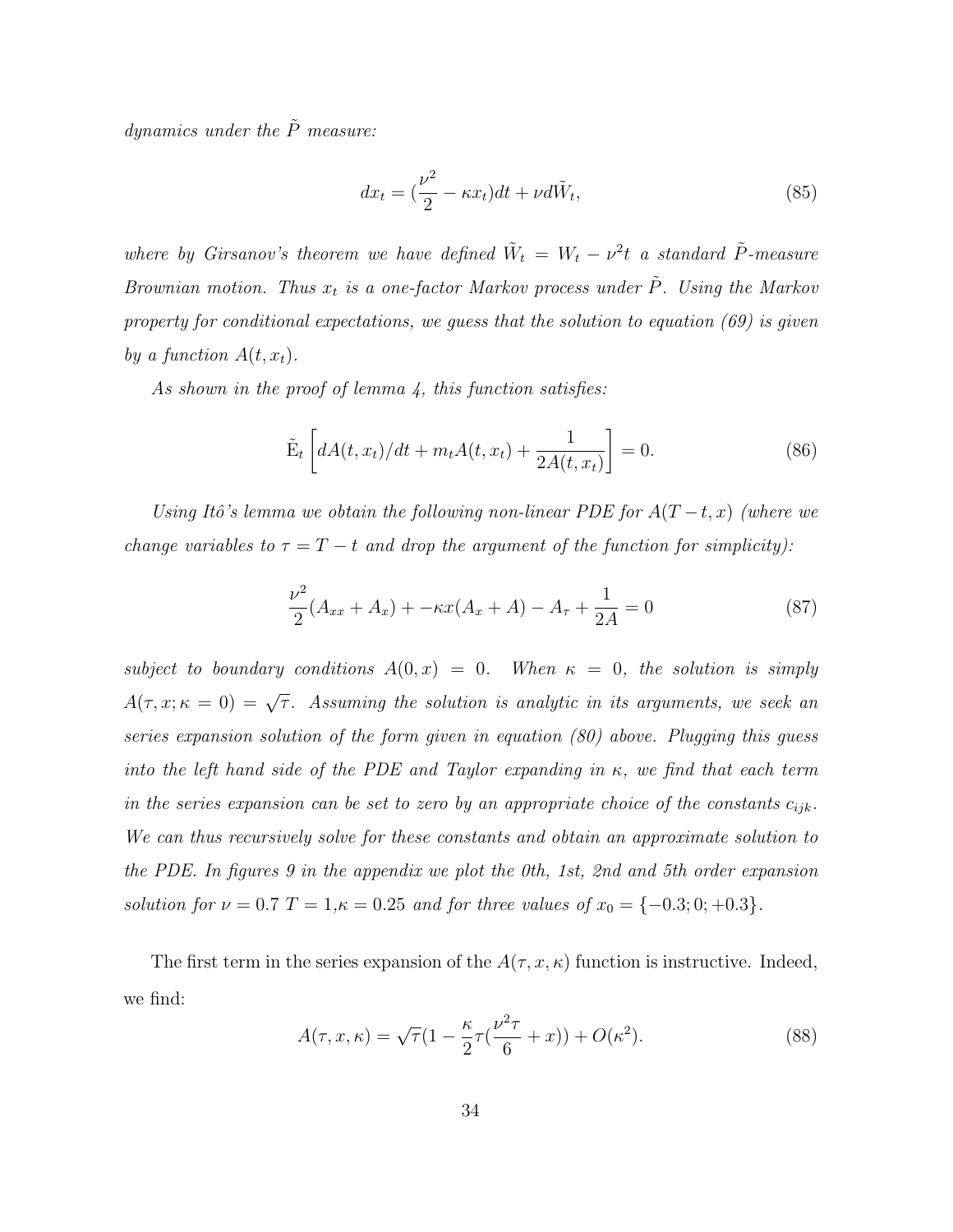*dynamics under the $\tilde{P}$ measure:*

$$dx_t = (\frac{\nu^2}{2} - \kappa x_t)dt + \nu d\tilde{W}_t, \tag{85}$$

*where by Girsanov's theorem we have defined $\tilde{W}_t = W_t - \nu^2 t$ a standard $\tilde{P}$-measure Brownian motion. Thus $x_t$ is a one-factor Markov process under $\tilde{P}$. Using the Markov property for conditional expectations, we guess that the solution to equation (69) is given by a function $A(t, x_t)$.*

*As shown in the proof of lemma 4, this function satisfies:*

$$\tilde{\mathrm{E}}_t \left[ dA(t, x_t)/dt + m_t A(t, x_t) + \frac{1}{2A(t, x_t)} \right] = 0. \tag{86}$$

*Using Itô's lemma we obtain the following non-linear PDE for $A(T-t, x)$ (where we change variables to $\tau = T - t$ and drop the argument of the function for simplicity):*

$$\frac{\nu^2}{2}(A_{xx} + A_x) + -\kappa x(A_x + A) - A_\tau + \frac{1}{2A} = 0 \tag{87}$$

*subject to boundary conditions $A(0, x) = 0$. When $\kappa = 0$, the solution is simply $A(\tau, x; \kappa = 0) = \sqrt{\tau}$. Assuming the solution is analytic in its arguments, we seek an series expansion solution of the form given in equation (80) above. Plugging this guess into the left hand side of the PDE and Taylor expanding in $\kappa$, we find that each term in the series expansion can be set to zero by an appropriate choice of the constants $c_{ijk}$. We can thus recursively solve for these constants and obtain an approximate solution to the PDE. In figures 9 in the appendix we plot the 0th, 1st, 2nd and 5th order expansion solution for $\nu = 0.7$ $T = 1$,$\kappa = 0.25$ and for three values of $x_0 = \{-0.3; 0; +0.3\}$.*

The first term in the series expansion of the $A(\tau, x, \kappa)$ function is instructive. Indeed, we find:

$$A(\tau, x, \kappa) = \sqrt{\tau}(1 - \frac{\kappa}{2}\tau(\frac{\nu^2\tau}{6} + x)) + O(\kappa^2). \tag{88}$$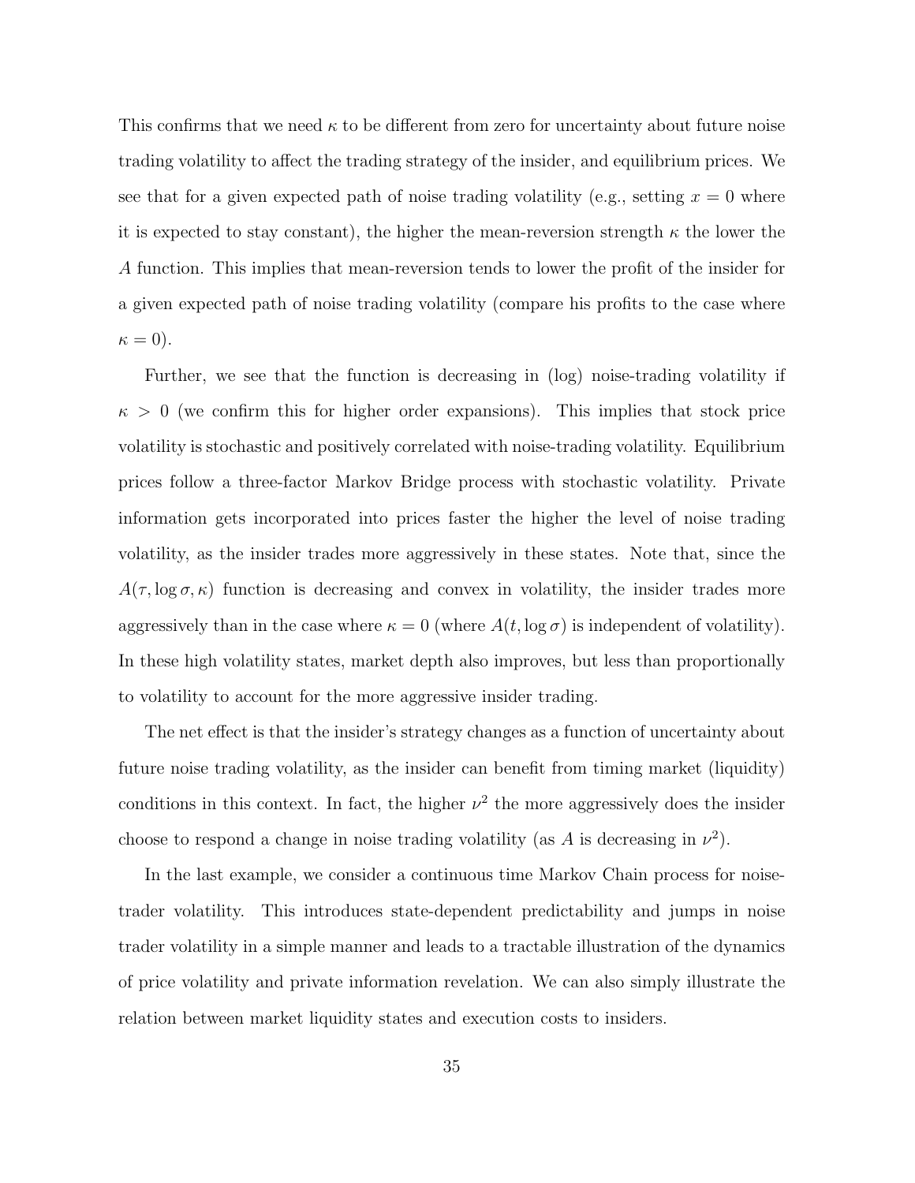This confirms that we need $\kappa$ to be different from zero for uncertainty about future noise trading volatility to affect the trading strategy of the insider, and equilibrium prices. We see that for a given expected path of noise trading volatility (e.g., setting $x = 0$ where it is expected to stay constant), the higher the mean-reversion strength $\kappa$ the lower the $A$ function. This implies that mean-reversion tends to lower the profit of the insider for a given expected path of noise trading volatility (compare his profits to the case where $\kappa = 0$).

Further, we see that the function is decreasing in (log) noise-trading volatility if $\kappa > 0$ (we confirm this for higher order expansions). This implies that stock price volatility is stochastic and positively correlated with noise-trading volatility. Equilibrium prices follow a three-factor Markov Bridge process with stochastic volatility. Private information gets incorporated into prices faster the higher the level of noise trading volatility, as the insider trades more aggressively in these states. Note that, since the $A(\tau, \log \sigma, \kappa)$ function is decreasing and convex in volatility, the insider trades more aggressively than in the case where $\kappa = 0$ (where $A(t, \log \sigma)$ is independent of volatility). In these high volatility states, market depth also improves, but less than proportionally to volatility to account for the more aggressive insider trading.

The net effect is that the insider's strategy changes as a function of uncertainty about future noise trading volatility, as the insider can benefit from timing market (liquidity) conditions in this context. In fact, the higher $\nu^2$ the more aggressively does the insider choose to respond a change in noise trading volatility (as $A$ is decreasing in $\nu^2$).

In the last example, we consider a continuous time Markov Chain process for noise-trader volatility. This introduces state-dependent predictability and jumps in noise trader volatility in a simple manner and leads to a tractable illustration of the dynamics of price volatility and private information revelation. We can also simply illustrate the relation between market liquidity states and execution costs to insiders.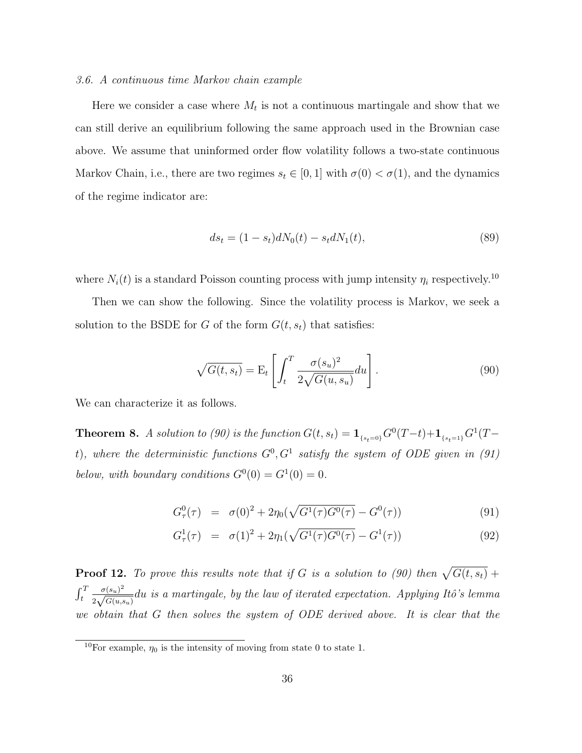*3.6. A continuous time Markov chain example*

Here we consider a case where $M_t$ is not a continuous martingale and show that we can still derive an equilibrium following the same approach used in the Brownian case above. We assume that uninformed order flow volatility follows a two-state continuous Markov Chain, i.e., there are two regimes $s_t \in [0, 1]$ with $\sigma(0) < \sigma(1)$, and the dynamics of the regime indicator are:

$$ds_t = (1 - s_t)dN_0(t) - s_t dN_1(t), \tag{89}$$

where $N_i(t)$ is a standard Poisson counting process with jump intensity $\eta_i$ respectively.[10]

Then we can show the following. Since the volatility process is Markov, we seek a solution to the BSDE for $G$ of the form $G(t, s_t)$ that satisfies:

$$\sqrt{G(t, s_t)} = \mathrm{E}_t \left[ \int_t^T \frac{\sigma(s_u)^2}{2\sqrt{G(u, s_u)}} du \right]. \tag{90}$$

We can characterize it as follows.

**Theorem 8.** *A solution to (90) is the function $G(t, s_t) = \mathbf{1}_{\{s_t=0\}} G^0(T-t) + \mathbf{1}_{\{s_t=1\}} G^1(T-t)$, where the deterministic functions $G^0, G^1$ satisfy the system of ODE given in (91) below, with boundary conditions $G^0(0) = G^1(0) = 0$.*

$$G^0_\tau(\tau) = \sigma(0)^2 + 2\eta_0(\sqrt{G^1(\tau)G^0(\tau)} - G^0(\tau)) \tag{91}$$

$$G^1_\tau(\tau) = \sigma(1)^2 + 2\eta_1(\sqrt{G^1(\tau)G^0(\tau)} - G^1(\tau)) \tag{92}$$

**Proof 12.** *To prove this results note that if $G$ is a solution to (90) then $\sqrt{G(t, s_t)} + \int_t^T \frac{\sigma(s_u)^2}{2\sqrt{G(u,s_u)}} du$ is a martingale, by the law of iterated expectation. Applying Itô's lemma we obtain that $G$ then solves the system of ODE derived above. It is clear that the*

[10] For example, $\eta_0$ is the intensity of moving from state 0 to state 1.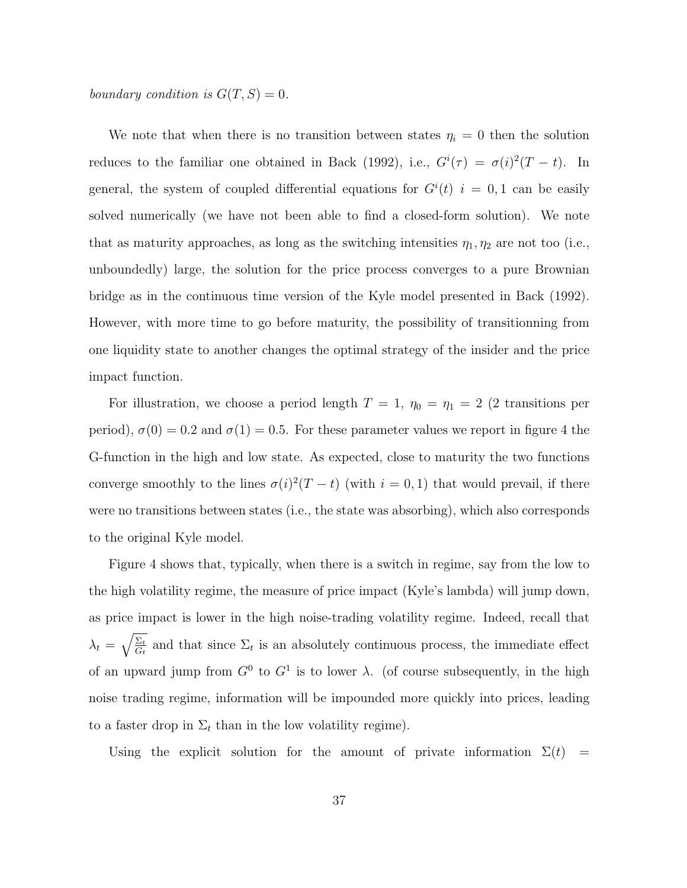*boundary condition is $G(T, S) = 0$.*

We note that when there is no transition between states $\eta_i = 0$ then the solution reduces to the familiar one obtained in Back (1992), i.e., $G^i(\tau) = \sigma(i)^2(T-t)$. In general, the system of coupled differential equations for $G^i(t)$ $i = 0, 1$ can be easily solved numerically (we have not been able to find a closed-form solution). We note that as maturity approaches, as long as the switching intensities $\eta_1, \eta_2$ are not too (i.e., unboundedly) large, the solution for the price process converges to a pure Brownian bridge as in the continuous time version of the Kyle model presented in Back (1992). However, with more time to go before maturity, the possibility of transitionning from one liquidity state to another changes the optimal strategy of the insider and the price impact function.

For illustration, we choose a period length $T = 1$, $\eta_0 = \eta_1 = 2$ (2 transitions per period), $\sigma(0) = 0.2$ and $\sigma(1) = 0.5$. For these parameter values we report in figure 4 the G-function in the high and low state. As expected, close to maturity the two functions converge smoothly to the lines $\sigma(i)^2(T-t)$ (with $i = 0, 1$) that would prevail, if there were no transitions between states (i.e., the state was absorbing), which also corresponds to the original Kyle model.

Figure 4 shows that, typically, when there is a switch in regime, say from the low to the high volatility regime, the measure of price impact (Kyle's lambda) will jump down, as price impact is lower in the high noise-trading volatility regime. Indeed, recall that $\lambda_t = \sqrt{\frac{\Sigma_t}{G_t}}$ and that since $\Sigma_t$ is an absolutely continuous process, the immediate effect of an upward jump from $G^0$ to $G^1$ is to lower $\lambda$. (of course subsequently, in the high noise trading regime, information will be impounded more quickly into prices, leading to a faster drop in $\Sigma_t$ than in the low volatility regime).

Using the explicit solution for the amount of private information $\Sigma(t) =$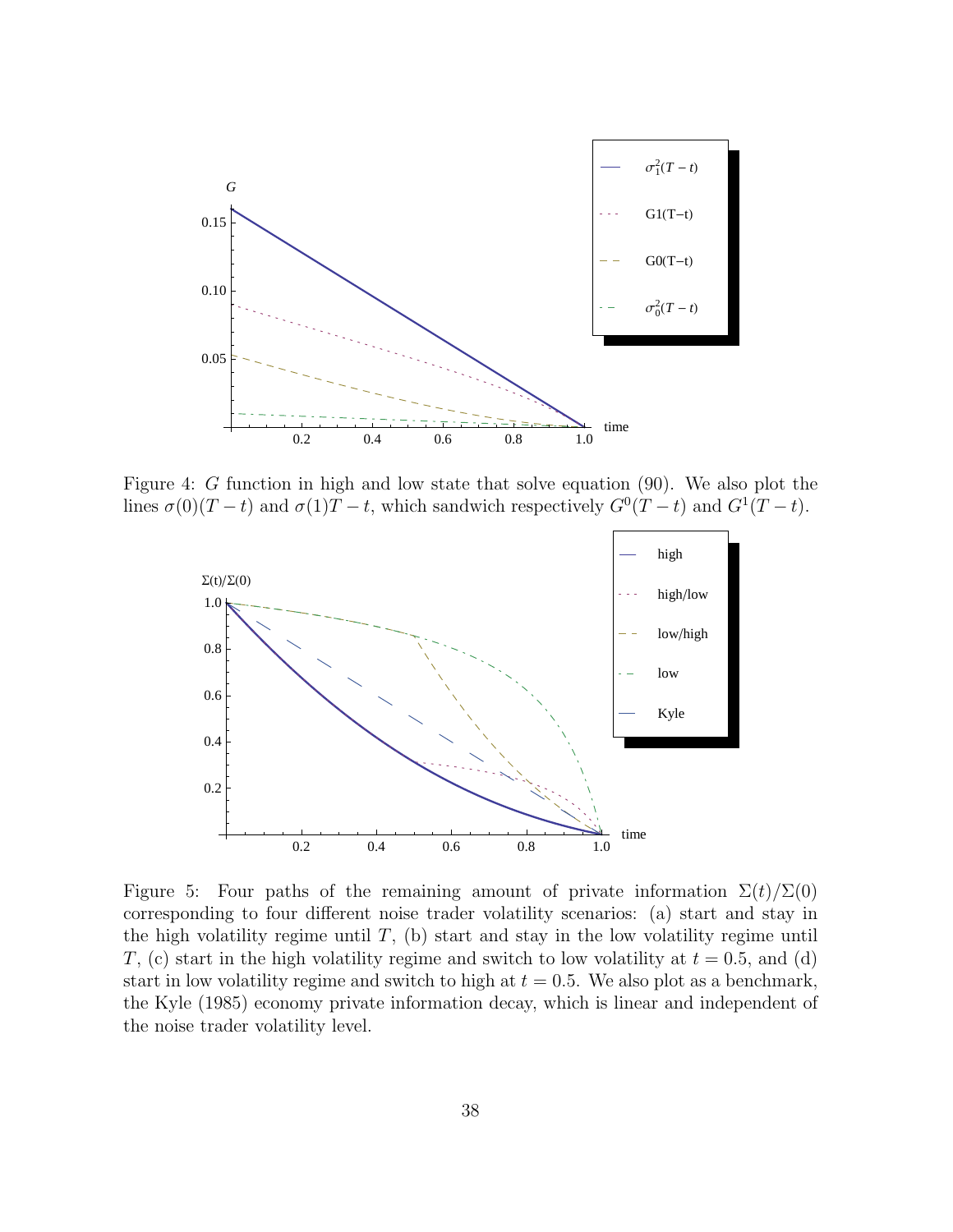Figure 4: $G$ function in high and low state that solve equation (90). We also plot the lines $\sigma(0)(T-t)$ and $\sigma(1)T-t$, which sandwich respectively $G^0(T-t)$ and $G^1(T-t)$.

Figure 5: Four paths of the remaining amount of private information $\Sigma(t)/\Sigma(0)$ corresponding to four different noise trader volatility scenarios: (a) start and stay in the high volatility regime until $T$, (b) start and stay in the low volatility regime until $T$, (c) start in the high volatility regime and switch to low volatility at $t = 0.5$, and (d) start in low volatility regime and switch to high at $t = 0.5$. We also plot as a benchmark, the Kyle (1985) economy private information decay, which is linear and independent of the noise trader volatility level.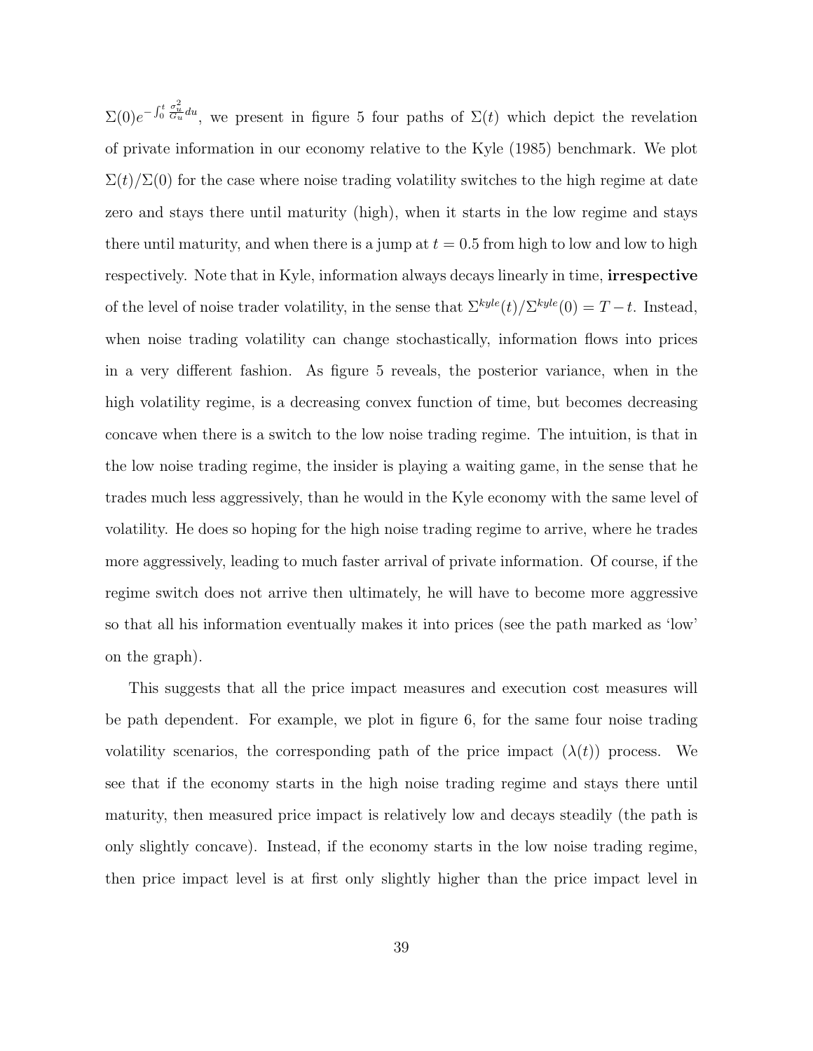$\Sigma(0)e^{-\int_0^t \frac{\sigma_u^2}{G_u}du}$, we present in figure 5 four paths of $\Sigma(t)$ which depict the revelation of private information in our economy relative to the Kyle (1985) benchmark. We plot $\Sigma(t)/\Sigma(0)$ for the case where noise trading volatility switches to the high regime at date zero and stays there until maturity (high), when it starts in the low regime and stays there until maturity, and when there is a jump at $t = 0.5$ from high to low and low to high respectively. Note that in Kyle, information always decays linearly in time, **irrespective** of the level of noise trader volatility, in the sense that $\Sigma^{kyle}(t)/\Sigma^{kyle}(0) = T - t$. Instead, when noise trading volatility can change stochastically, information flows into prices in a very different fashion. As figure 5 reveals, the posterior variance, when in the high volatility regime, is a decreasing convex function of time, but becomes decreasing concave when there is a switch to the low noise trading regime. The intuition, is that in the low noise trading regime, the insider is playing a waiting game, in the sense that he trades much less aggressively, than he would in the Kyle economy with the same level of volatility. He does so hoping for the high noise trading regime to arrive, where he trades more aggressively, leading to much faster arrival of private information. Of course, if the regime switch does not arrive then ultimately, he will have to become more aggressive so that all his information eventually makes it into prices (see the path marked as 'low' on the graph).

This suggests that all the price impact measures and execution cost measures will be path dependent. For example, we plot in figure 6, for the same four noise trading volatility scenarios, the corresponding path of the price impact ($\lambda(t)$) process. We see that if the economy starts in the high noise trading regime and stays there until maturity, then measured price impact is relatively low and decays steadily (the path is only slightly concave). Instead, if the economy starts in the low noise trading regime, then price impact level is at first only slightly higher than the price impact level in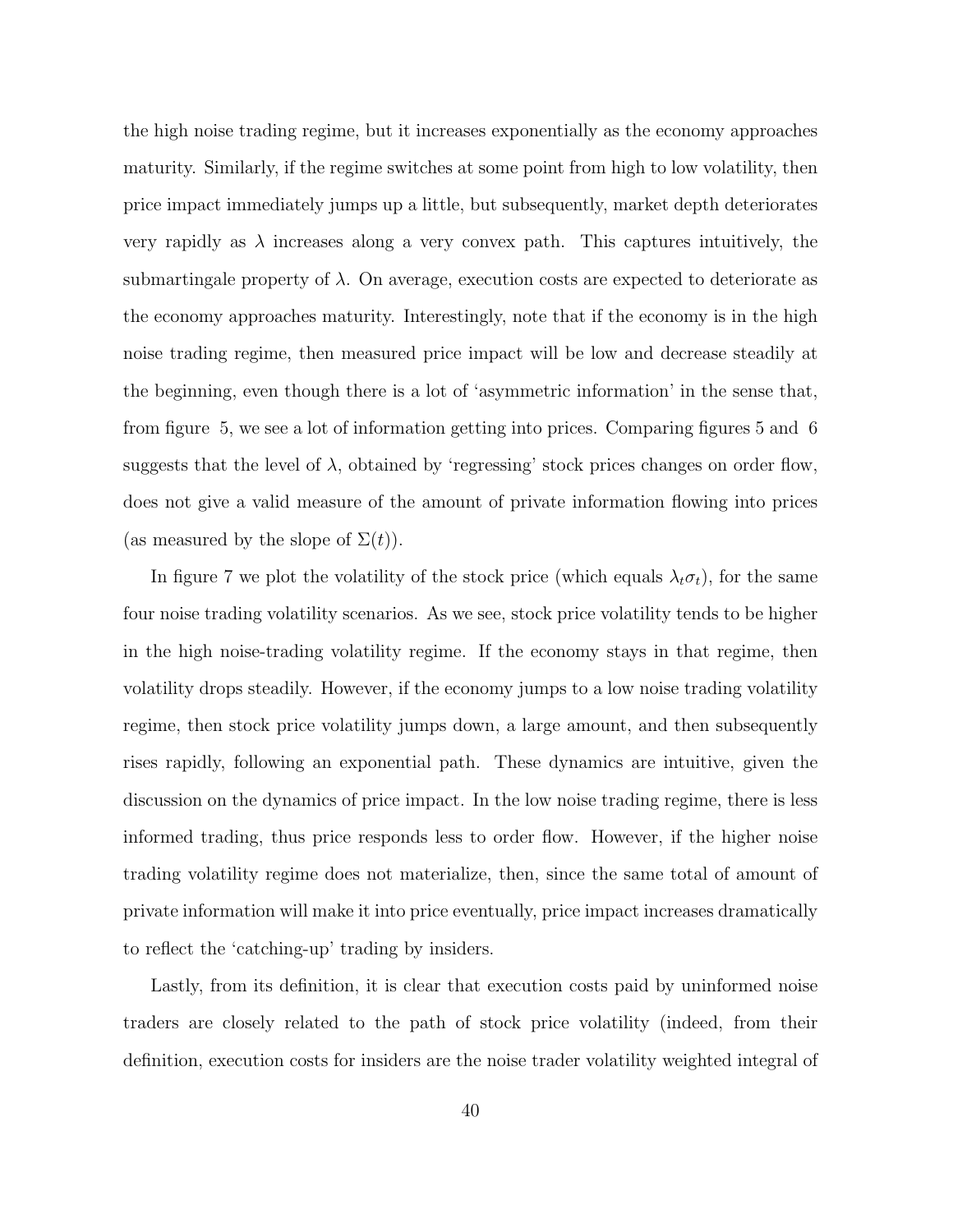the high noise trading regime, but it increases exponentially as the economy approaches maturity. Similarly, if the regime switches at some point from high to low volatility, then price impact immediately jumps up a little, but subsequently, market depth deteriorates very rapidly as $\lambda$ increases along a very convex path. This captures intuitively, the submartingale property of $\lambda$. On average, execution costs are expected to deteriorate as the economy approaches maturity. Interestingly, note that if the economy is in the high noise trading regime, then measured price impact will be low and decrease steadily at the beginning, even though there is a lot of 'asymmetric information' in the sense that, from figure 5, we see a lot of information getting into prices. Comparing figures 5 and 6 suggests that the level of $\lambda$, obtained by 'regressing' stock prices changes on order flow, does not give a valid measure of the amount of private information flowing into prices (as measured by the slope of $\Sigma(t)$).

In figure 7 we plot the volatility of the stock price (which equals $\lambda_t \sigma_t$), for the same four noise trading volatility scenarios. As we see, stock price volatility tends to be higher in the high noise-trading volatility regime. If the economy stays in that regime, then volatility drops steadily. However, if the economy jumps to a low noise trading volatility regime, then stock price volatility jumps down, a large amount, and then subsequently rises rapidly, following an exponential path. These dynamics are intuitive, given the discussion on the dynamics of price impact. In the low noise trading regime, there is less informed trading, thus price responds less to order flow. However, if the higher noise trading volatility regime does not materialize, then, since the same total of amount of private information will make it into price eventually, price impact increases dramatically to reflect the 'catching-up' trading by insiders.

Lastly, from its definition, it is clear that execution costs paid by uninformed noise traders are closely related to the path of stock price volatility (indeed, from their definition, execution costs for insiders are the noise trader volatility weighted integral of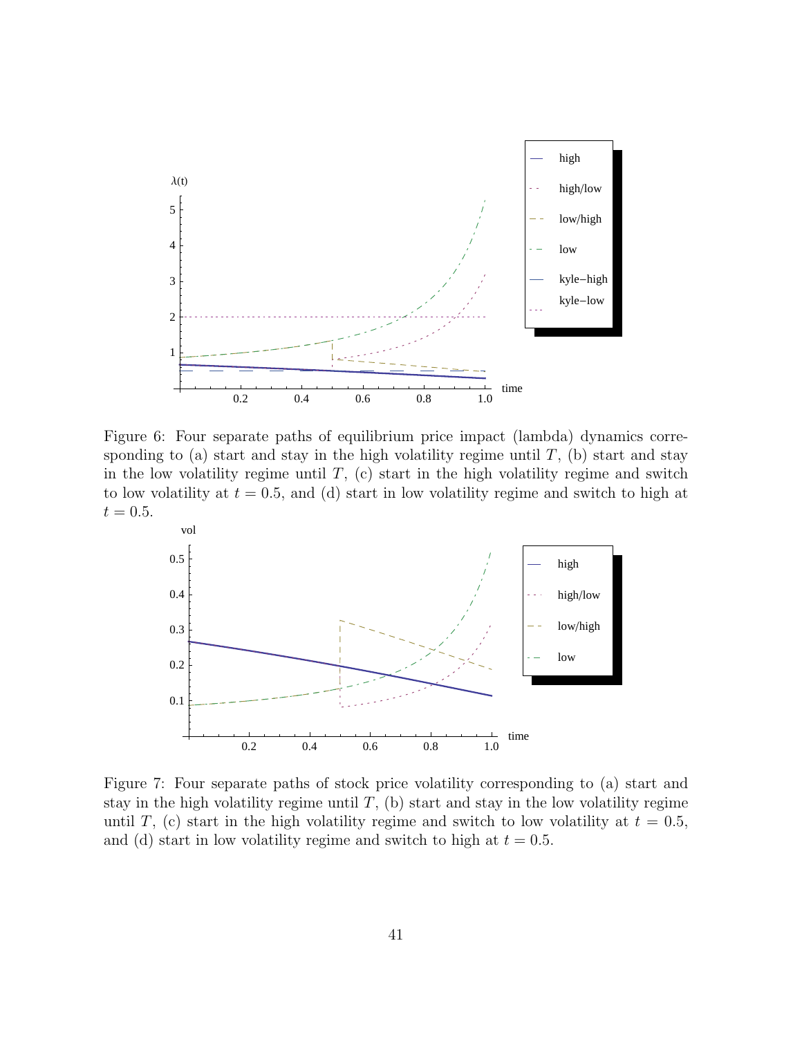Figure 6: Four separate paths of equilibrium price impact (lambda) dynamics corresponding to (a) start and stay in the high volatility regime until $T$, (b) start and stay in the low volatility regime until $T$, (c) start in the high volatility regime and switch to low volatility at $t = 0.5$, and (d) start in low volatility regime and switch to high at $t = 0.5$.

Figure 7: Four separate paths of stock price volatility corresponding to (a) start and stay in the high volatility regime until $T$, (b) start and stay in the low volatility regime until $T$, (c) start in the high volatility regime and switch to low volatility at $t = 0.5$, and (d) start in low volatility regime and switch to high at $t = 0.5$.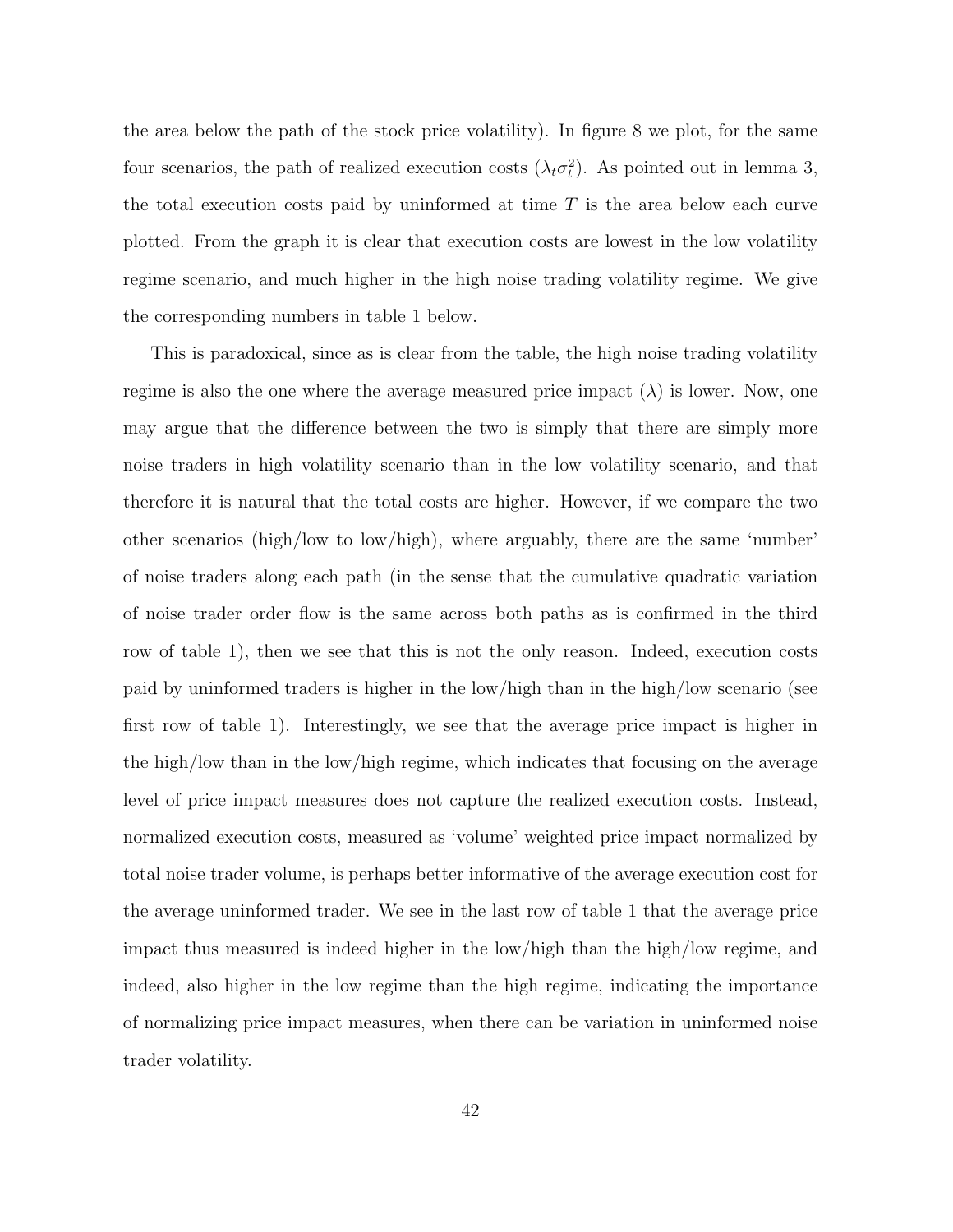the area below the path of the stock price volatility). In figure 8 we plot, for the same four scenarios, the path of realized execution costs ($\lambda_t \sigma_t^2$). As pointed out in lemma 3, the total execution costs paid by uninformed at time $T$ is the area below each curve plotted. From the graph it is clear that execution costs are lowest in the low volatility regime scenario, and much higher in the high noise trading volatility regime. We give the corresponding numbers in table 1 below.

This is paradoxical, since as is clear from the table, the high noise trading volatility regime is also the one where the average measured price impact ($\lambda$) is lower. Now, one may argue that the difference between the two is simply that there are simply more noise traders in high volatility scenario than in the low volatility scenario, and that therefore it is natural that the total costs are higher. However, if we compare the two other scenarios (high/low to low/high), where arguably, there are the same 'number' of noise traders along each path (in the sense that the cumulative quadratic variation of noise trader order flow is the same across both paths as is confirmed in the third row of table 1), then we see that this is not the only reason. Indeed, execution costs paid by uninformed traders is higher in the low/high than in the high/low scenario (see first row of table 1). Interestingly, we see that the average price impact is higher in the high/low than in the low/high regime, which indicates that focusing on the average level of price impact measures does not capture the realized execution costs. Instead, normalized execution costs, measured as 'volume' weighted price impact normalized by total noise trader volume, is perhaps better informative of the average execution cost for the average uninformed trader. We see in the last row of table 1 that the average price impact thus measured is indeed higher in the low/high than the high/low regime, and indeed, also higher in the low regime than the high regime, indicating the importance of normalizing price impact measures, when there can be variation in uninformed noise trader volatility.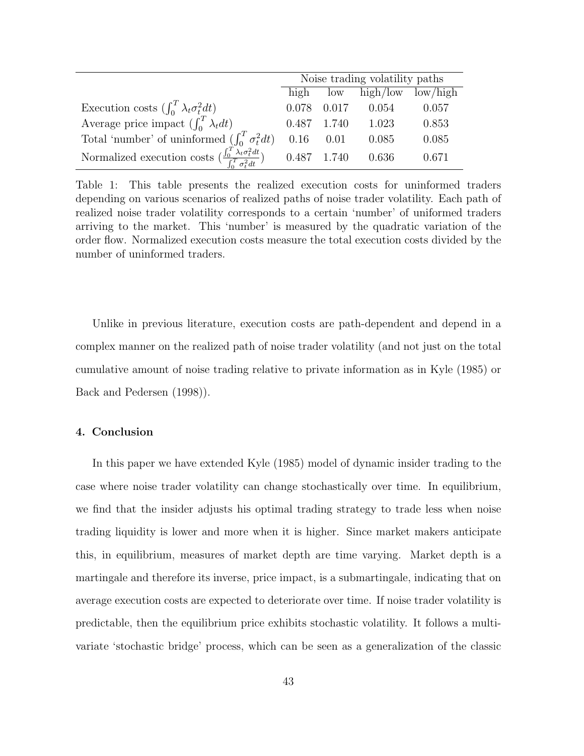| | Noise trading volatility paths | | | |
|---|---|---|---|---|
| | high | low | high/low | low/high |
| Execution costs ($\int_0^T \lambda_t \sigma_t^2 dt$) | 0.078 | 0.017 | 0.054 | 0.057 |
| Average price impact ($\int_0^T \lambda_t dt$) | 0.487 | 1.740 | 1.023 | 0.853 |
| Total 'number' of uninformed ($\int_0^T \sigma_t^2 dt$) | 0.16 | 0.01 | 0.085 | 0.085 |
| Normalized execution costs ($\frac{\int_0^T \lambda_t \sigma_t^2 dt}{\int_0^T \sigma_t^2 dt}$) | 0.487 | 1.740 | 0.636 | 0.671 |

Table 1: This table presents the realized execution costs for uninformed traders depending on various scenarios of realized paths of noise trader volatility. Each path of realized noise trader volatility corresponds to a certain 'number' of uniformed traders arriving to the market. This 'number' is measured by the quadratic variation of the order flow. Normalized execution costs measure the total execution costs divided by the number of uninformed traders.

Unlike in previous literature, execution costs are path-dependent and depend in a complex manner on the realized path of noise trader volatility (and not just on the total cumulative amount of noise trading relative to private information as in Kyle (1985) or Back and Pedersen (1998)).

### 4. Conclusion

In this paper we have extended Kyle (1985) model of dynamic insider trading to the case where noise trader volatility can change stochastically over time. In equilibrium, we find that the insider adjusts his optimal trading strategy to trade less when noise trading liquidity is lower and more when it is higher. Since market makers anticipate this, in equilibrium, measures of market depth are time varying. Market depth is a martingale and therefore its inverse, price impact, is a submartingale, indicating that on average execution costs are expected to deteriorate over time. If noise trader volatility is predictable, then the equilibrium price exhibits stochastic volatility. It follows a multivariate 'stochastic bridge' process, which can be seen as a generalization of the classic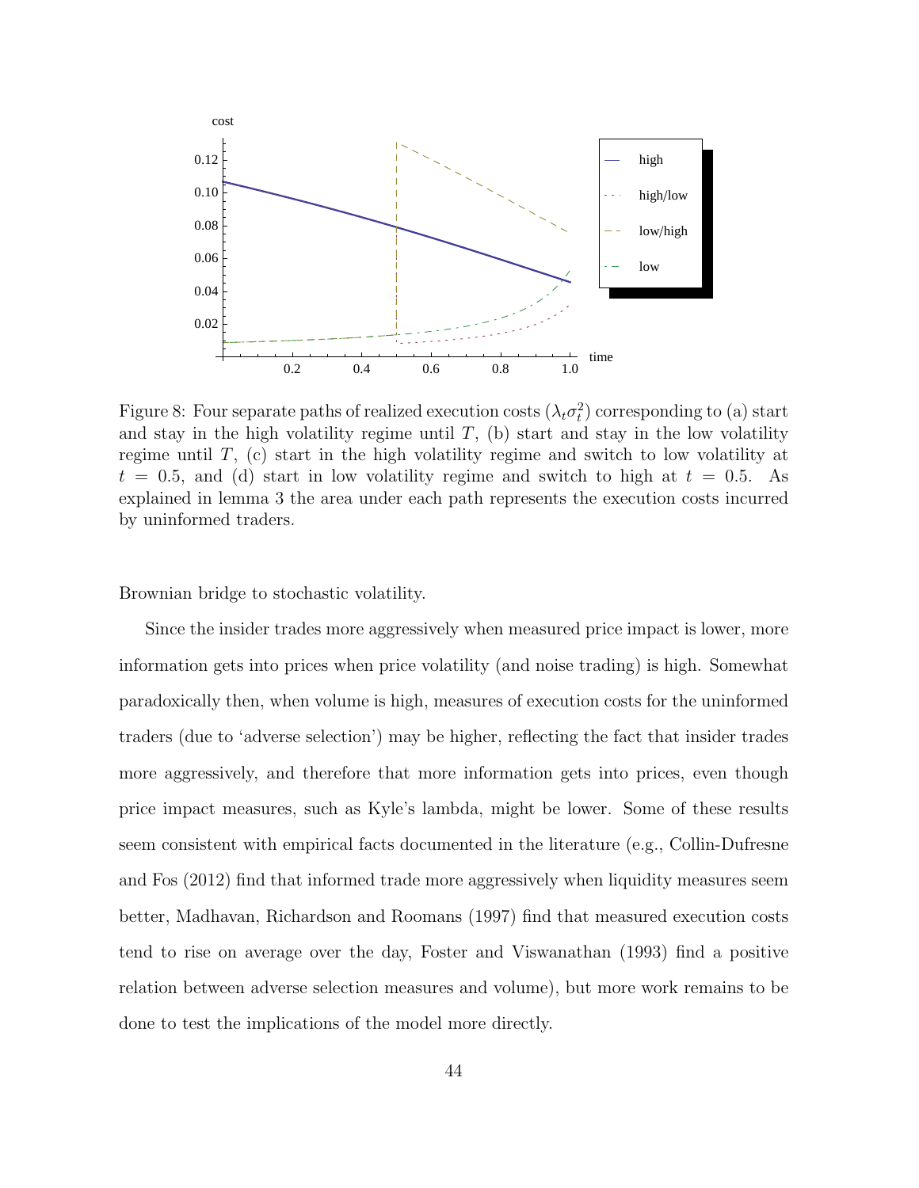Figure 8: Four separate paths of realized execution costs ($\lambda_t \sigma_t^2$) corresponding to (a) start and stay in the high volatility regime until $T$, (b) start and stay in the low volatility regime until $T$, (c) start in the high volatility regime and switch to low volatility at $t = 0.5$, and (d) start in low volatility regime and switch to high at $t = 0.5$. As explained in lemma 3 the area under each path represents the execution costs incurred by uninformed traders.

Brownian bridge to stochastic volatility.

Since the insider trades more aggressively when measured price impact is lower, more information gets into prices when price volatility (and noise trading) is high. Somewhat paradoxically then, when volume is high, measures of execution costs for the uninformed traders (due to 'adverse selection') may be higher, reflecting the fact that insider trades more aggressively, and therefore that more information gets into prices, even though price impact measures, such as Kyle's lambda, might be lower. Some of these results seem consistent with empirical facts documented in the literature (e.g., Collin-Dufresne and Fos (2012) find that informed trade more aggressively when liquidity measures seem better, Madhavan, Richardson and Roomans (1997) find that measured execution costs tend to rise on average over the day, Foster and Viswanathan (1993) find a positive relation between adverse selection measures and volume), but more work remains to be done to test the implications of the model more directly.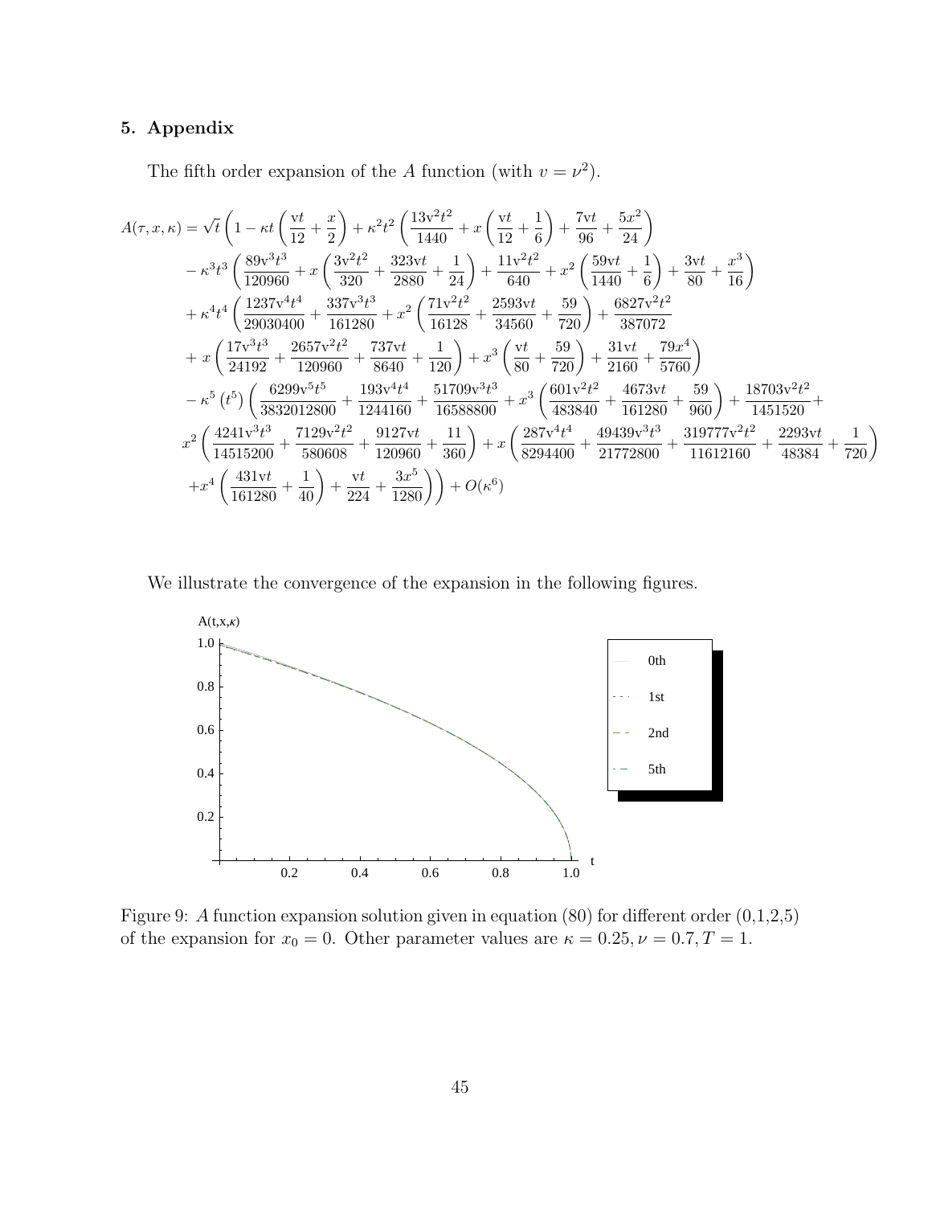## 5. Appendix

The fifth order expansion of the $A$ function (with $v = \nu^2$).

$$
\begin{aligned}
A(\tau, x, \kappa) = \sqrt{t}\Bigg( & 1 - \kappa t\left(\frac{\mathrm{v}t}{12} + \frac{x}{2}\right) + \kappa^2 t^2\left(\frac{13\mathrm{v}^2t^2}{1440} + x\left(\frac{\mathrm{v}t}{12} + \frac{1}{6}\right) + \frac{7\mathrm{v}t}{96} + \frac{5x^2}{24}\right) \\
& - \kappa^3 t^3\left(\frac{89\mathrm{v}^3t^3}{120960} + x\left(\frac{3\mathrm{v}^2t^2}{320} + \frac{323\mathrm{v}t}{2880} + \frac{1}{24}\right) + \frac{11\mathrm{v}^2t^2}{640} + x^2\left(\frac{59\mathrm{v}t}{1440} + \frac{1}{6}\right) + \frac{3\mathrm{v}t}{80} + \frac{x^3}{16}\right) \\
& + \kappa^4 t^4\left(\frac{1237\mathrm{v}^4t^4}{29030400} + \frac{337\mathrm{v}^3t^3}{161280} + x^2\left(\frac{71\mathrm{v}^2t^2}{16128} + \frac{2593\mathrm{v}t}{34560} + \frac{59}{720}\right) + \frac{6827\mathrm{v}^2t^2}{387072}\right. \\
& \left. + x\left(\frac{17\mathrm{v}^3t^3}{24192} + \frac{2657\mathrm{v}^2t^2}{120960} + \frac{737\mathrm{v}t}{8640} + \frac{1}{120}\right) + x^3\left(\frac{\mathrm{v}t}{80} + \frac{59}{720}\right) + \frac{31\mathrm{v}t}{2160} + \frac{79x^4}{5760}\right) \\
& - \kappa^5\left(t^5\right)\left(\frac{6299\mathrm{v}^5t^5}{3832012800} + \frac{193\mathrm{v}^4t^4}{1244160} + \frac{51709\mathrm{v}^3t^3}{16588800} + x^3\left(\frac{601\mathrm{v}^2t^2}{483840} + \frac{4673\mathrm{v}t}{161280} + \frac{59}{960}\right) + \frac{18703\mathrm{v}^2t^2}{1451520} + \right. \\
& x^2\left(\frac{4241\mathrm{v}^3t^3}{14515200} + \frac{7129\mathrm{v}^2t^2}{580608} + \frac{9127\mathrm{v}t}{120960} + \frac{11}{360}\right) + x\left(\frac{287\mathrm{v}^4t^4}{8294400} + \frac{49439\mathrm{v}^3t^3}{21772800} + \frac{319777\mathrm{v}^2t^2}{11612160} + \frac{2293\mathrm{v}t}{48384} + \frac{1}{720}\right) \\
& \left. + x^4\left(\frac{431\mathrm{v}t}{161280} + \frac{1}{40}\right) + \frac{\mathrm{v}t}{224} + \frac{3x^5}{1280}\right)\Bigg) + O(\kappa^6)
\end{aligned}
$$

We illustrate the convergence of the expansion in the following figures.

Figure 9: $A$ function expansion solution given in equation (80) for different order (0,1,2,5) of the expansion for $x_0 = 0$. Other parameter values are $\kappa = 0.25, \nu = 0.7, T = 1$.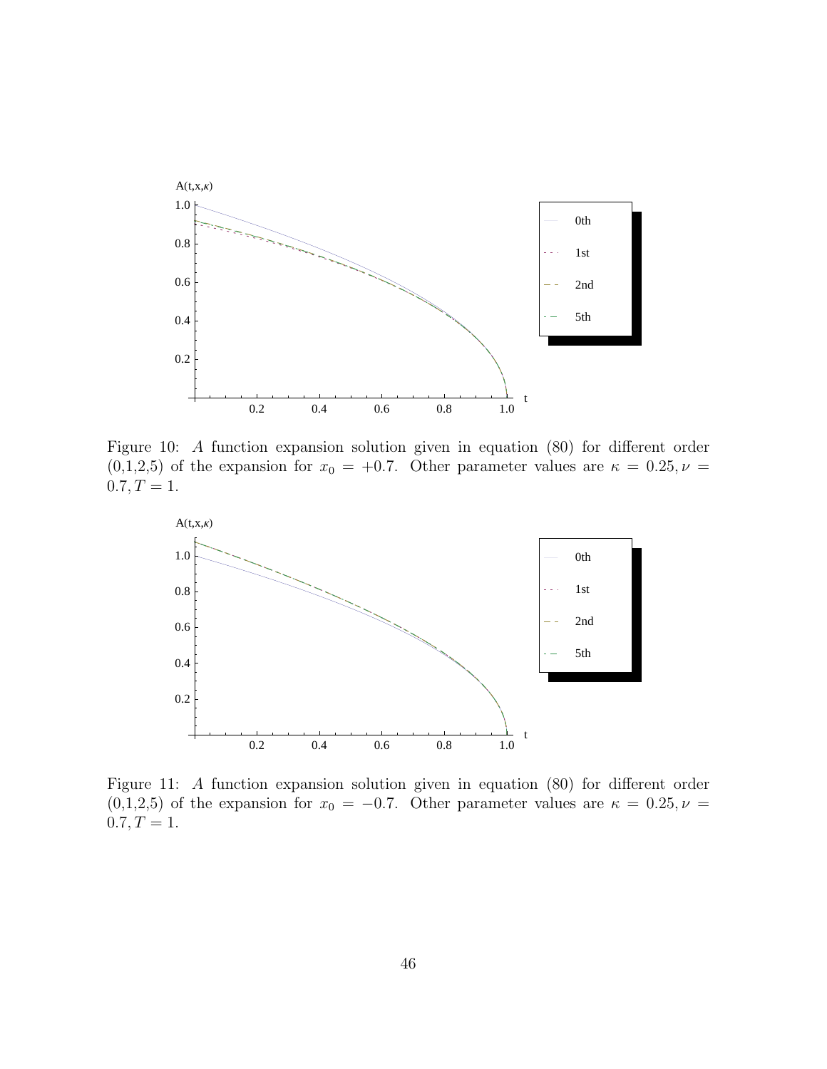Figure 10: $A$ function expansion solution given in equation (80) for different order (0,1,2,5) of the expansion for $x_0 = +0.7$. Other parameter values are $\kappa = 0.25, \nu = 0.7, T = 1$.

Figure 11: $A$ function expansion solution given in equation (80) for different order (0,1,2,5) of the expansion for $x_0 = -0.7$. Other parameter values are $\kappa = 0.25, \nu = 0.7, T = 1$.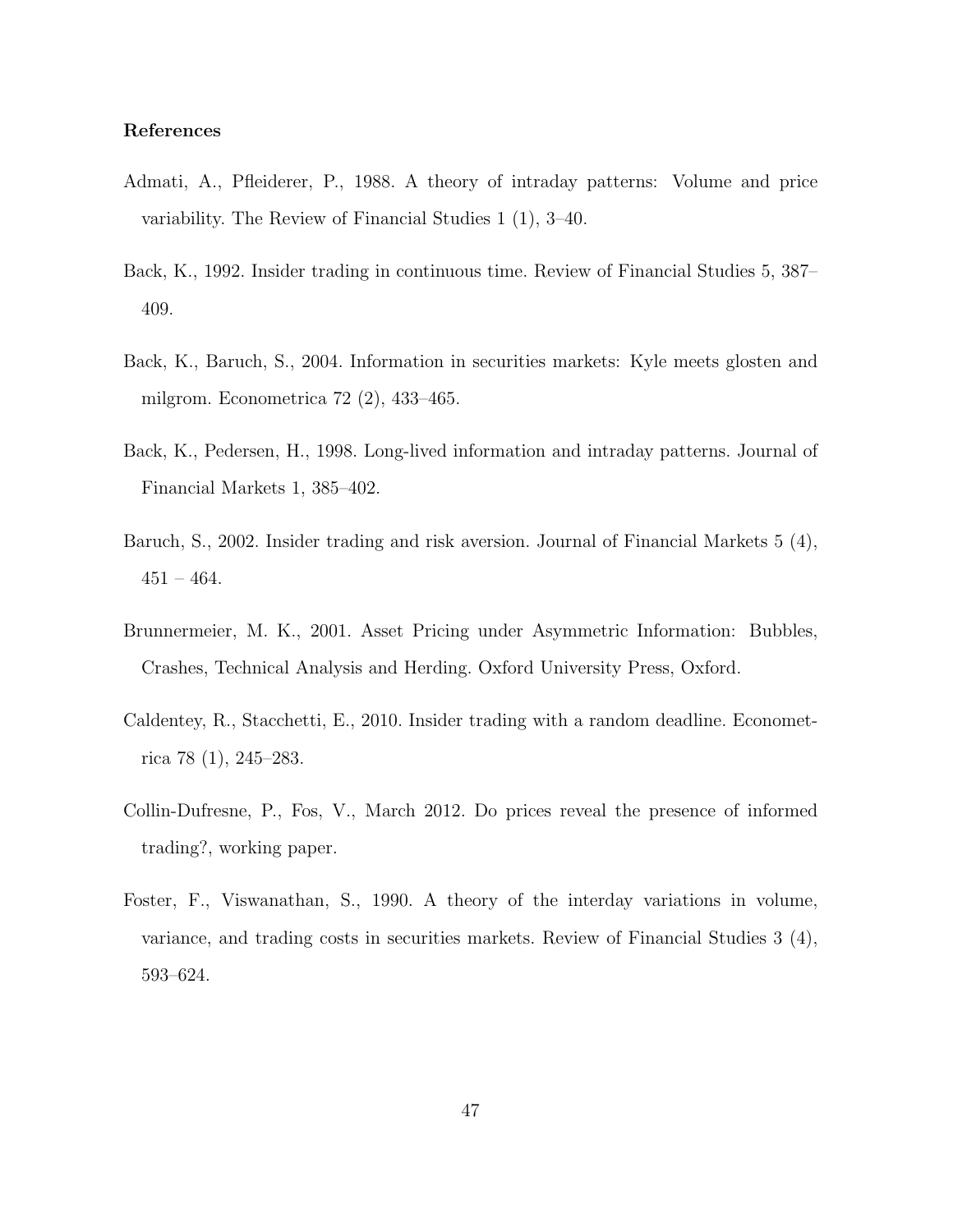**References**

Admati, A., Pfleiderer, P., 1988. A theory of intraday patterns: Volume and price variability. The Review of Financial Studies 1 (1), 3–40.

Back, K., 1992. Insider trading in continuous time. Review of Financial Studies 5, 387–409.

Back, K., Baruch, S., 2004. Information in securities markets: Kyle meets glosten and milgrom. Econometrica 72 (2), 433–465.

Back, K., Pedersen, H., 1998. Long-lived information and intraday patterns. Journal of Financial Markets 1, 385–402.

Baruch, S., 2002. Insider trading and risk aversion. Journal of Financial Markets 5 (4), 451 – 464.

Brunnermeier, M. K., 2001. Asset Pricing under Asymmetric Information: Bubbles, Crashes, Technical Analysis and Herding. Oxford University Press, Oxford.

Caldentey, R., Stacchetti, E., 2010. Insider trading with a random deadline. Econometrica 78 (1), 245–283.

Collin-Dufresne, P., Fos, V., March 2012. Do prices reveal the presence of informed trading?, working paper.

Foster, F., Viswanathan, S., 1990. A theory of the interday variations in volume, variance, and trading costs in securities markets. Review of Financial Studies 3 (4), 593–624.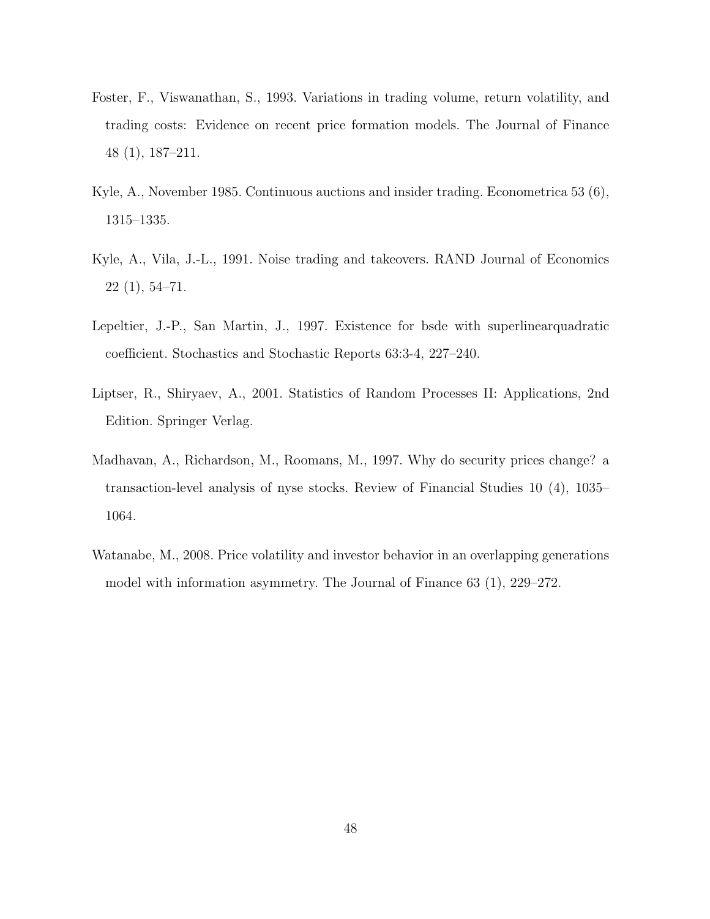Foster, F., Viswanathan, S., 1993. Variations in trading volume, return volatility, and trading costs: Evidence on recent price formation models. The Journal of Finance 48 (1), 187–211.

Kyle, A., November 1985. Continuous auctions and insider trading. Econometrica 53 (6), 1315–1335.

Kyle, A., Vila, J.-L., 1991. Noise trading and takeovers. RAND Journal of Economics 22 (1), 54–71.

Lepeltier, J.-P., San Martin, J., 1997. Existence for bsde with superlinearquadratic coefficient. Stochastics and Stochastic Reports 63:3-4, 227–240.

Liptser, R., Shiryaev, A., 2001. Statistics of Random Processes II: Applications, 2nd Edition. Springer Verlag.

Madhavan, A., Richardson, M., Roomans, M., 1997. Why do security prices change? a transaction-level analysis of nyse stocks. Review of Financial Studies 10 (4), 1035–1064.

Watanabe, M., 2008. Price volatility and investor behavior in an overlapping generations model with information asymmetry. The Journal of Finance 63 (1), 229–272.